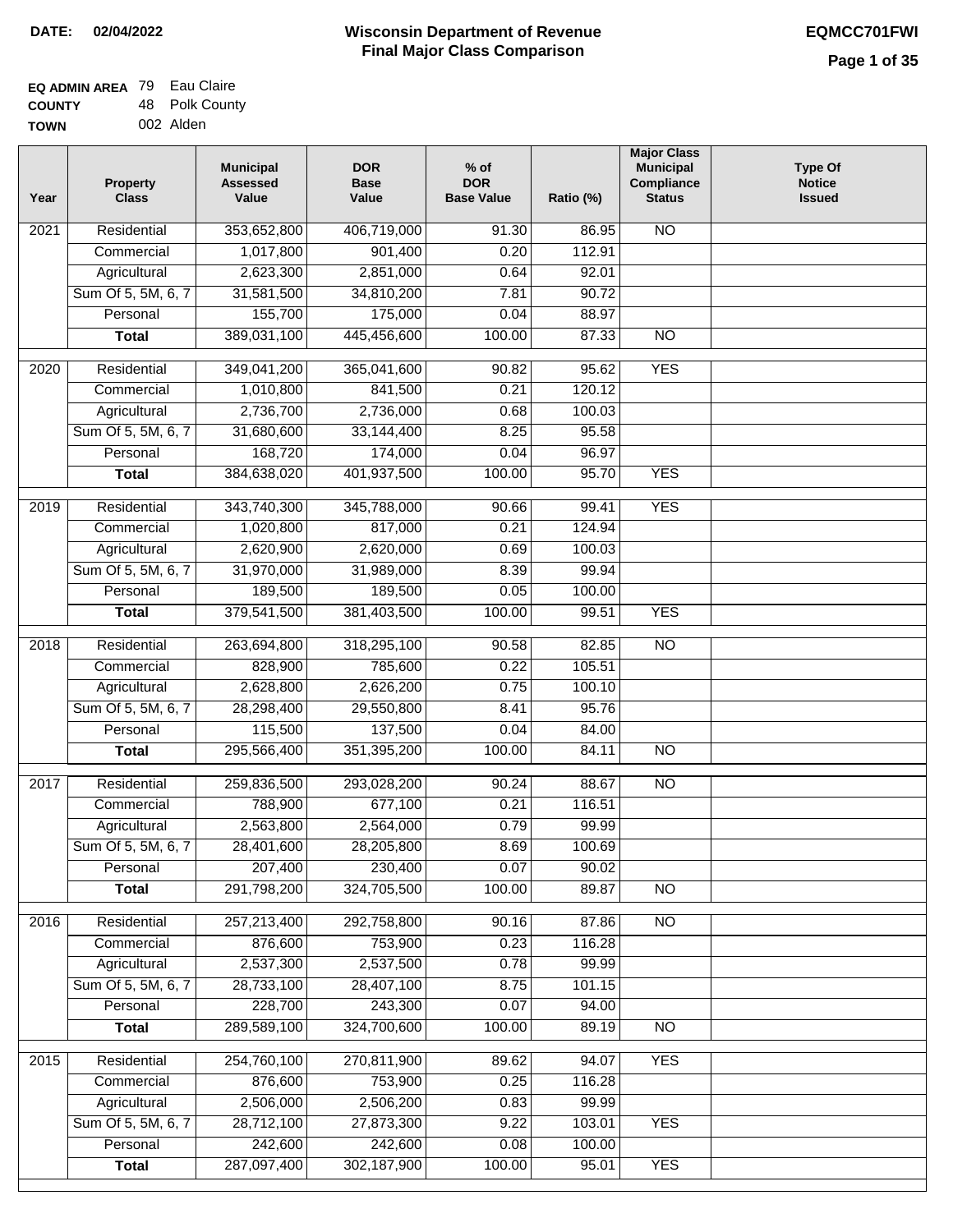**DATE: 02/04/2022**

# Wisconsin Department of Revenue
## Final Major Class Comparison

**EQMCC701FWI**

**EQ ADMIN AREA** 79 Eau Claire
**COUNTY** 48 Polk County
**TOWN** 002 Alden

| Year | Property Class | Municipal Assessed Value | DOR Base Value | % of DOR Base Value | Ratio (%) | Major Class Municipal Compliance Status | Type Of Notice Issued |
|---|---|---|---|---|---|---|---|
| 2021 | Residential | 353,652,800 | 406,719,000 | 91.30 | 86.95 | NO | |
| | Commercial | 1,017,800 | 901,400 | 0.20 | 112.91 | | |
| | Agricultural | 2,623,300 | 2,851,000 | 0.64 | 92.01 | | |
| | Sum Of 5, 5M, 6, 7 | 31,581,500 | 34,810,200 | 7.81 | 90.72 | | |
| | Personal | 155,700 | 175,000 | 0.04 | 88.97 | | |
| | **Total** | 389,031,100 | 445,456,600 | 100.00 | 87.33 | NO | |
| 2020 | Residential | 349,041,200 | 365,041,600 | 90.82 | 95.62 | YES | |
| | Commercial | 1,010,800 | 841,500 | 0.21 | 120.12 | | |
| | Agricultural | 2,736,700 | 2,736,000 | 0.68 | 100.03 | | |
| | Sum Of 5, 5M, 6, 7 | 31,680,600 | 33,144,400 | 8.25 | 95.58 | | |
| | Personal | 168,720 | 174,000 | 0.04 | 96.97 | | |
| | **Total** | 384,638,020 | 401,937,500 | 100.00 | 95.70 | YES | |
| 2019 | Residential | 343,740,300 | 345,788,000 | 90.66 | 99.41 | YES | |
| | Commercial | 1,020,800 | 817,000 | 0.21 | 124.94 | | |
| | Agricultural | 2,620,900 | 2,620,000 | 0.69 | 100.03 | | |
| | Sum Of 5, 5M, 6, 7 | 31,970,000 | 31,989,000 | 8.39 | 99.94 | | |
| | Personal | 189,500 | 189,500 | 0.05 | 100.00 | | |
| | **Total** | 379,541,500 | 381,403,500 | 100.00 | 99.51 | YES | |
| 2018 | Residential | 263,694,800 | 318,295,100 | 90.58 | 82.85 | NO | |
| | Commercial | 828,900 | 785,600 | 0.22 | 105.51 | | |
| | Agricultural | 2,628,800 | 2,626,200 | 0.75 | 100.10 | | |
| | Sum Of 5, 5M, 6, 7 | 28,298,400 | 29,550,800 | 8.41 | 95.76 | | |
| | Personal | 115,500 | 137,500 | 0.04 | 84.00 | | |
| | **Total** | 295,566,400 | 351,395,200 | 100.00 | 84.11 | NO | |
| 2017 | Residential | 259,836,500 | 293,028,200 | 90.24 | 88.67 | NO | |
| | Commercial | 788,900 | 677,100 | 0.21 | 116.51 | | |
| | Agricultural | 2,563,800 | 2,564,000 | 0.79 | 99.99 | | |
| | Sum Of 5, 5M, 6, 7 | 28,401,600 | 28,205,800 | 8.69 | 100.69 | | |
| | Personal | 207,400 | 230,400 | 0.07 | 90.02 | | |
| | **Total** | 291,798,200 | 324,705,500 | 100.00 | 89.87 | NO | |
| 2016 | Residential | 257,213,400 | 292,758,800 | 90.16 | 87.86 | NO | |
| | Commercial | 876,600 | 753,900 | 0.23 | 116.28 | | |
| | Agricultural | 2,537,300 | 2,537,500 | 0.78 | 99.99 | | |
| | Sum Of 5, 5M, 6, 7 | 28,733,100 | 28,407,100 | 8.75 | 101.15 | | |
| | Personal | 228,700 | 243,300 | 0.07 | 94.00 | | |
| | **Total** | 289,589,100 | 324,700,600 | 100.00 | 89.19 | NO | |
| 2015 | Residential | 254,760,100 | 270,811,900 | 89.62 | 94.07 | YES | |
| | Commercial | 876,600 | 753,900 | 0.25 | 116.28 | | |
| | Agricultural | 2,506,000 | 2,506,200 | 0.83 | 99.99 | | |
| | Sum Of 5, 5M, 6, 7 | 28,712,100 | 27,873,300 | 9.22 | 103.01 | YES | |
| | Personal | 242,600 | 242,600 | 0.08 | 100.00 | | |
| | **Total** | 287,097,400 | 302,187,900 | 100.00 | 95.01 | YES | |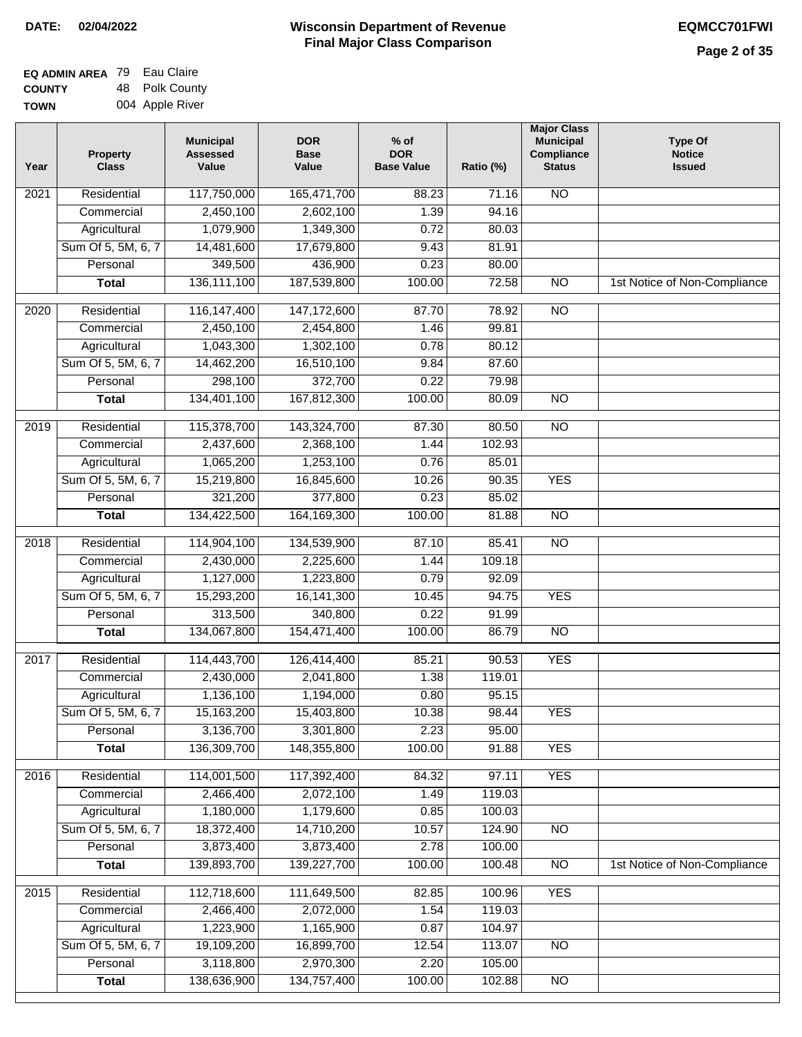**DATE:** 02/04/2022

# Wisconsin Department of Revenue
## Final Major Class Comparison

**EQMCC701FWI**

**EQ ADMIN AREA** 79 Eau Claire
**COUNTY** 48 Polk County
**TOWN** 004 Apple River

| Year | Property Class | Municipal Assessed Value | DOR Base Value | % of DOR Base Value | Ratio (%) | Major Class Municipal Compliance Status | Type Of Notice Issued |
|---|---|---|---|---|---|---|---|
| 2021 | Residential | 117,750,000 | 165,471,700 | 88.23 | 71.16 | NO | |
| | Commercial | 2,450,100 | 2,602,100 | 1.39 | 94.16 | | |
| | Agricultural | 1,079,900 | 1,349,300 | 0.72 | 80.03 | | |
| | Sum Of 5, 5M, 6, 7 | 14,481,600 | 17,679,800 | 9.43 | 81.91 | | |
| | Personal | 349,500 | 436,900 | 0.23 | 80.00 | | |
| | **Total** | 136,111,100 | 187,539,800 | 100.00 | 72.58 | NO | 1st Notice of Non-Compliance |
| 2020 | Residential | 116,147,400 | 147,172,600 | 87.70 | 78.92 | NO | |
| | Commercial | 2,450,100 | 2,454,800 | 1.46 | 99.81 | | |
| | Agricultural | 1,043,300 | 1,302,100 | 0.78 | 80.12 | | |
| | Sum Of 5, 5M, 6, 7 | 14,462,200 | 16,510,100 | 9.84 | 87.60 | | |
| | Personal | 298,100 | 372,700 | 0.22 | 79.98 | | |
| | **Total** | 134,401,100 | 167,812,300 | 100.00 | 80.09 | NO | |
| 2019 | Residential | 115,378,700 | 143,324,700 | 87.30 | 80.50 | NO | |
| | Commercial | 2,437,600 | 2,368,100 | 1.44 | 102.93 | | |
| | Agricultural | 1,065,200 | 1,253,100 | 0.76 | 85.01 | | |
| | Sum Of 5, 5M, 6, 7 | 15,219,800 | 16,845,600 | 10.26 | 90.35 | YES | |
| | Personal | 321,200 | 377,800 | 0.23 | 85.02 | | |
| | **Total** | 134,422,500 | 164,169,300 | 100.00 | 81.88 | NO | |
| 2018 | Residential | 114,904,100 | 134,539,900 | 87.10 | 85.41 | NO | |
| | Commercial | 2,430,000 | 2,225,600 | 1.44 | 109.18 | | |
| | Agricultural | 1,127,000 | 1,223,800 | 0.79 | 92.09 | | |
| | Sum Of 5, 5M, 6, 7 | 15,293,200 | 16,141,300 | 10.45 | 94.75 | YES | |
| | Personal | 313,500 | 340,800 | 0.22 | 91.99 | | |
| | **Total** | 134,067,800 | 154,471,400 | 100.00 | 86.79 | NO | |
| 2017 | Residential | 114,443,700 | 126,414,400 | 85.21 | 90.53 | YES | |
| | Commercial | 2,430,000 | 2,041,800 | 1.38 | 119.01 | | |
| | Agricultural | 1,136,100 | 1,194,000 | 0.80 | 95.15 | | |
| | Sum Of 5, 5M, 6, 7 | 15,163,200 | 15,403,800 | 10.38 | 98.44 | YES | |
| | Personal | 3,136,700 | 3,301,800 | 2.23 | 95.00 | | |
| | **Total** | 136,309,700 | 148,355,800 | 100.00 | 91.88 | YES | |
| 2016 | Residential | 114,001,500 | 117,392,400 | 84.32 | 97.11 | YES | |
| | Commercial | 2,466,400 | 2,072,100 | 1.49 | 119.03 | | |
| | Agricultural | 1,180,000 | 1,179,600 | 0.85 | 100.03 | | |
| | Sum Of 5, 5M, 6, 7 | 18,372,400 | 14,710,200 | 10.57 | 124.90 | NO | |
| | Personal | 3,873,400 | 3,873,400 | 2.78 | 100.00 | | |
| | **Total** | 139,893,700 | 139,227,700 | 100.00 | 100.48 | NO | 1st Notice of Non-Compliance |
| 2015 | Residential | 112,718,600 | 111,649,500 | 82.85 | 100.96 | YES | |
| | Commercial | 2,466,400 | 2,072,000 | 1.54 | 119.03 | | |
| | Agricultural | 1,223,900 | 1,165,900 | 0.87 | 104.97 | | |
| | Sum Of 5, 5M, 6, 7 | 19,109,200 | 16,899,700 | 12.54 | 113.07 | NO | |
| | Personal | 3,118,800 | 2,970,300 | 2.20 | 105.00 | | |
| | **Total** | 138,636,900 | 134,757,400 | 100.00 | 102.88 | NO | |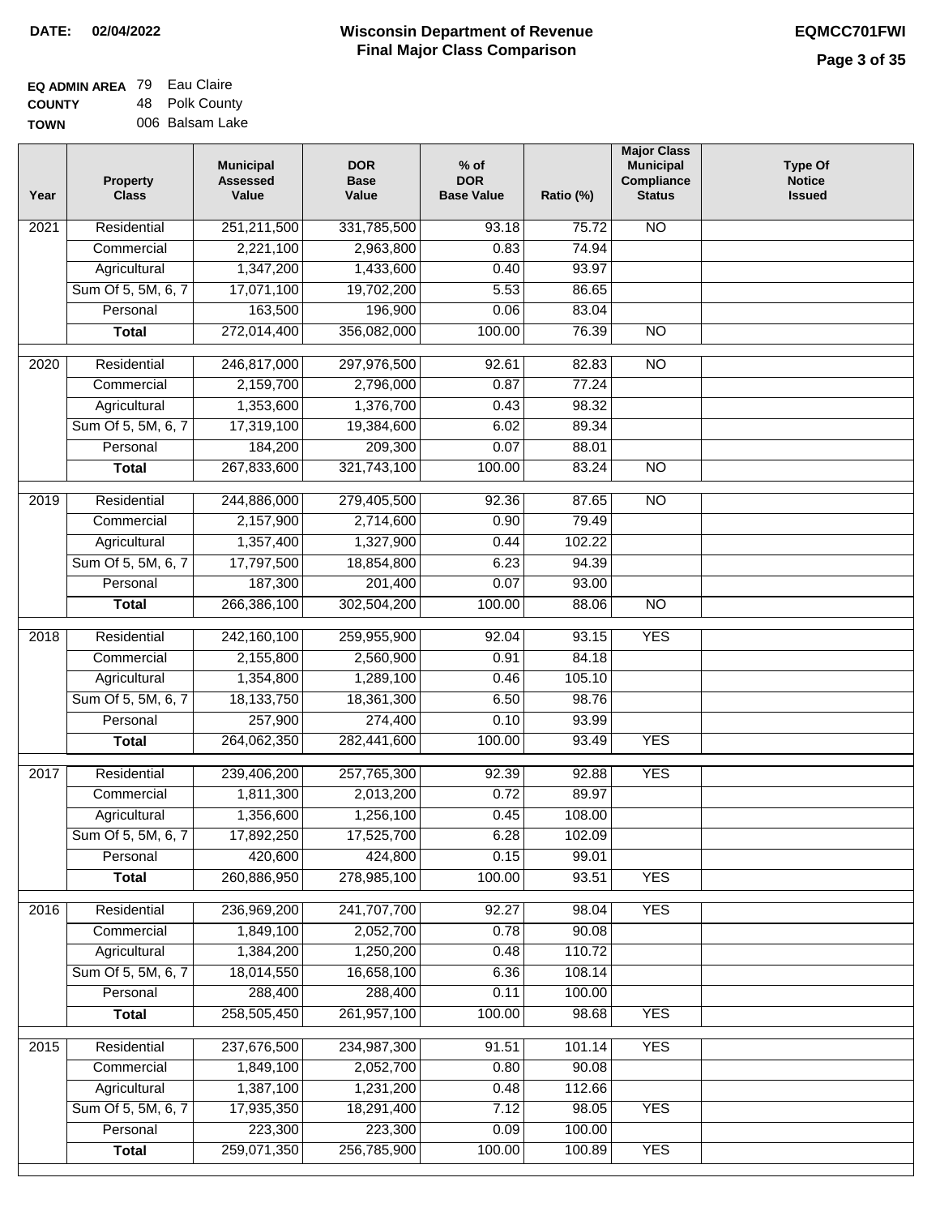**DATE: 02/04/2022**

# Wisconsin Department of Revenue
## Final Major Class Comparison

**EQMCC701FWI**

**EQ ADMIN AREA** 79 Eau Claire
**COUNTY** 48 Polk County
**TOWN** 006 Balsam Lake

| Year | Property Class | Municipal Assessed Value | DOR Base Value | % of DOR Base Value | Ratio (%) | Major Class Municipal Compliance Status | Type Of Notice Issued |
|---|---|---|---|---|---|---|---|
| 2021 | Residential | 251,211,500 | 331,785,500 | 93.18 | 75.72 | NO | |
| | Commercial | 2,221,100 | 2,963,800 | 0.83 | 74.94 | | |
| | Agricultural | 1,347,200 | 1,433,600 | 0.40 | 93.97 | | |
| | Sum Of 5, 5M, 6, 7 | 17,071,100 | 19,702,200 | 5.53 | 86.65 | | |
| | Personal | 163,500 | 196,900 | 0.06 | 83.04 | | |
| | **Total** | 272,014,400 | 356,082,000 | 100.00 | 76.39 | NO | |
| 2020 | Residential | 246,817,000 | 297,976,500 | 92.61 | 82.83 | NO | |
| | Commercial | 2,159,700 | 2,796,000 | 0.87 | 77.24 | | |
| | Agricultural | 1,353,600 | 1,376,700 | 0.43 | 98.32 | | |
| | Sum Of 5, 5M, 6, 7 | 17,319,100 | 19,384,600 | 6.02 | 89.34 | | |
| | Personal | 184,200 | 209,300 | 0.07 | 88.01 | | |
| | **Total** | 267,833,600 | 321,743,100 | 100.00 | 83.24 | NO | |
| 2019 | Residential | 244,886,000 | 279,405,500 | 92.36 | 87.65 | NO | |
| | Commercial | 2,157,900 | 2,714,600 | 0.90 | 79.49 | | |
| | Agricultural | 1,357,400 | 1,327,900 | 0.44 | 102.22 | | |
| | Sum Of 5, 5M, 6, 7 | 17,797,500 | 18,854,800 | 6.23 | 94.39 | | |
| | Personal | 187,300 | 201,400 | 0.07 | 93.00 | | |
| | **Total** | 266,386,100 | 302,504,200 | 100.00 | 88.06 | NO | |
| 2018 | Residential | 242,160,100 | 259,955,900 | 92.04 | 93.15 | YES | |
| | Commercial | 2,155,800 | 2,560,900 | 0.91 | 84.18 | | |
| | Agricultural | 1,354,800 | 1,289,100 | 0.46 | 105.10 | | |
| | Sum Of 5, 5M, 6, 7 | 18,133,750 | 18,361,300 | 6.50 | 98.76 | | |
| | Personal | 257,900 | 274,400 | 0.10 | 93.99 | | |
| | **Total** | 264,062,350 | 282,441,600 | 100.00 | 93.49 | YES | |
| 2017 | Residential | 239,406,200 | 257,765,300 | 92.39 | 92.88 | YES | |
| | Commercial | 1,811,300 | 2,013,200 | 0.72 | 89.97 | | |
| | Agricultural | 1,356,600 | 1,256,100 | 0.45 | 108.00 | | |
| | Sum Of 5, 5M, 6, 7 | 17,892,250 | 17,525,700 | 6.28 | 102.09 | | |
| | Personal | 420,600 | 424,800 | 0.15 | 99.01 | | |
| | **Total** | 260,886,950 | 278,985,100 | 100.00 | 93.51 | YES | |
| 2016 | Residential | 236,969,200 | 241,707,700 | 92.27 | 98.04 | YES | |
| | Commercial | 1,849,100 | 2,052,700 | 0.78 | 90.08 | | |
| | Agricultural | 1,384,200 | 1,250,200 | 0.48 | 110.72 | | |
| | Sum Of 5, 5M, 6, 7 | 18,014,550 | 16,658,100 | 6.36 | 108.14 | | |
| | Personal | 288,400 | 288,400 | 0.11 | 100.00 | | |
| | **Total** | 258,505,450 | 261,957,100 | 100.00 | 98.68 | YES | |
| 2015 | Residential | 237,676,500 | 234,987,300 | 91.51 | 101.14 | YES | |
| | Commercial | 1,849,100 | 2,052,700 | 0.80 | 90.08 | | |
| | Agricultural | 1,387,100 | 1,231,200 | 0.48 | 112.66 | | |
| | Sum Of 5, 5M, 6, 7 | 17,935,350 | 18,291,400 | 7.12 | 98.05 | YES | |
| | Personal | 223,300 | 223,300 | 0.09 | 100.00 | | |
| | **Total** | 259,071,350 | 256,785,900 | 100.00 | 100.89 | YES | |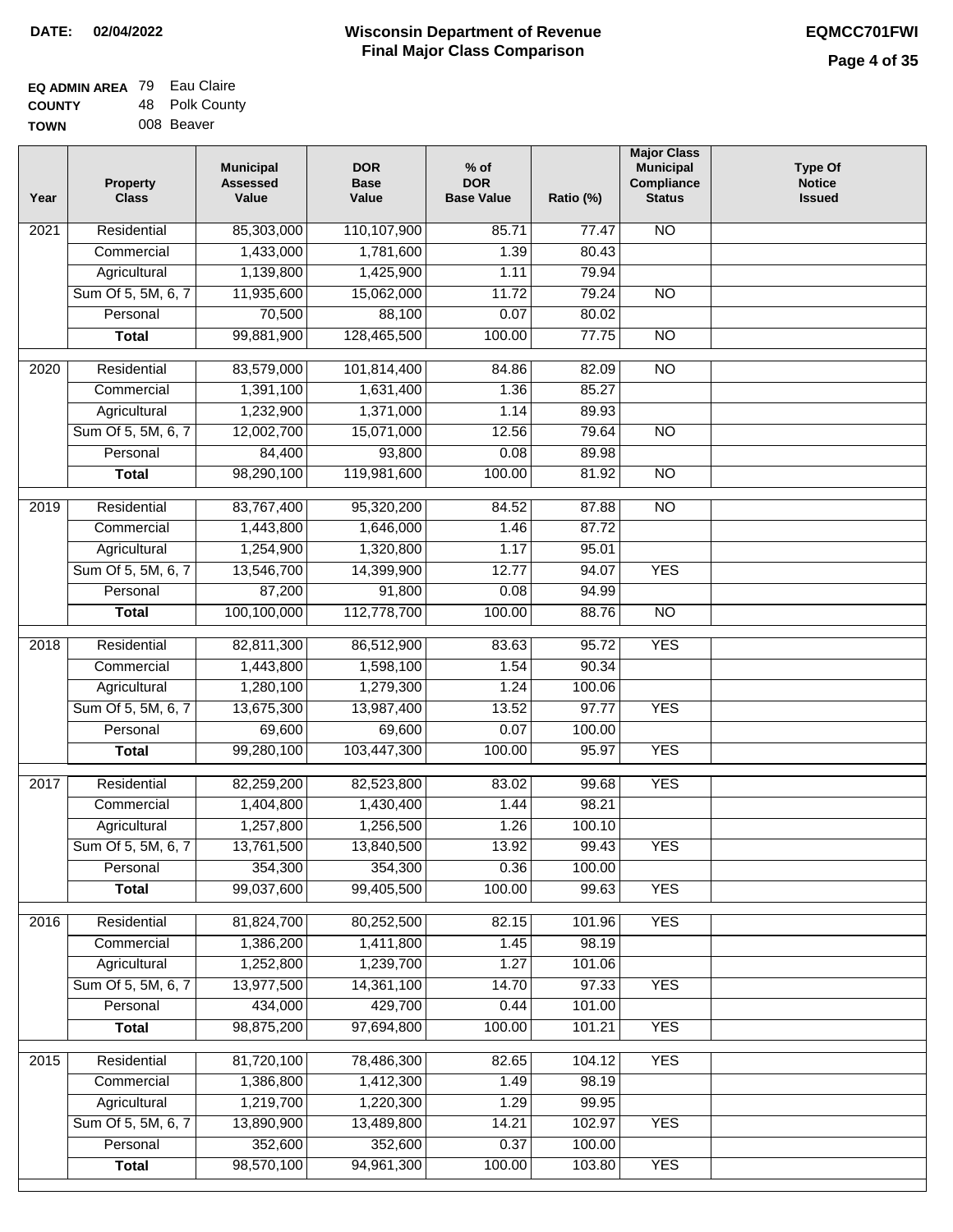DATE: 02/04/2022

# Wisconsin Department of Revenue
## Final Major Class Comparison

EQMCC701FWI

**EQ ADMIN AREA** 79 Eau Claire
**COUNTY** 48 Polk County
**TOWN** 008 Beaver

| Year | Property Class | Municipal Assessed Value | DOR Base Value | % of DOR Base Value | Ratio (%) | Major Class Municipal Compliance Status | Type Of Notice Issued |
|---|---|---|---|---|---|---|---|
| 2021 | Residential | 85,303,000 | 110,107,900 | 85.71 | 77.47 | NO | |
| | Commercial | 1,433,000 | 1,781,600 | 1.39 | 80.43 | | |
| | Agricultural | 1,139,800 | 1,425,900 | 1.11 | 79.94 | | |
| | Sum Of 5, 5M, 6, 7 | 11,935,600 | 15,062,000 | 11.72 | 79.24 | NO | |
| | Personal | 70,500 | 88,100 | 0.07 | 80.02 | | |
| | **Total** | 99,881,900 | 128,465,500 | 100.00 | 77.75 | NO | |
| 2020 | Residential | 83,579,000 | 101,814,400 | 84.86 | 82.09 | NO | |
| | Commercial | 1,391,100 | 1,631,400 | 1.36 | 85.27 | | |
| | Agricultural | 1,232,900 | 1,371,000 | 1.14 | 89.93 | | |
| | Sum Of 5, 5M, 6, 7 | 12,002,700 | 15,071,000 | 12.56 | 79.64 | NO | |
| | Personal | 84,400 | 93,800 | 0.08 | 89.98 | | |
| | **Total** | 98,290,100 | 119,981,600 | 100.00 | 81.92 | NO | |
| 2019 | Residential | 83,767,400 | 95,320,200 | 84.52 | 87.88 | NO | |
| | Commercial | 1,443,800 | 1,646,000 | 1.46 | 87.72 | | |
| | Agricultural | 1,254,900 | 1,320,800 | 1.17 | 95.01 | | |
| | Sum Of 5, 5M, 6, 7 | 13,546,700 | 14,399,900 | 12.77 | 94.07 | YES | |
| | Personal | 87,200 | 91,800 | 0.08 | 94.99 | | |
| | **Total** | 100,100,000 | 112,778,700 | 100.00 | 88.76 | NO | |
| 2018 | Residential | 82,811,300 | 86,512,900 | 83.63 | 95.72 | YES | |
| | Commercial | 1,443,800 | 1,598,100 | 1.54 | 90.34 | | |
| | Agricultural | 1,280,100 | 1,279,300 | 1.24 | 100.06 | | |
| | Sum Of 5, 5M, 6, 7 | 13,675,300 | 13,987,400 | 13.52 | 97.77 | YES | |
| | Personal | 69,600 | 69,600 | 0.07 | 100.00 | | |
| | **Total** | 99,280,100 | 103,447,300 | 100.00 | 95.97 | YES | |
| 2017 | Residential | 82,259,200 | 82,523,800 | 83.02 | 99.68 | YES | |
| | Commercial | 1,404,800 | 1,430,400 | 1.44 | 98.21 | | |
| | Agricultural | 1,257,800 | 1,256,500 | 1.26 | 100.10 | | |
| | Sum Of 5, 5M, 6, 7 | 13,761,500 | 13,840,500 | 13.92 | 99.43 | YES | |
| | Personal | 354,300 | 354,300 | 0.36 | 100.00 | | |
| | **Total** | 99,037,600 | 99,405,500 | 100.00 | 99.63 | YES | |
| 2016 | Residential | 81,824,700 | 80,252,500 | 82.15 | 101.96 | YES | |
| | Commercial | 1,386,200 | 1,411,800 | 1.45 | 98.19 | | |
| | Agricultural | 1,252,800 | 1,239,700 | 1.27 | 101.06 | | |
| | Sum Of 5, 5M, 6, 7 | 13,977,500 | 14,361,100 | 14.70 | 97.33 | YES | |
| | Personal | 434,000 | 429,700 | 0.44 | 101.00 | | |
| | **Total** | 98,875,200 | 97,694,800 | 100.00 | 101.21 | YES | |
| 2015 | Residential | 81,720,100 | 78,486,300 | 82.65 | 104.12 | YES | |
| | Commercial | 1,386,800 | 1,412,300 | 1.49 | 98.19 | | |
| | Agricultural | 1,219,700 | 1,220,300 | 1.29 | 99.95 | | |
| | Sum Of 5, 5M, 6, 7 | 13,890,900 | 13,489,800 | 14.21 | 102.97 | YES | |
| | Personal | 352,600 | 352,600 | 0.37 | 100.00 | | |
| | **Total** | 98,570,100 | 94,961,300 | 100.00 | 103.80 | YES | |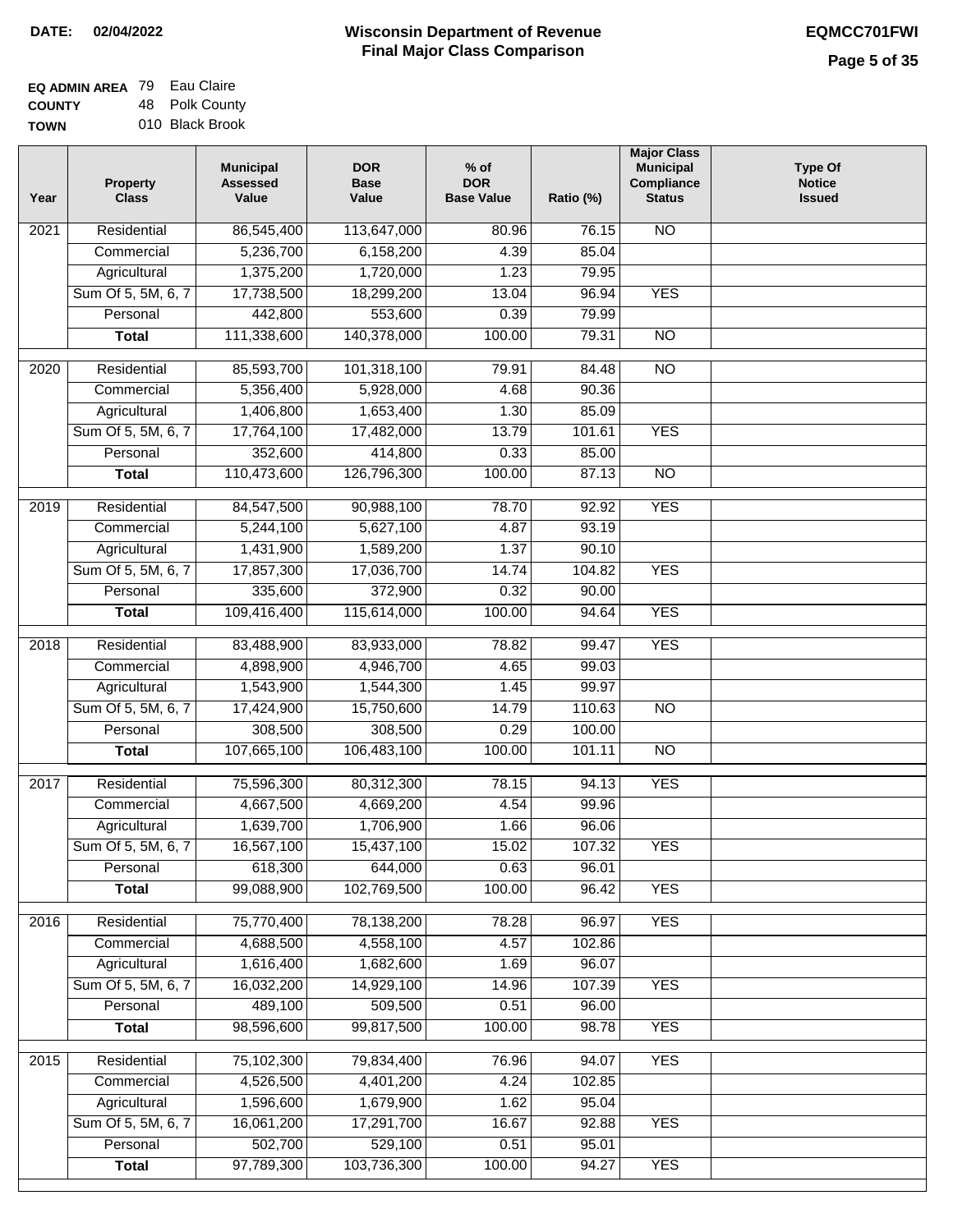**DATE: 02/04/2022**

# Wisconsin Department of Revenue
## Final Major Class Comparison

**EQMCC701FWI**

| | | |
|---|---|---|
| **EQ ADMIN AREA** | 79 | Eau Claire |
| **COUNTY** | 48 | Polk County |
| **TOWN** | 010 | Black Brook |

| Year | Property Class | Municipal Assessed Value | DOR Base Value | % of DOR Base Value | Ratio (%) | Major Class Municipal Compliance Status | Type Of Notice Issued |
|---|---|---|---|---|---|---|---|
| 2021 | Residential | 86,545,400 | 113,647,000 | 80.96 | 76.15 | NO | |
| | Commercial | 5,236,700 | 6,158,200 | 4.39 | 85.04 | | |
| | Agricultural | 1,375,200 | 1,720,000 | 1.23 | 79.95 | | |
| | Sum Of 5, 5M, 6, 7 | 17,738,500 | 18,299,200 | 13.04 | 96.94 | YES | |
| | Personal | 442,800 | 553,600 | 0.39 | 79.99 | | |
| | **Total** | 111,338,600 | 140,378,000 | 100.00 | 79.31 | NO | |
| 2020 | Residential | 85,593,700 | 101,318,100 | 79.91 | 84.48 | NO | |
| | Commercial | 5,356,400 | 5,928,000 | 4.68 | 90.36 | | |
| | Agricultural | 1,406,800 | 1,653,400 | 1.30 | 85.09 | | |
| | Sum Of 5, 5M, 6, 7 | 17,764,100 | 17,482,000 | 13.79 | 101.61 | YES | |
| | Personal | 352,600 | 414,800 | 0.33 | 85.00 | | |
| | **Total** | 110,473,600 | 126,796,300 | 100.00 | 87.13 | NO | |
| 2019 | Residential | 84,547,500 | 90,988,100 | 78.70 | 92.92 | YES | |
| | Commercial | 5,244,100 | 5,627,100 | 4.87 | 93.19 | | |
| | Agricultural | 1,431,900 | 1,589,200 | 1.37 | 90.10 | | |
| | Sum Of 5, 5M, 6, 7 | 17,857,300 | 17,036,700 | 14.74 | 104.82 | YES | |
| | Personal | 335,600 | 372,900 | 0.32 | 90.00 | | |
| | **Total** | 109,416,400 | 115,614,000 | 100.00 | 94.64 | YES | |
| 2018 | Residential | 83,488,900 | 83,933,000 | 78.82 | 99.47 | YES | |
| | Commercial | 4,898,900 | 4,946,700 | 4.65 | 99.03 | | |
| | Agricultural | 1,543,900 | 1,544,300 | 1.45 | 99.97 | | |
| | Sum Of 5, 5M, 6, 7 | 17,424,900 | 15,750,600 | 14.79 | 110.63 | NO | |
| | Personal | 308,500 | 308,500 | 0.29 | 100.00 | | |
| | **Total** | 107,665,100 | 106,483,100 | 100.00 | 101.11 | NO | |
| 2017 | Residential | 75,596,300 | 80,312,300 | 78.15 | 94.13 | YES | |
| | Commercial | 4,667,500 | 4,669,200 | 4.54 | 99.96 | | |
| | Agricultural | 1,639,700 | 1,706,900 | 1.66 | 96.06 | | |
| | Sum Of 5, 5M, 6, 7 | 16,567,100 | 15,437,100 | 15.02 | 107.32 | YES | |
| | Personal | 618,300 | 644,000 | 0.63 | 96.01 | | |
| | **Total** | 99,088,900 | 102,769,500 | 100.00 | 96.42 | YES | |
| 2016 | Residential | 75,770,400 | 78,138,200 | 78.28 | 96.97 | YES | |
| | Commercial | 4,688,500 | 4,558,100 | 4.57 | 102.86 | | |
| | Agricultural | 1,616,400 | 1,682,600 | 1.69 | 96.07 | | |
| | Sum Of 5, 5M, 6, 7 | 16,032,200 | 14,929,100 | 14.96 | 107.39 | YES | |
| | Personal | 489,100 | 509,500 | 0.51 | 96.00 | | |
| | **Total** | 98,596,600 | 99,817,500 | 100.00 | 98.78 | YES | |
| 2015 | Residential | 75,102,300 | 79,834,400 | 76.96 | 94.07 | YES | |
| | Commercial | 4,526,500 | 4,401,200 | 4.24 | 102.85 | | |
| | Agricultural | 1,596,600 | 1,679,900 | 1.62 | 95.04 | | |
| | Sum Of 5, 5M, 6, 7 | 16,061,200 | 17,291,700 | 16.67 | 92.88 | YES | |
| | Personal | 502,700 | 529,100 | 0.51 | 95.01 | | |
| | **Total** | 97,789,300 | 103,736,300 | 100.00 | 94.27 | YES | |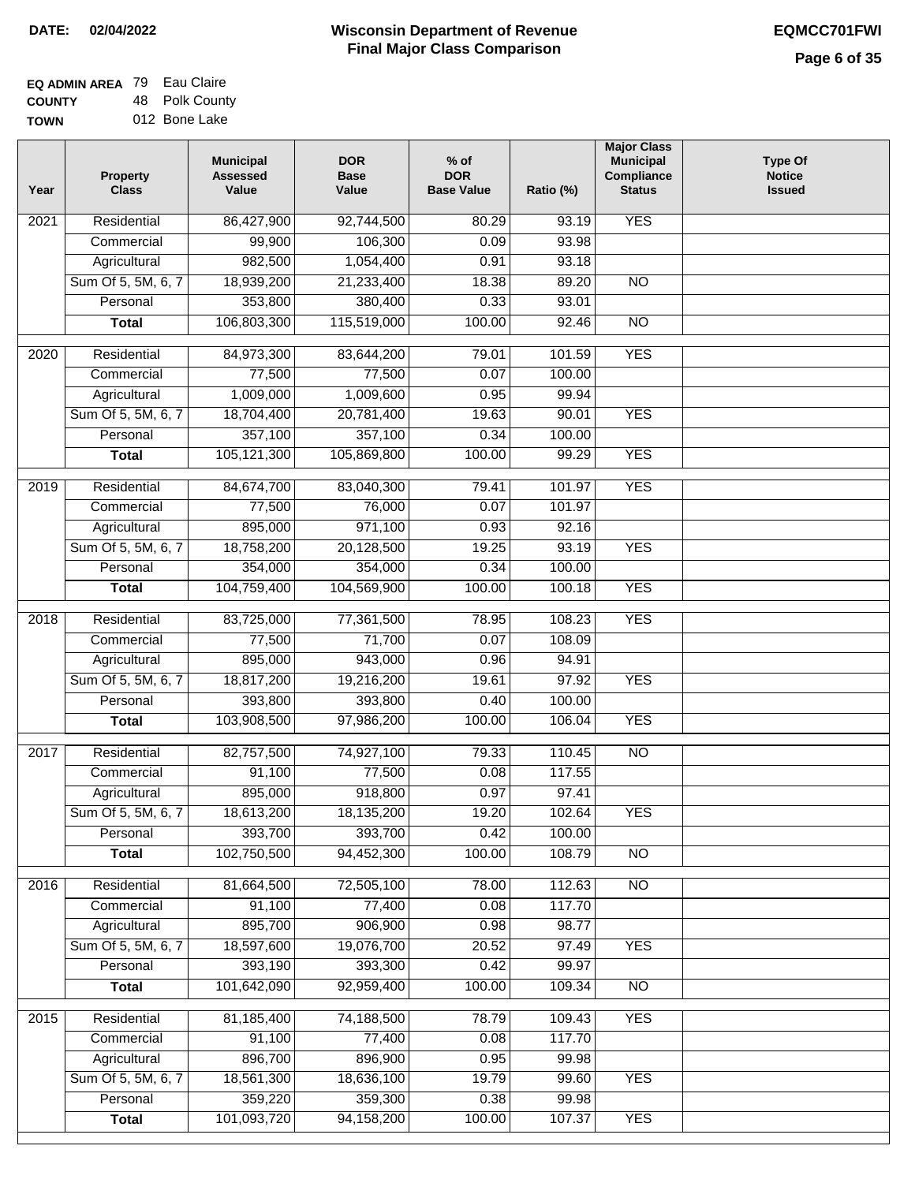**DATE: 02/04/2022**

# Wisconsin Department of Revenue
## Final Major Class Comparison

**EQMCC701FWI**

**EQ ADMIN AREA** 79 Eau Claire
**COUNTY** 48 Polk County
**TOWN** 012 Bone Lake

| Year | Property Class | Municipal Assessed Value | DOR Base Value | % of DOR Base Value | Ratio (%) | Major Class Municipal Compliance Status | Type Of Notice Issued |
|---|---|---|---|---|---|---|---|
| 2021 | Residential | 86,427,900 | 92,744,500 | 80.29 | 93.19 | YES | |
| | Commercial | 99,900 | 106,300 | 0.09 | 93.98 | | |
| | Agricultural | 982,500 | 1,054,400 | 0.91 | 93.18 | | |
| | Sum Of 5, 5M, 6, 7 | 18,939,200 | 21,233,400 | 18.38 | 89.20 | NO | |
| | Personal | 353,800 | 380,400 | 0.33 | 93.01 | | |
| | **Total** | 106,803,300 | 115,519,000 | 100.00 | 92.46 | NO | |
| 2020 | Residential | 84,973,300 | 83,644,200 | 79.01 | 101.59 | YES | |
| | Commercial | 77,500 | 77,500 | 0.07 | 100.00 | | |
| | Agricultural | 1,009,000 | 1,009,600 | 0.95 | 99.94 | | |
| | Sum Of 5, 5M, 6, 7 | 18,704,400 | 20,781,400 | 19.63 | 90.01 | YES | |
| | Personal | 357,100 | 357,100 | 0.34 | 100.00 | | |
| | **Total** | 105,121,300 | 105,869,800 | 100.00 | 99.29 | YES | |
| 2019 | Residential | 84,674,700 | 83,040,300 | 79.41 | 101.97 | YES | |
| | Commercial | 77,500 | 76,000 | 0.07 | 101.97 | | |
| | Agricultural | 895,000 | 971,100 | 0.93 | 92.16 | | |
| | Sum Of 5, 5M, 6, 7 | 18,758,200 | 20,128,500 | 19.25 | 93.19 | YES | |
| | Personal | 354,000 | 354,000 | 0.34 | 100.00 | | |
| | **Total** | 104,759,400 | 104,569,900 | 100.00 | 100.18 | YES | |
| 2018 | Residential | 83,725,000 | 77,361,500 | 78.95 | 108.23 | YES | |
| | Commercial | 77,500 | 71,700 | 0.07 | 108.09 | | |
| | Agricultural | 895,000 | 943,000 | 0.96 | 94.91 | | |
| | Sum Of 5, 5M, 6, 7 | 18,817,200 | 19,216,200 | 19.61 | 97.92 | YES | |
| | Personal | 393,800 | 393,800 | 0.40 | 100.00 | | |
| | **Total** | 103,908,500 | 97,986,200 | 100.00 | 106.04 | YES | |
| 2017 | Residential | 82,757,500 | 74,927,100 | 79.33 | 110.45 | NO | |
| | Commercial | 91,100 | 77,500 | 0.08 | 117.55 | | |
| | Agricultural | 895,000 | 918,800 | 0.97 | 97.41 | | |
| | Sum Of 5, 5M, 6, 7 | 18,613,200 | 18,135,200 | 19.20 | 102.64 | YES | |
| | Personal | 393,700 | 393,700 | 0.42 | 100.00 | | |
| | **Total** | 102,750,500 | 94,452,300 | 100.00 | 108.79 | NO | |
| 2016 | Residential | 81,664,500 | 72,505,100 | 78.00 | 112.63 | NO | |
| | Commercial | 91,100 | 77,400 | 0.08 | 117.70 | | |
| | Agricultural | 895,700 | 906,900 | 0.98 | 98.77 | | |
| | Sum Of 5, 5M, 6, 7 | 18,597,600 | 19,076,700 | 20.52 | 97.49 | YES | |
| | Personal | 393,190 | 393,300 | 0.42 | 99.97 | | |
| | **Total** | 101,642,090 | 92,959,400 | 100.00 | 109.34 | NO | |
| 2015 | Residential | 81,185,400 | 74,188,500 | 78.79 | 109.43 | YES | |
| | Commercial | 91,100 | 77,400 | 0.08 | 117.70 | | |
| | Agricultural | 896,700 | 896,900 | 0.95 | 99.98 | | |
| | Sum Of 5, 5M, 6, 7 | 18,561,300 | 18,636,100 | 19.79 | 99.60 | YES | |
| | Personal | 359,220 | 359,300 | 0.38 | 99.98 | | |
| | **Total** | 101,093,720 | 94,158,200 | 100.00 | 107.37 | YES | |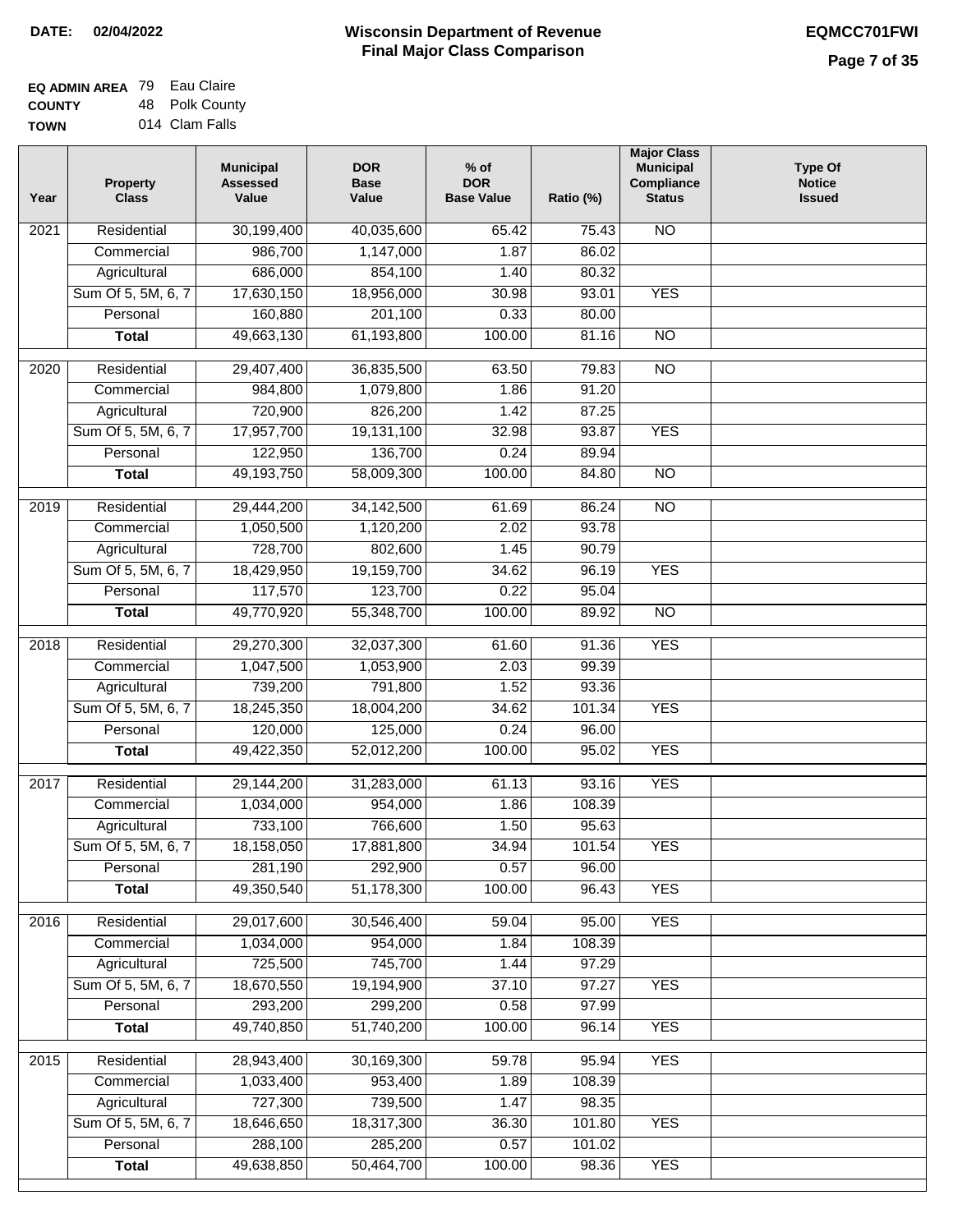**DATE:** 02/04/2022

# Wisconsin Department of Revenue
## Final Major Class Comparison

**EQMCC701FWI**

**EQ ADMIN AREA** 79 Eau Claire
**COUNTY** 48 Polk County
**TOWN** 014 Clam Falls

| Year | Property Class | Municipal Assessed Value | DOR Base Value | % of DOR Base Value | Ratio (%) | Major Class Municipal Compliance Status | Type Of Notice Issued |
|---|---|---|---|---|---|---|---|
| 2021 | Residential | 30,199,400 | 40,035,600 | 65.42 | 75.43 | NO | |
| | Commercial | 986,700 | 1,147,000 | 1.87 | 86.02 | | |
| | Agricultural | 686,000 | 854,100 | 1.40 | 80.32 | | |
| | Sum Of 5, 5M, 6, 7 | 17,630,150 | 18,956,000 | 30.98 | 93.01 | YES | |
| | Personal | 160,880 | 201,100 | 0.33 | 80.00 | | |
| | **Total** | 49,663,130 | 61,193,800 | 100.00 | 81.16 | NO | |
| 2020 | Residential | 29,407,400 | 36,835,500 | 63.50 | 79.83 | NO | |
| | Commercial | 984,800 | 1,079,800 | 1.86 | 91.20 | | |
| | Agricultural | 720,900 | 826,200 | 1.42 | 87.25 | | |
| | Sum Of 5, 5M, 6, 7 | 17,957,700 | 19,131,100 | 32.98 | 93.87 | YES | |
| | Personal | 122,950 | 136,700 | 0.24 | 89.94 | | |
| | **Total** | 49,193,750 | 58,009,300 | 100.00 | 84.80 | NO | |
| 2019 | Residential | 29,444,200 | 34,142,500 | 61.69 | 86.24 | NO | |
| | Commercial | 1,050,500 | 1,120,200 | 2.02 | 93.78 | | |
| | Agricultural | 728,700 | 802,600 | 1.45 | 90.79 | | |
| | Sum Of 5, 5M, 6, 7 | 18,429,950 | 19,159,700 | 34.62 | 96.19 | YES | |
| | Personal | 117,570 | 123,700 | 0.22 | 95.04 | | |
| | **Total** | 49,770,920 | 55,348,700 | 100.00 | 89.92 | NO | |
| 2018 | Residential | 29,270,300 | 32,037,300 | 61.60 | 91.36 | YES | |
| | Commercial | 1,047,500 | 1,053,900 | 2.03 | 99.39 | | |
| | Agricultural | 739,200 | 791,800 | 1.52 | 93.36 | | |
| | Sum Of 5, 5M, 6, 7 | 18,245,350 | 18,004,200 | 34.62 | 101.34 | YES | |
| | Personal | 120,000 | 125,000 | 0.24 | 96.00 | | |
| | **Total** | 49,422,350 | 52,012,200 | 100.00 | 95.02 | YES | |
| 2017 | Residential | 29,144,200 | 31,283,000 | 61.13 | 93.16 | YES | |
| | Commercial | 1,034,000 | 954,000 | 1.86 | 108.39 | | |
| | Agricultural | 733,100 | 766,600 | 1.50 | 95.63 | | |
| | Sum Of 5, 5M, 6, 7 | 18,158,050 | 17,881,800 | 34.94 | 101.54 | YES | |
| | Personal | 281,190 | 292,900 | 0.57 | 96.00 | | |
| | **Total** | 49,350,540 | 51,178,300 | 100.00 | 96.43 | YES | |
| 2016 | Residential | 29,017,600 | 30,546,400 | 59.04 | 95.00 | YES | |
| | Commercial | 1,034,000 | 954,000 | 1.84 | 108.39 | | |
| | Agricultural | 725,500 | 745,700 | 1.44 | 97.29 | | |
| | Sum Of 5, 5M, 6, 7 | 18,670,550 | 19,194,900 | 37.10 | 97.27 | YES | |
| | Personal | 293,200 | 299,200 | 0.58 | 97.99 | | |
| | **Total** | 49,740,850 | 51,740,200 | 100.00 | 96.14 | YES | |
| 2015 | Residential | 28,943,400 | 30,169,300 | 59.78 | 95.94 | YES | |
| | Commercial | 1,033,400 | 953,400 | 1.89 | 108.39 | | |
| | Agricultural | 727,300 | 739,500 | 1.47 | 98.35 | | |
| | Sum Of 5, 5M, 6, 7 | 18,646,650 | 18,317,300 | 36.30 | 101.80 | YES | |
| | Personal | 288,100 | 285,200 | 0.57 | 101.02 | | |
| | **Total** | 49,638,850 | 50,464,700 | 100.00 | 98.36 | YES | |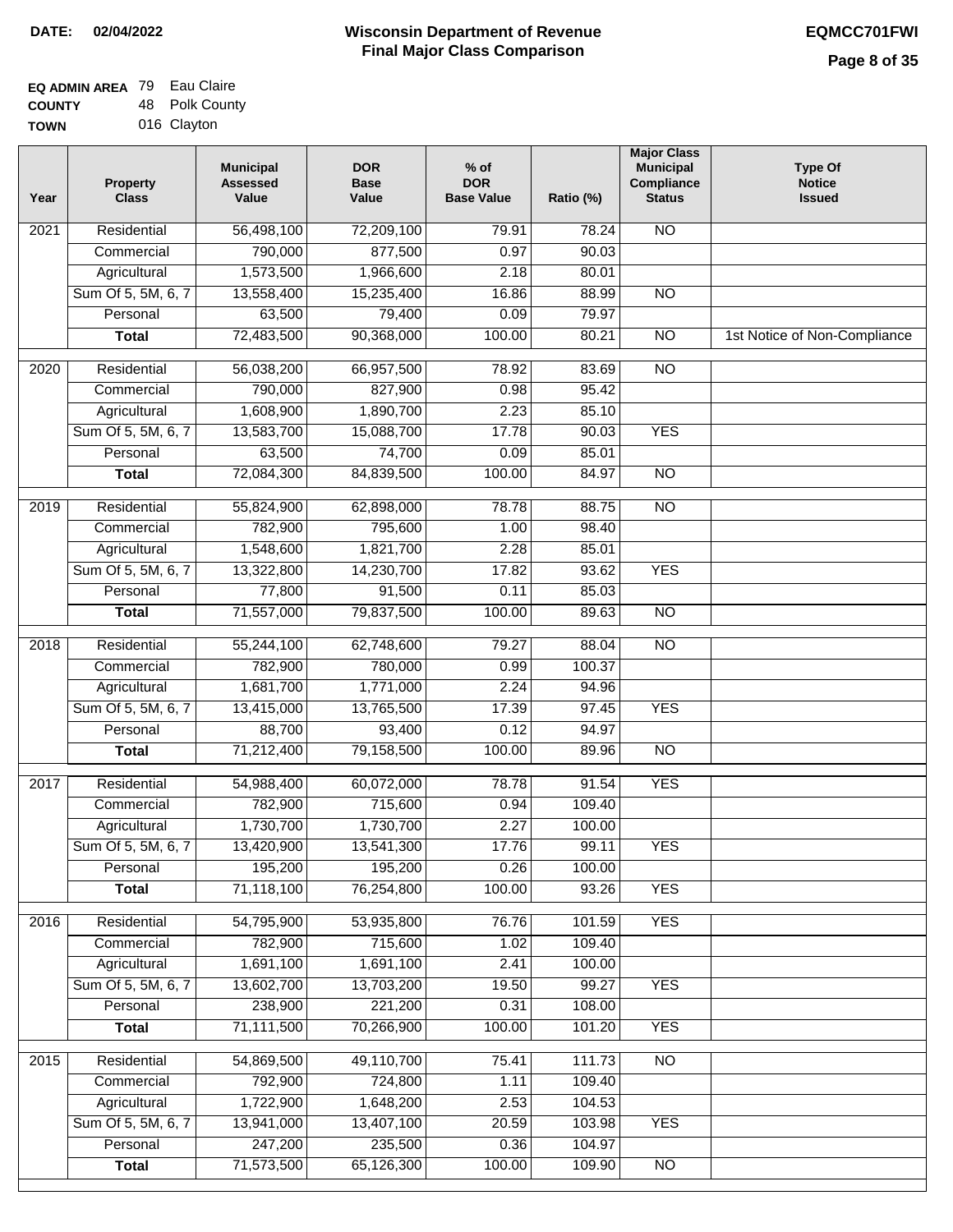**DATE: 02/04/2022**

# Wisconsin Department of Revenue
## Final Major Class Comparison

**EQMCC701FWI**

**EQ ADMIN AREA** 79 Eau Claire
**COUNTY** 48 Polk County
**TOWN** 016 Clayton

| Year | Property Class | Municipal Assessed Value | DOR Base Value | % of DOR Base Value | Ratio (%) | Major Class Municipal Compliance Status | Type Of Notice Issued |
|---|---|---|---|---|---|---|---|
| 2021 | Residential | 56,498,100 | 72,209,100 | 79.91 | 78.24 | NO | |
| | Commercial | 790,000 | 877,500 | 0.97 | 90.03 | | |
| | Agricultural | 1,573,500 | 1,966,600 | 2.18 | 80.01 | | |
| | Sum Of 5, 5M, 6, 7 | 13,558,400 | 15,235,400 | 16.86 | 88.99 | NO | |
| | Personal | 63,500 | 79,400 | 0.09 | 79.97 | | |
| | **Total** | 72,483,500 | 90,368,000 | 100.00 | 80.21 | NO | 1st Notice of Non-Compliance |
| 2020 | Residential | 56,038,200 | 66,957,500 | 78.92 | 83.69 | NO | |
| | Commercial | 790,000 | 827,900 | 0.98 | 95.42 | | |
| | Agricultural | 1,608,900 | 1,890,700 | 2.23 | 85.10 | | |
| | Sum Of 5, 5M, 6, 7 | 13,583,700 | 15,088,700 | 17.78 | 90.03 | YES | |
| | Personal | 63,500 | 74,700 | 0.09 | 85.01 | | |
| | **Total** | 72,084,300 | 84,839,500 | 100.00 | 84.97 | NO | |
| 2019 | Residential | 55,824,900 | 62,898,000 | 78.78 | 88.75 | NO | |
| | Commercial | 782,900 | 795,600 | 1.00 | 98.40 | | |
| | Agricultural | 1,548,600 | 1,821,700 | 2.28 | 85.01 | | |
| | Sum Of 5, 5M, 6, 7 | 13,322,800 | 14,230,700 | 17.82 | 93.62 | YES | |
| | Personal | 77,800 | 91,500 | 0.11 | 85.03 | | |
| | **Total** | 71,557,000 | 79,837,500 | 100.00 | 89.63 | NO | |
| 2018 | Residential | 55,244,100 | 62,748,600 | 79.27 | 88.04 | NO | |
| | Commercial | 782,900 | 780,000 | 0.99 | 100.37 | | |
| | Agricultural | 1,681,700 | 1,771,000 | 2.24 | 94.96 | | |
| | Sum Of 5, 5M, 6, 7 | 13,415,000 | 13,765,500 | 17.39 | 97.45 | YES | |
| | Personal | 88,700 | 93,400 | 0.12 | 94.97 | | |
| | **Total** | 71,212,400 | 79,158,500 | 100.00 | 89.96 | NO | |
| 2017 | Residential | 54,988,400 | 60,072,000 | 78.78 | 91.54 | YES | |
| | Commercial | 782,900 | 715,600 | 0.94 | 109.40 | | |
| | Agricultural | 1,730,700 | 1,730,700 | 2.27 | 100.00 | | |
| | Sum Of 5, 5M, 6, 7 | 13,420,900 | 13,541,300 | 17.76 | 99.11 | YES | |
| | Personal | 195,200 | 195,200 | 0.26 | 100.00 | | |
| | **Total** | 71,118,100 | 76,254,800 | 100.00 | 93.26 | YES | |
| 2016 | Residential | 54,795,900 | 53,935,800 | 76.76 | 101.59 | YES | |
| | Commercial | 782,900 | 715,600 | 1.02 | 109.40 | | |
| | Agricultural | 1,691,100 | 1,691,100 | 2.41 | 100.00 | | |
| | Sum Of 5, 5M, 6, 7 | 13,602,700 | 13,703,200 | 19.50 | 99.27 | YES | |
| | Personal | 238,900 | 221,200 | 0.31 | 108.00 | | |
| | **Total** | 71,111,500 | 70,266,900 | 100.00 | 101.20 | YES | |
| 2015 | Residential | 54,869,500 | 49,110,700 | 75.41 | 111.73 | NO | |
| | Commercial | 792,900 | 724,800 | 1.11 | 109.40 | | |
| | Agricultural | 1,722,900 | 1,648,200 | 2.53 | 104.53 | | |
| | Sum Of 5, 5M, 6, 7 | 13,941,000 | 13,407,100 | 20.59 | 103.98 | YES | |
| | Personal | 247,200 | 235,500 | 0.36 | 104.97 | | |
| | **Total** | 71,573,500 | 65,126,300 | 100.00 | 109.90 | NO | |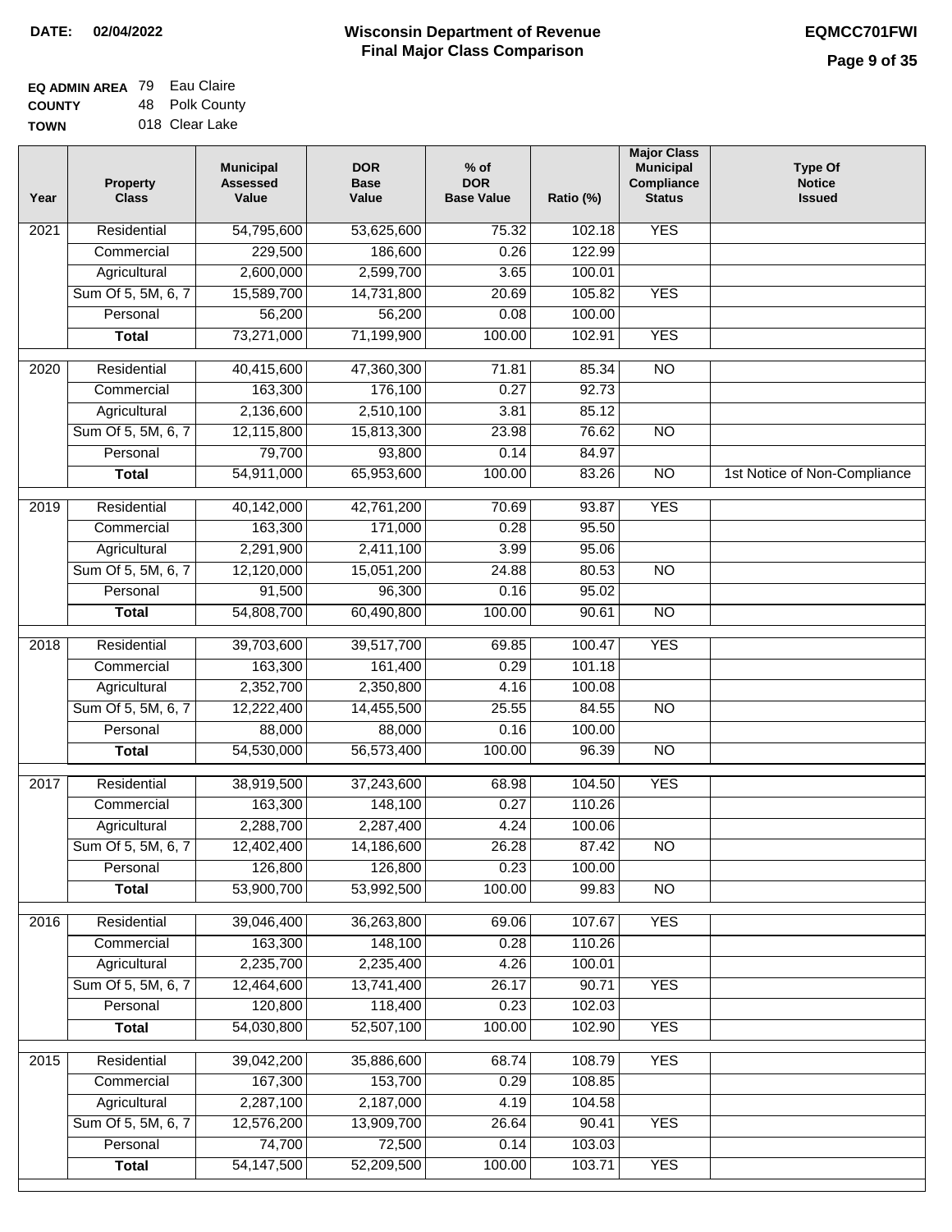**DATE: 02/04/2022**

# Wisconsin Department of Revenue
## Final Major Class Comparison

**EQMCC701FWI**

**EQ ADMIN AREA** 79 Eau Claire
**COUNTY** 48 Polk County
**TOWN** 018 Clear Lake

| Year | Property Class | Municipal Assessed Value | DOR Base Value | % of DOR Base Value | Ratio (%) | Major Class Municipal Compliance Status | Type Of Notice Issued |
|---|---|---|---|---|---|---|---|
| 2021 | Residential | 54,795,600 | 53,625,600 | 75.32 | 102.18 | YES | |
| | Commercial | 229,500 | 186,600 | 0.26 | 122.99 | | |
| | Agricultural | 2,600,000 | 2,599,700 | 3.65 | 100.01 | | |
| | Sum Of 5, 5M, 6, 7 | 15,589,700 | 14,731,800 | 20.69 | 105.82 | YES | |
| | Personal | 56,200 | 56,200 | 0.08 | 100.00 | | |
| | **Total** | 73,271,000 | 71,199,900 | 100.00 | 102.91 | YES | |
| 2020 | Residential | 40,415,600 | 47,360,300 | 71.81 | 85.34 | NO | |
| | Commercial | 163,300 | 176,100 | 0.27 | 92.73 | | |
| | Agricultural | 2,136,600 | 2,510,100 | 3.81 | 85.12 | | |
| | Sum Of 5, 5M, 6, 7 | 12,115,800 | 15,813,300 | 23.98 | 76.62 | NO | |
| | Personal | 79,700 | 93,800 | 0.14 | 84.97 | | |
| | **Total** | 54,911,000 | 65,953,600 | 100.00 | 83.26 | NO | 1st Notice of Non-Compliance |
| 2019 | Residential | 40,142,000 | 42,761,200 | 70.69 | 93.87 | YES | |
| | Commercial | 163,300 | 171,000 | 0.28 | 95.50 | | |
| | Agricultural | 2,291,900 | 2,411,100 | 3.99 | 95.06 | | |
| | Sum Of 5, 5M, 6, 7 | 12,120,000 | 15,051,200 | 24.88 | 80.53 | NO | |
| | Personal | 91,500 | 96,300 | 0.16 | 95.02 | | |
| | **Total** | 54,808,700 | 60,490,800 | 100.00 | 90.61 | NO | |
| 2018 | Residential | 39,703,600 | 39,517,700 | 69.85 | 100.47 | YES | |
| | Commercial | 163,300 | 161,400 | 0.29 | 101.18 | | |
| | Agricultural | 2,352,700 | 2,350,800 | 4.16 | 100.08 | | |
| | Sum Of 5, 5M, 6, 7 | 12,222,400 | 14,455,500 | 25.55 | 84.55 | NO | |
| | Personal | 88,000 | 88,000 | 0.16 | 100.00 | | |
| | **Total** | 54,530,000 | 56,573,400 | 100.00 | 96.39 | NO | |
| 2017 | Residential | 38,919,500 | 37,243,600 | 68.98 | 104.50 | YES | |
| | Commercial | 163,300 | 148,100 | 0.27 | 110.26 | | |
| | Agricultural | 2,288,700 | 2,287,400 | 4.24 | 100.06 | | |
| | Sum Of 5, 5M, 6, 7 | 12,402,400 | 14,186,600 | 26.28 | 87.42 | NO | |
| | Personal | 126,800 | 126,800 | 0.23 | 100.00 | | |
| | **Total** | 53,900,700 | 53,992,500 | 100.00 | 99.83 | NO | |
| 2016 | Residential | 39,046,400 | 36,263,800 | 69.06 | 107.67 | YES | |
| | Commercial | 163,300 | 148,100 | 0.28 | 110.26 | | |
| | Agricultural | 2,235,700 | 2,235,400 | 4.26 | 100.01 | | |
| | Sum Of 5, 5M, 6, 7 | 12,464,600 | 13,741,400 | 26.17 | 90.71 | YES | |
| | Personal | 120,800 | 118,400 | 0.23 | 102.03 | | |
| | **Total** | 54,030,800 | 52,507,100 | 100.00 | 102.90 | YES | |
| 2015 | Residential | 39,042,200 | 35,886,600 | 68.74 | 108.79 | YES | |
| | Commercial | 167,300 | 153,700 | 0.29 | 108.85 | | |
| | Agricultural | 2,287,100 | 2,187,000 | 4.19 | 104.58 | | |
| | Sum Of 5, 5M, 6, 7 | 12,576,200 | 13,909,700 | 26.64 | 90.41 | YES | |
| | Personal | 74,700 | 72,500 | 0.14 | 103.03 | | |
| | **Total** | 54,147,500 | 52,209,500 | 100.00 | 103.71 | YES | |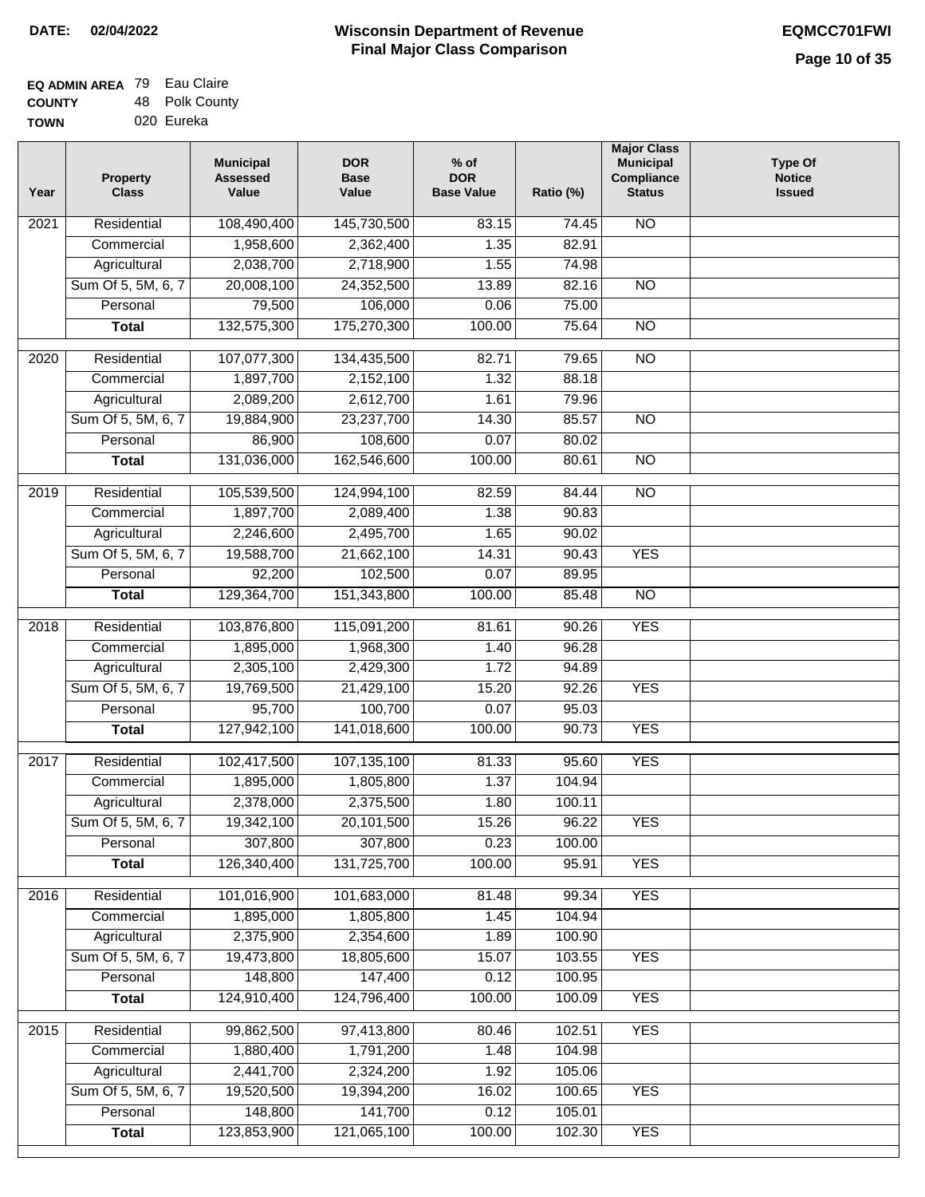**DATE: 02/04/2022**

# Wisconsin Department of Revenue
## Final Major Class Comparison

**EQMCC701FWI**

**EQ ADMIN AREA** 79 Eau Claire
**COUNTY** 48 Polk County
**TOWN** 020 Eureka

| Year | Property Class | Municipal Assessed Value | DOR Base Value | % of DOR Base Value | Ratio (%) | Major Class Municipal Compliance Status | Type Of Notice Issued |
|---|---|---|---|---|---|---|---|
| 2021 | Residential | 108,490,400 | 145,730,500 | 83.15 | 74.45 | NO | |
| | Commercial | 1,958,600 | 2,362,400 | 1.35 | 82.91 | | |
| | Agricultural | 2,038,700 | 2,718,900 | 1.55 | 74.98 | | |
| | Sum Of 5, 5M, 6, 7 | 20,008,100 | 24,352,500 | 13.89 | 82.16 | NO | |
| | Personal | 79,500 | 106,000 | 0.06 | 75.00 | | |
| | **Total** | 132,575,300 | 175,270,300 | 100.00 | 75.64 | NO | |
| 2020 | Residential | 107,077,300 | 134,435,500 | 82.71 | 79.65 | NO | |
| | Commercial | 1,897,700 | 2,152,100 | 1.32 | 88.18 | | |
| | Agricultural | 2,089,200 | 2,612,700 | 1.61 | 79.96 | | |
| | Sum Of 5, 5M, 6, 7 | 19,884,900 | 23,237,700 | 14.30 | 85.57 | NO | |
| | Personal | 86,900 | 108,600 | 0.07 | 80.02 | | |
| | **Total** | 131,036,000 | 162,546,600 | 100.00 | 80.61 | NO | |
| 2019 | Residential | 105,539,500 | 124,994,100 | 82.59 | 84.44 | NO | |
| | Commercial | 1,897,700 | 2,089,400 | 1.38 | 90.83 | | |
| | Agricultural | 2,246,600 | 2,495,700 | 1.65 | 90.02 | | |
| | Sum Of 5, 5M, 6, 7 | 19,588,700 | 21,662,100 | 14.31 | 90.43 | YES | |
| | Personal | 92,200 | 102,500 | 0.07 | 89.95 | | |
| | **Total** | 129,364,700 | 151,343,800 | 100.00 | 85.48 | NO | |
| 2018 | Residential | 103,876,800 | 115,091,200 | 81.61 | 90.26 | YES | |
| | Commercial | 1,895,000 | 1,968,300 | 1.40 | 96.28 | | |
| | Agricultural | 2,305,100 | 2,429,300 | 1.72 | 94.89 | | |
| | Sum Of 5, 5M, 6, 7 | 19,769,500 | 21,429,100 | 15.20 | 92.26 | YES | |
| | Personal | 95,700 | 100,700 | 0.07 | 95.03 | | |
| | **Total** | 127,942,100 | 141,018,600 | 100.00 | 90.73 | YES | |
| 2017 | Residential | 102,417,500 | 107,135,100 | 81.33 | 95.60 | YES | |
| | Commercial | 1,895,000 | 1,805,800 | 1.37 | 104.94 | | |
| | Agricultural | 2,378,000 | 2,375,500 | 1.80 | 100.11 | | |
| | Sum Of 5, 5M, 6, 7 | 19,342,100 | 20,101,500 | 15.26 | 96.22 | YES | |
| | Personal | 307,800 | 307,800 | 0.23 | 100.00 | | |
| | **Total** | 126,340,400 | 131,725,700 | 100.00 | 95.91 | YES | |
| 2016 | Residential | 101,016,900 | 101,683,000 | 81.48 | 99.34 | YES | |
| | Commercial | 1,895,000 | 1,805,800 | 1.45 | 104.94 | | |
| | Agricultural | 2,375,900 | 2,354,600 | 1.89 | 100.90 | | |
| | Sum Of 5, 5M, 6, 7 | 19,473,800 | 18,805,600 | 15.07 | 103.55 | YES | |
| | Personal | 148,800 | 147,400 | 0.12 | 100.95 | | |
| | **Total** | 124,910,400 | 124,796,400 | 100.00 | 100.09 | YES | |
| 2015 | Residential | 99,862,500 | 97,413,800 | 80.46 | 102.51 | YES | |
| | Commercial | 1,880,400 | 1,791,200 | 1.48 | 104.98 | | |
| | Agricultural | 2,441,700 | 2,324,200 | 1.92 | 105.06 | | |
| | Sum Of 5, 5M, 6, 7 | 19,520,500 | 19,394,200 | 16.02 | 100.65 | YES | |
| | Personal | 148,800 | 141,700 | 0.12 | 105.01 | | |
| | **Total** | 123,853,900 | 121,065,100 | 100.00 | 102.30 | YES | |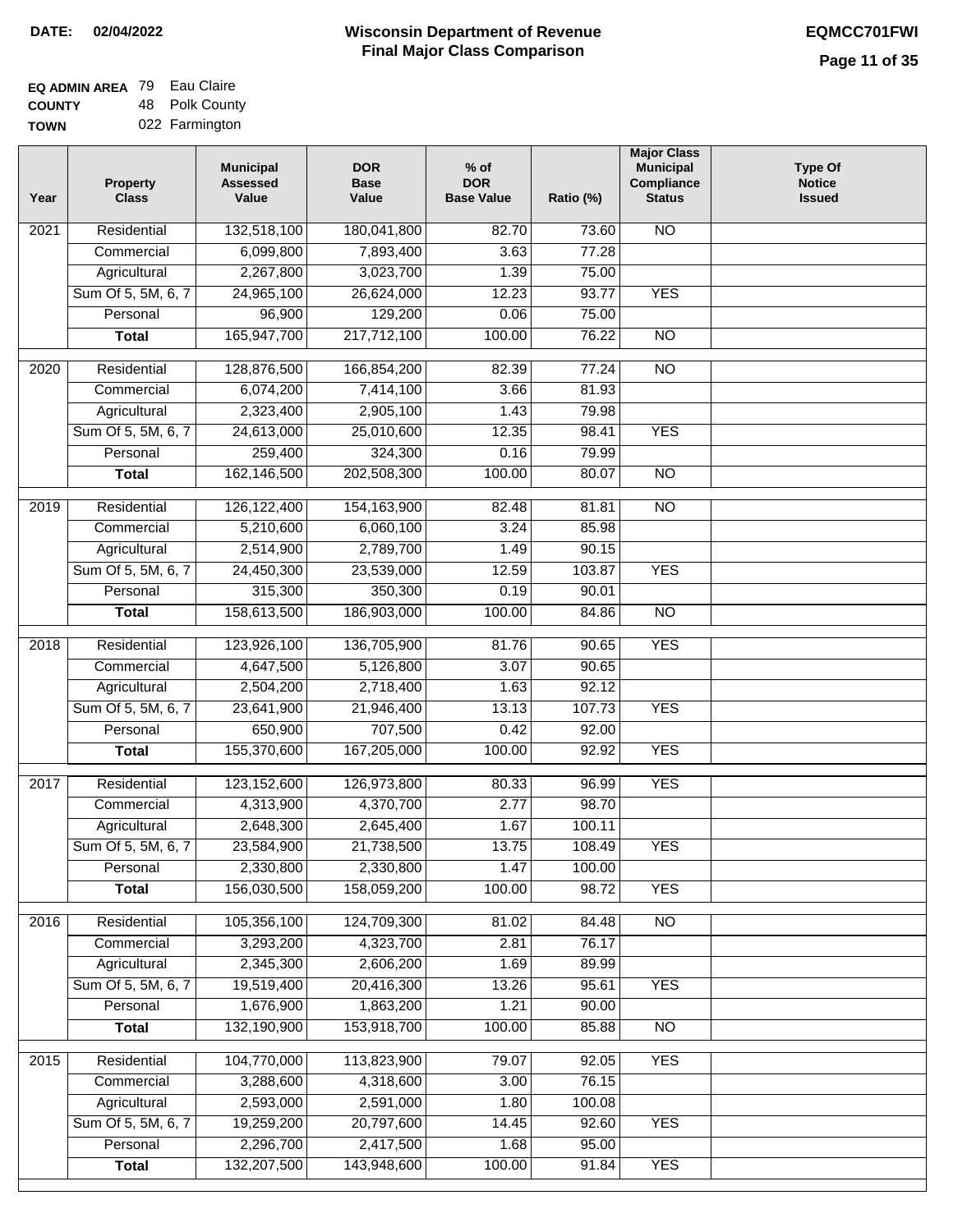# Wisconsin Department of Revenue
## Final Major Class Comparison

**DATE:** 02/04/2022

**EQMCC701FWI**

**EQ ADMIN AREA** 79 Eau Claire
**COUNTY** 48 Polk County
**TOWN** 022 Farmington

| Year | Property Class | Municipal Assessed Value | DOR Base Value | % of DOR Base Value | Ratio (%) | Major Class Municipal Compliance Status | Type Of Notice Issued |
|---|---|---|---|---|---|---|---|
| 2021 | Residential | 132,518,100 | 180,041,800 | 82.70 | 73.60 | NO | |
| | Commercial | 6,099,800 | 7,893,400 | 3.63 | 77.28 | | |
| | Agricultural | 2,267,800 | 3,023,700 | 1.39 | 75.00 | | |
| | Sum Of 5, 5M, 6, 7 | 24,965,100 | 26,624,000 | 12.23 | 93.77 | YES | |
| | Personal | 96,900 | 129,200 | 0.06 | 75.00 | | |
| | **Total** | 165,947,700 | 217,712,100 | 100.00 | 76.22 | NO | |
| 2020 | Residential | 128,876,500 | 166,854,200 | 82.39 | 77.24 | NO | |
| | Commercial | 6,074,200 | 7,414,100 | 3.66 | 81.93 | | |
| | Agricultural | 2,323,400 | 2,905,100 | 1.43 | 79.98 | | |
| | Sum Of 5, 5M, 6, 7 | 24,613,000 | 25,010,600 | 12.35 | 98.41 | YES | |
| | Personal | 259,400 | 324,300 | 0.16 | 79.99 | | |
| | **Total** | 162,146,500 | 202,508,300 | 100.00 | 80.07 | NO | |
| 2019 | Residential | 126,122,400 | 154,163,900 | 82.48 | 81.81 | NO | |
| | Commercial | 5,210,600 | 6,060,100 | 3.24 | 85.98 | | |
| | Agricultural | 2,514,900 | 2,789,700 | 1.49 | 90.15 | | |
| | Sum Of 5, 5M, 6, 7 | 24,450,300 | 23,539,000 | 12.59 | 103.87 | YES | |
| | Personal | 315,300 | 350,300 | 0.19 | 90.01 | | |
| | **Total** | 158,613,500 | 186,903,000 | 100.00 | 84.86 | NO | |
| 2018 | Residential | 123,926,100 | 136,705,900 | 81.76 | 90.65 | YES | |
| | Commercial | 4,647,500 | 5,126,800 | 3.07 | 90.65 | | |
| | Agricultural | 2,504,200 | 2,718,400 | 1.63 | 92.12 | | |
| | Sum Of 5, 5M, 6, 7 | 23,641,900 | 21,946,400 | 13.13 | 107.73 | YES | |
| | Personal | 650,900 | 707,500 | 0.42 | 92.00 | | |
| | **Total** | 155,370,600 | 167,205,000 | 100.00 | 92.92 | YES | |
| 2017 | Residential | 123,152,600 | 126,973,800 | 80.33 | 96.99 | YES | |
| | Commercial | 4,313,900 | 4,370,700 | 2.77 | 98.70 | | |
| | Agricultural | 2,648,300 | 2,645,400 | 1.67 | 100.11 | | |
| | Sum Of 5, 5M, 6, 7 | 23,584,900 | 21,738,500 | 13.75 | 108.49 | YES | |
| | Personal | 2,330,800 | 2,330,800 | 1.47 | 100.00 | | |
| | **Total** | 156,030,500 | 158,059,200 | 100.00 | 98.72 | YES | |
| 2016 | Residential | 105,356,100 | 124,709,300 | 81.02 | 84.48 | NO | |
| | Commercial | 3,293,200 | 4,323,700 | 2.81 | 76.17 | | |
| | Agricultural | 2,345,300 | 2,606,200 | 1.69 | 89.99 | | |
| | Sum Of 5, 5M, 6, 7 | 19,519,400 | 20,416,300 | 13.26 | 95.61 | YES | |
| | Personal | 1,676,900 | 1,863,200 | 1.21 | 90.00 | | |
| | **Total** | 132,190,900 | 153,918,700 | 100.00 | 85.88 | NO | |
| 2015 | Residential | 104,770,000 | 113,823,900 | 79.07 | 92.05 | YES | |
| | Commercial | 3,288,600 | 4,318,600 | 3.00 | 76.15 | | |
| | Agricultural | 2,593,000 | 2,591,000 | 1.80 | 100.08 | | |
| | Sum Of 5, 5M, 6, 7 | 19,259,200 | 20,797,600 | 14.45 | 92.60 | YES | |
| | Personal | 2,296,700 | 2,417,500 | 1.68 | 95.00 | | |
| | **Total** | 132,207,500 | 143,948,600 | 100.00 | 91.84 | YES | |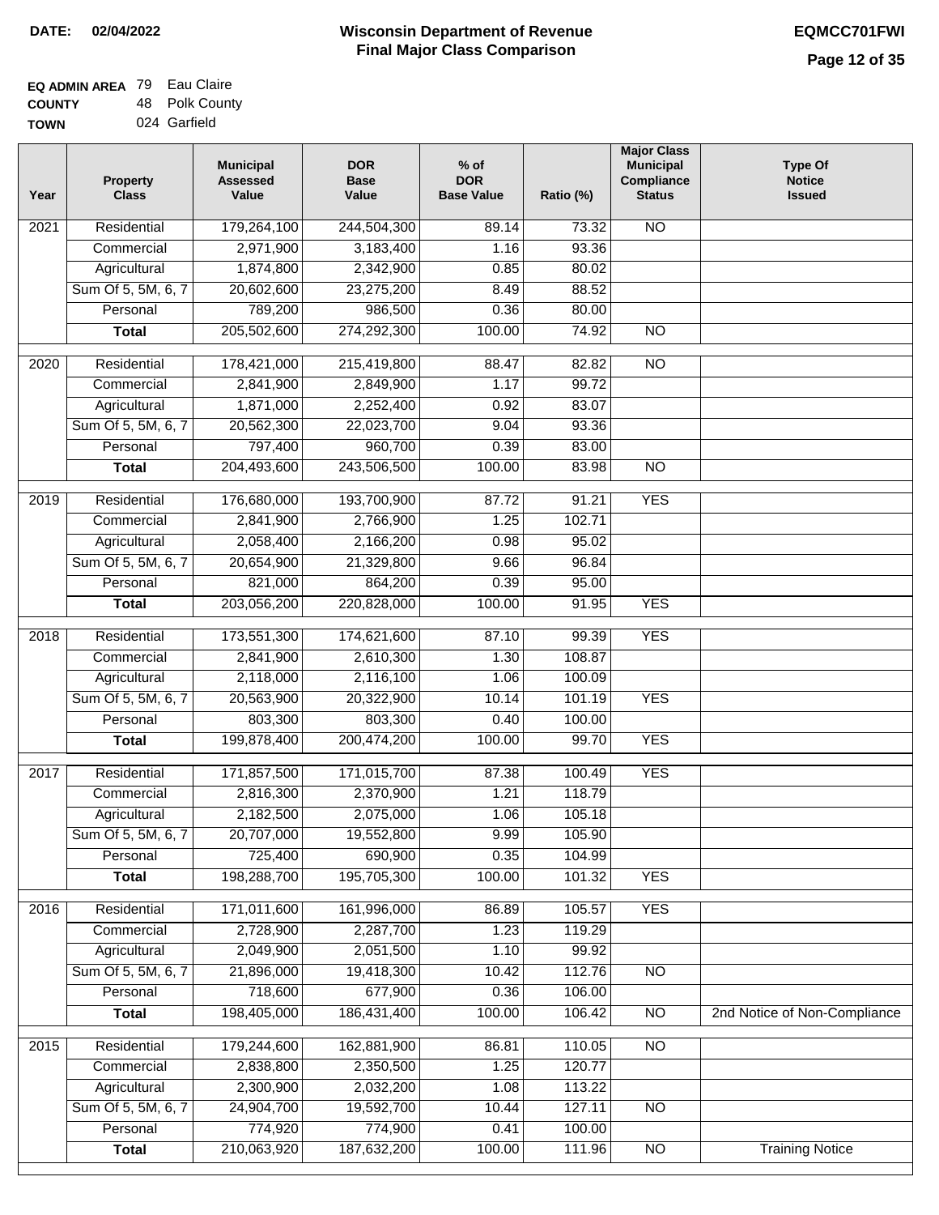**DATE:** 02/04/2022

# Wisconsin Department of Revenue
## Final Major Class Comparison

**EQMCC701FWI**

**EQ ADMIN AREA** 79 Eau Claire
**COUNTY** 48 Polk County
**TOWN** 024 Garfield

| Year | Property Class | Municipal Assessed Value | DOR Base Value | % of DOR Base Value | Ratio (%) | Major Class Municipal Compliance Status | Type Of Notice Issued |
|---|---|---|---|---|---|---|---|
| 2021 | Residential | 179,264,100 | 244,504,300 | 89.14 | 73.32 | NO | |
| | Commercial | 2,971,900 | 3,183,400 | 1.16 | 93.36 | | |
| | Agricultural | 1,874,800 | 2,342,900 | 0.85 | 80.02 | | |
| | Sum Of 5, 5M, 6, 7 | 20,602,600 | 23,275,200 | 8.49 | 88.52 | | |
| | Personal | 789,200 | 986,500 | 0.36 | 80.00 | | |
| | **Total** | 205,502,600 | 274,292,300 | 100.00 | 74.92 | NO | |
| 2020 | Residential | 178,421,000 | 215,419,800 | 88.47 | 82.82 | NO | |
| | Commercial | 2,841,900 | 2,849,900 | 1.17 | 99.72 | | |
| | Agricultural | 1,871,000 | 2,252,400 | 0.92 | 83.07 | | |
| | Sum Of 5, 5M, 6, 7 | 20,562,300 | 22,023,700 | 9.04 | 93.36 | | |
| | Personal | 797,400 | 960,700 | 0.39 | 83.00 | | |
| | **Total** | 204,493,600 | 243,506,500 | 100.00 | 83.98 | NO | |
| 2019 | Residential | 176,680,000 | 193,700,900 | 87.72 | 91.21 | YES | |
| | Commercial | 2,841,900 | 2,766,900 | 1.25 | 102.71 | | |
| | Agricultural | 2,058,400 | 2,166,200 | 0.98 | 95.02 | | |
| | Sum Of 5, 5M, 6, 7 | 20,654,900 | 21,329,800 | 9.66 | 96.84 | | |
| | Personal | 821,000 | 864,200 | 0.39 | 95.00 | | |
| | **Total** | 203,056,200 | 220,828,000 | 100.00 | 91.95 | YES | |
| 2018 | Residential | 173,551,300 | 174,621,600 | 87.10 | 99.39 | YES | |
| | Commercial | 2,841,900 | 2,610,300 | 1.30 | 108.87 | | |
| | Agricultural | 2,118,000 | 2,116,100 | 1.06 | 100.09 | | |
| | Sum Of 5, 5M, 6, 7 | 20,563,900 | 20,322,900 | 10.14 | 101.19 | YES | |
| | Personal | 803,300 | 803,300 | 0.40 | 100.00 | | |
| | **Total** | 199,878,400 | 200,474,200 | 100.00 | 99.70 | YES | |
| 2017 | Residential | 171,857,500 | 171,015,700 | 87.38 | 100.49 | YES | |
| | Commercial | 2,816,300 | 2,370,900 | 1.21 | 118.79 | | |
| | Agricultural | 2,182,500 | 2,075,000 | 1.06 | 105.18 | | |
| | Sum Of 5, 5M, 6, 7 | 20,707,000 | 19,552,800 | 9.99 | 105.90 | | |
| | Personal | 725,400 | 690,900 | 0.35 | 104.99 | | |
| | **Total** | 198,288,700 | 195,705,300 | 100.00 | 101.32 | YES | |
| 2016 | Residential | 171,011,600 | 161,996,000 | 86.89 | 105.57 | YES | |
| | Commercial | 2,728,900 | 2,287,700 | 1.23 | 119.29 | | |
| | Agricultural | 2,049,900 | 2,051,500 | 1.10 | 99.92 | | |
| | Sum Of 5, 5M, 6, 7 | 21,896,000 | 19,418,300 | 10.42 | 112.76 | NO | |
| | Personal | 718,600 | 677,900 | 0.36 | 106.00 | | |
| | **Total** | 198,405,000 | 186,431,400 | 100.00 | 106.42 | NO | 2nd Notice of Non-Compliance |
| 2015 | Residential | 179,244,600 | 162,881,900 | 86.81 | 110.05 | NO | |
| | Commercial | 2,838,800 | 2,350,500 | 1.25 | 120.77 | | |
| | Agricultural | 2,300,900 | 2,032,200 | 1.08 | 113.22 | | |
| | Sum Of 5, 5M, 6, 7 | 24,904,700 | 19,592,700 | 10.44 | 127.11 | NO | |
| | Personal | 774,920 | 774,900 | 0.41 | 100.00 | | |
| | **Total** | 210,063,920 | 187,632,200 | 100.00 | 111.96 | NO | Training Notice |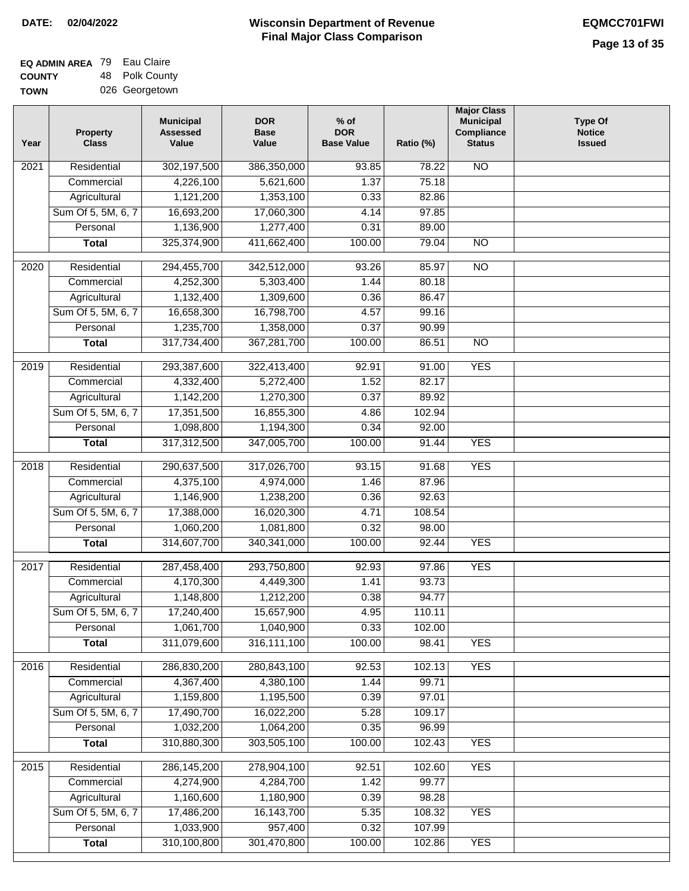**DATE: 02/04/2022**

# Wisconsin Department of Revenue
## Final Major Class Comparison

**EQMCC701FWI**

**EQ ADMIN AREA** 79 Eau Claire
**COUNTY** 48 Polk County
**TOWN** 026 Georgetown

| Year | Property Class | Municipal Assessed Value | DOR Base Value | % of DOR Base Value | Ratio (%) | Major Class Municipal Compliance Status | Type Of Notice Issued |
|---|---|---|---|---|---|---|---|
| 2021 | Residential | 302,197,500 | 386,350,000 | 93.85 | 78.22 | NO | |
| | Commercial | 4,226,100 | 5,621,600 | 1.37 | 75.18 | | |
| | Agricultural | 1,121,200 | 1,353,100 | 0.33 | 82.86 | | |
| | Sum Of 5, 5M, 6, 7 | 16,693,200 | 17,060,300 | 4.14 | 97.85 | | |
| | Personal | 1,136,900 | 1,277,400 | 0.31 | 89.00 | | |
| | **Total** | 325,374,900 | 411,662,400 | 100.00 | 79.04 | NO | |
| 2020 | Residential | 294,455,700 | 342,512,000 | 93.26 | 85.97 | NO | |
| | Commercial | 4,252,300 | 5,303,400 | 1.44 | 80.18 | | |
| | Agricultural | 1,132,400 | 1,309,600 | 0.36 | 86.47 | | |
| | Sum Of 5, 5M, 6, 7 | 16,658,300 | 16,798,700 | 4.57 | 99.16 | | |
| | Personal | 1,235,700 | 1,358,000 | 0.37 | 90.99 | | |
| | **Total** | 317,734,400 | 367,281,700 | 100.00 | 86.51 | NO | |
| 2019 | Residential | 293,387,600 | 322,413,400 | 92.91 | 91.00 | YES | |
| | Commercial | 4,332,400 | 5,272,400 | 1.52 | 82.17 | | |
| | Agricultural | 1,142,200 | 1,270,300 | 0.37 | 89.92 | | |
| | Sum Of 5, 5M, 6, 7 | 17,351,500 | 16,855,300 | 4.86 | 102.94 | | |
| | Personal | 1,098,800 | 1,194,300 | 0.34 | 92.00 | | |
| | **Total** | 317,312,500 | 347,005,700 | 100.00 | 91.44 | YES | |
| 2018 | Residential | 290,637,500 | 317,026,700 | 93.15 | 91.68 | YES | |
| | Commercial | 4,375,100 | 4,974,000 | 1.46 | 87.96 | | |
| | Agricultural | 1,146,900 | 1,238,200 | 0.36 | 92.63 | | |
| | Sum Of 5, 5M, 6, 7 | 17,388,000 | 16,020,300 | 4.71 | 108.54 | | |
| | Personal | 1,060,200 | 1,081,800 | 0.32 | 98.00 | | |
| | **Total** | 314,607,700 | 340,341,000 | 100.00 | 92.44 | YES | |
| 2017 | Residential | 287,458,400 | 293,750,800 | 92.93 | 97.86 | YES | |
| | Commercial | 4,170,300 | 4,449,300 | 1.41 | 93.73 | | |
| | Agricultural | 1,148,800 | 1,212,200 | 0.38 | 94.77 | | |
| | Sum Of 5, 5M, 6, 7 | 17,240,400 | 15,657,900 | 4.95 | 110.11 | | |
| | Personal | 1,061,700 | 1,040,900 | 0.33 | 102.00 | | |
| | **Total** | 311,079,600 | 316,111,100 | 100.00 | 98.41 | YES | |
| 2016 | Residential | 286,830,200 | 280,843,100 | 92.53 | 102.13 | YES | |
| | Commercial | 4,367,400 | 4,380,100 | 1.44 | 99.71 | | |
| | Agricultural | 1,159,800 | 1,195,500 | 0.39 | 97.01 | | |
| | Sum Of 5, 5M, 6, 7 | 17,490,700 | 16,022,200 | 5.28 | 109.17 | | |
| | Personal | 1,032,200 | 1,064,200 | 0.35 | 96.99 | | |
| | **Total** | 310,880,300 | 303,505,100 | 100.00 | 102.43 | YES | |
| 2015 | Residential | 286,145,200 | 278,904,100 | 92.51 | 102.60 | YES | |
| | Commercial | 4,274,900 | 4,284,700 | 1.42 | 99.77 | | |
| | Agricultural | 1,160,600 | 1,180,900 | 0.39 | 98.28 | | |
| | Sum Of 5, 5M, 6, 7 | 17,486,200 | 16,143,700 | 5.35 | 108.32 | YES | |
| | Personal | 1,033,900 | 957,400 | 0.32 | 107.99 | | |
| | **Total** | 310,100,800 | 301,470,800 | 100.00 | 102.86 | YES | |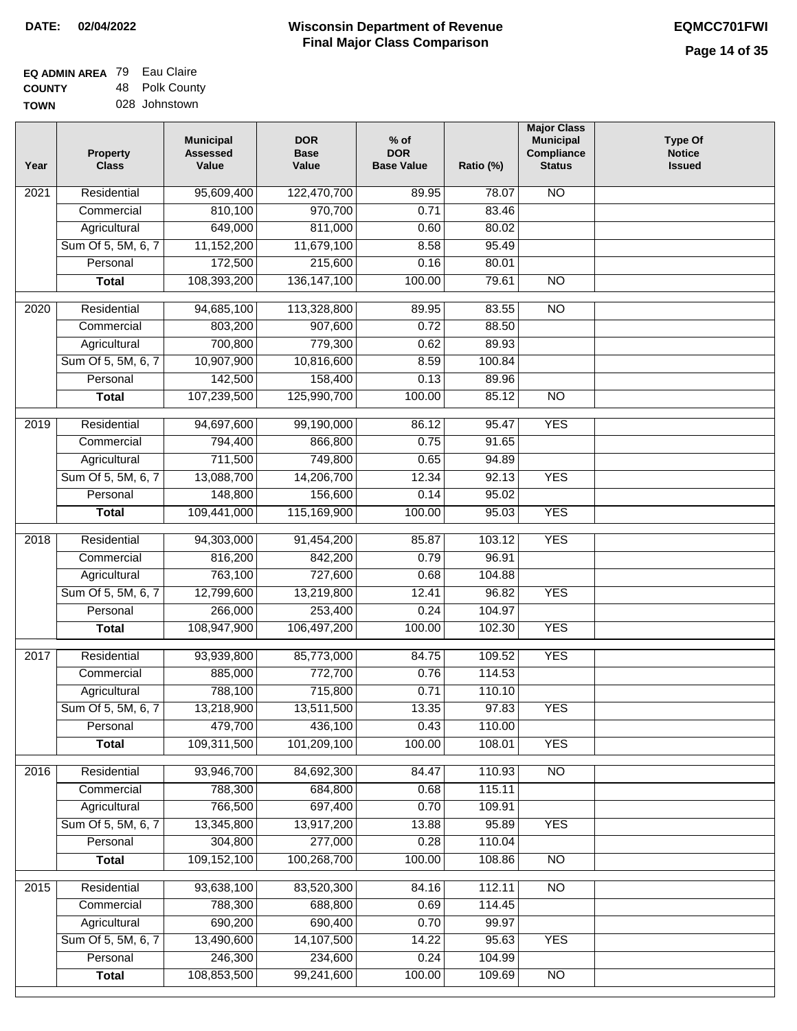**DATE: 02/04/2022**

# Wisconsin Department of Revenue
## Final Major Class Comparison

**EQMCC701FWI**

**EQ ADMIN AREA** 79 Eau Claire
**COUNTY** 48 Polk County
**TOWN** 028 Johnstown

| Year | Property Class | Municipal Assessed Value | DOR Base Value | % of DOR Base Value | Ratio (%) | Major Class Municipal Compliance Status | Type Of Notice Issued |
|---|---|---|---|---|---|---|---|
| 2021 | Residential | 95,609,400 | 122,470,700 | 89.95 | 78.07 | NO | |
| | Commercial | 810,100 | 970,700 | 0.71 | 83.46 | | |
| | Agricultural | 649,000 | 811,000 | 0.60 | 80.02 | | |
| | Sum Of 5, 5M, 6, 7 | 11,152,200 | 11,679,100 | 8.58 | 95.49 | | |
| | Personal | 172,500 | 215,600 | 0.16 | 80.01 | | |
| | **Total** | 108,393,200 | 136,147,100 | 100.00 | 79.61 | NO | |
| 2020 | Residential | 94,685,100 | 113,328,800 | 89.95 | 83.55 | NO | |
| | Commercial | 803,200 | 907,600 | 0.72 | 88.50 | | |
| | Agricultural | 700,800 | 779,300 | 0.62 | 89.93 | | |
| | Sum Of 5, 5M, 6, 7 | 10,907,900 | 10,816,600 | 8.59 | 100.84 | | |
| | Personal | 142,500 | 158,400 | 0.13 | 89.96 | | |
| | **Total** | 107,239,500 | 125,990,700 | 100.00 | 85.12 | NO | |
| 2019 | Residential | 94,697,600 | 99,190,000 | 86.12 | 95.47 | YES | |
| | Commercial | 794,400 | 866,800 | 0.75 | 91.65 | | |
| | Agricultural | 711,500 | 749,800 | 0.65 | 94.89 | | |
| | Sum Of 5, 5M, 6, 7 | 13,088,700 | 14,206,700 | 12.34 | 92.13 | YES | |
| | Personal | 148,800 | 156,600 | 0.14 | 95.02 | | |
| | **Total** | 109,441,000 | 115,169,900 | 100.00 | 95.03 | YES | |
| 2018 | Residential | 94,303,000 | 91,454,200 | 85.87 | 103.12 | YES | |
| | Commercial | 816,200 | 842,200 | 0.79 | 96.91 | | |
| | Agricultural | 763,100 | 727,600 | 0.68 | 104.88 | | |
| | Sum Of 5, 5M, 6, 7 | 12,799,600 | 13,219,800 | 12.41 | 96.82 | YES | |
| | Personal | 266,000 | 253,400 | 0.24 | 104.97 | | |
| | **Total** | 108,947,900 | 106,497,200 | 100.00 | 102.30 | YES | |
| 2017 | Residential | 93,939,800 | 85,773,000 | 84.75 | 109.52 | YES | |
| | Commercial | 885,000 | 772,700 | 0.76 | 114.53 | | |
| | Agricultural | 788,100 | 715,800 | 0.71 | 110.10 | | |
| | Sum Of 5, 5M, 6, 7 | 13,218,900 | 13,511,500 | 13.35 | 97.83 | YES | |
| | Personal | 479,700 | 436,100 | 0.43 | 110.00 | | |
| | **Total** | 109,311,500 | 101,209,100 | 100.00 | 108.01 | YES | |
| 2016 | Residential | 93,946,700 | 84,692,300 | 84.47 | 110.93 | NO | |
| | Commercial | 788,300 | 684,800 | 0.68 | 115.11 | | |
| | Agricultural | 766,500 | 697,400 | 0.70 | 109.91 | | |
| | Sum Of 5, 5M, 6, 7 | 13,345,800 | 13,917,200 | 13.88 | 95.89 | YES | |
| | Personal | 304,800 | 277,000 | 0.28 | 110.04 | | |
| | **Total** | 109,152,100 | 100,268,700 | 100.00 | 108.86 | NO | |
| 2015 | Residential | 93,638,100 | 83,520,300 | 84.16 | 112.11 | NO | |
| | Commercial | 788,300 | 688,800 | 0.69 | 114.45 | | |
| | Agricultural | 690,200 | 690,400 | 0.70 | 99.97 | | |
| | Sum Of 5, 5M, 6, 7 | 13,490,600 | 14,107,500 | 14.22 | 95.63 | YES | |
| | Personal | 246,300 | 234,600 | 0.24 | 104.99 | | |
| | **Total** | 108,853,500 | 99,241,600 | 100.00 | 109.69 | NO | |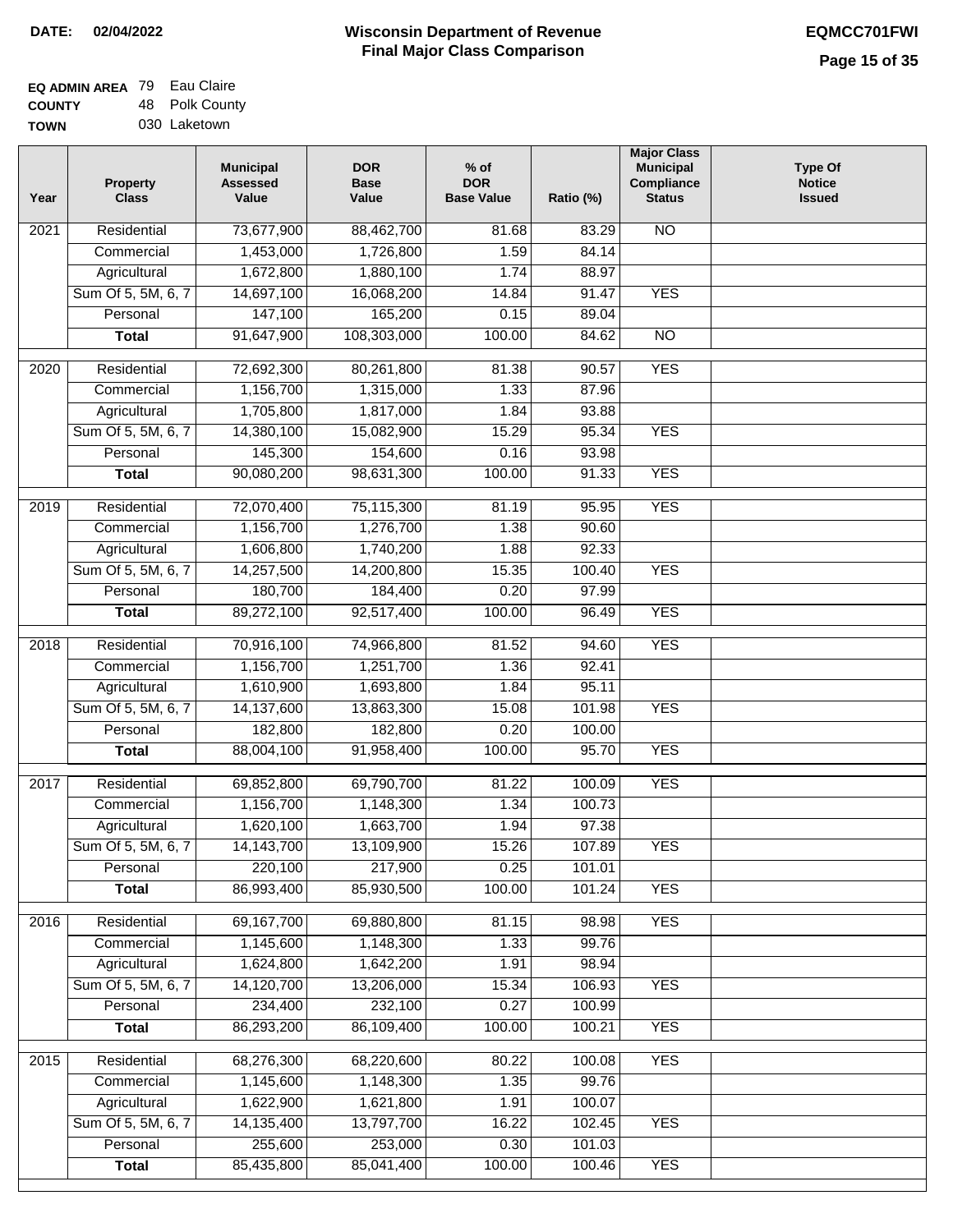**DATE:** 02/04/2022

# Wisconsin Department of Revenue
## Final Major Class Comparison

**EQMCC701FWI**

| | | |
|---|---|---|
| **EQ ADMIN AREA** | 79 | Eau Claire |
| **COUNTY** | 48 | Polk County |
| **TOWN** | 030 | Laketown |

| Year | Property Class | Municipal Assessed Value | DOR Base Value | % of DOR Base Value | Ratio (%) | Major Class Municipal Compliance Status | Type Of Notice Issued |
|---|---|---|---|---|---|---|---|
| 2021 | Residential | 73,677,900 | 88,462,700 | 81.68 | 83.29 | NO | |
| | Commercial | 1,453,000 | 1,726,800 | 1.59 | 84.14 | | |
| | Agricultural | 1,672,800 | 1,880,100 | 1.74 | 88.97 | | |
| | Sum Of 5, 5M, 6, 7 | 14,697,100 | 16,068,200 | 14.84 | 91.47 | YES | |
| | Personal | 147,100 | 165,200 | 0.15 | 89.04 | | |
| | **Total** | 91,647,900 | 108,303,000 | 100.00 | 84.62 | NO | |
| 2020 | Residential | 72,692,300 | 80,261,800 | 81.38 | 90.57 | YES | |
| | Commercial | 1,156,700 | 1,315,000 | 1.33 | 87.96 | | |
| | Agricultural | 1,705,800 | 1,817,000 | 1.84 | 93.88 | | |
| | Sum Of 5, 5M, 6, 7 | 14,380,100 | 15,082,900 | 15.29 | 95.34 | YES | |
| | Personal | 145,300 | 154,600 | 0.16 | 93.98 | | |
| | **Total** | 90,080,200 | 98,631,300 | 100.00 | 91.33 | YES | |
| 2019 | Residential | 72,070,400 | 75,115,300 | 81.19 | 95.95 | YES | |
| | Commercial | 1,156,700 | 1,276,700 | 1.38 | 90.60 | | |
| | Agricultural | 1,606,800 | 1,740,200 | 1.88 | 92.33 | | |
| | Sum Of 5, 5M, 6, 7 | 14,257,500 | 14,200,800 | 15.35 | 100.40 | YES | |
| | Personal | 180,700 | 184,400 | 0.20 | 97.99 | | |
| | **Total** | 89,272,100 | 92,517,400 | 100.00 | 96.49 | YES | |
| 2018 | Residential | 70,916,100 | 74,966,800 | 81.52 | 94.60 | YES | |
| | Commercial | 1,156,700 | 1,251,700 | 1.36 | 92.41 | | |
| | Agricultural | 1,610,900 | 1,693,800 | 1.84 | 95.11 | | |
| | Sum Of 5, 5M, 6, 7 | 14,137,600 | 13,863,300 | 15.08 | 101.98 | YES | |
| | Personal | 182,800 | 182,800 | 0.20 | 100.00 | | |
| | **Total** | 88,004,100 | 91,958,400 | 100.00 | 95.70 | YES | |
| 2017 | Residential | 69,852,800 | 69,790,700 | 81.22 | 100.09 | YES | |
| | Commercial | 1,156,700 | 1,148,300 | 1.34 | 100.73 | | |
| | Agricultural | 1,620,100 | 1,663,700 | 1.94 | 97.38 | | |
| | Sum Of 5, 5M, 6, 7 | 14,143,700 | 13,109,900 | 15.26 | 107.89 | YES | |
| | Personal | 220,100 | 217,900 | 0.25 | 101.01 | | |
| | **Total** | 86,993,400 | 85,930,500 | 100.00 | 101.24 | YES | |
| 2016 | Residential | 69,167,700 | 69,880,800 | 81.15 | 98.98 | YES | |
| | Commercial | 1,145,600 | 1,148,300 | 1.33 | 99.76 | | |
| | Agricultural | 1,624,800 | 1,642,200 | 1.91 | 98.94 | | |
| | Sum Of 5, 5M, 6, 7 | 14,120,700 | 13,206,000 | 15.34 | 106.93 | YES | |
| | Personal | 234,400 | 232,100 | 0.27 | 100.99 | | |
| | **Total** | 86,293,200 | 86,109,400 | 100.00 | 100.21 | YES | |
| 2015 | Residential | 68,276,300 | 68,220,600 | 80.22 | 100.08 | YES | |
| | Commercial | 1,145,600 | 1,148,300 | 1.35 | 99.76 | | |
| | Agricultural | 1,622,900 | 1,621,800 | 1.91 | 100.07 | | |
| | Sum Of 5, 5M, 6, 7 | 14,135,400 | 13,797,700 | 16.22 | 102.45 | YES | |
| | Personal | 255,600 | 253,000 | 0.30 | 101.03 | | |
| | **Total** | 85,435,800 | 85,041,400 | 100.00 | 100.46 | YES | |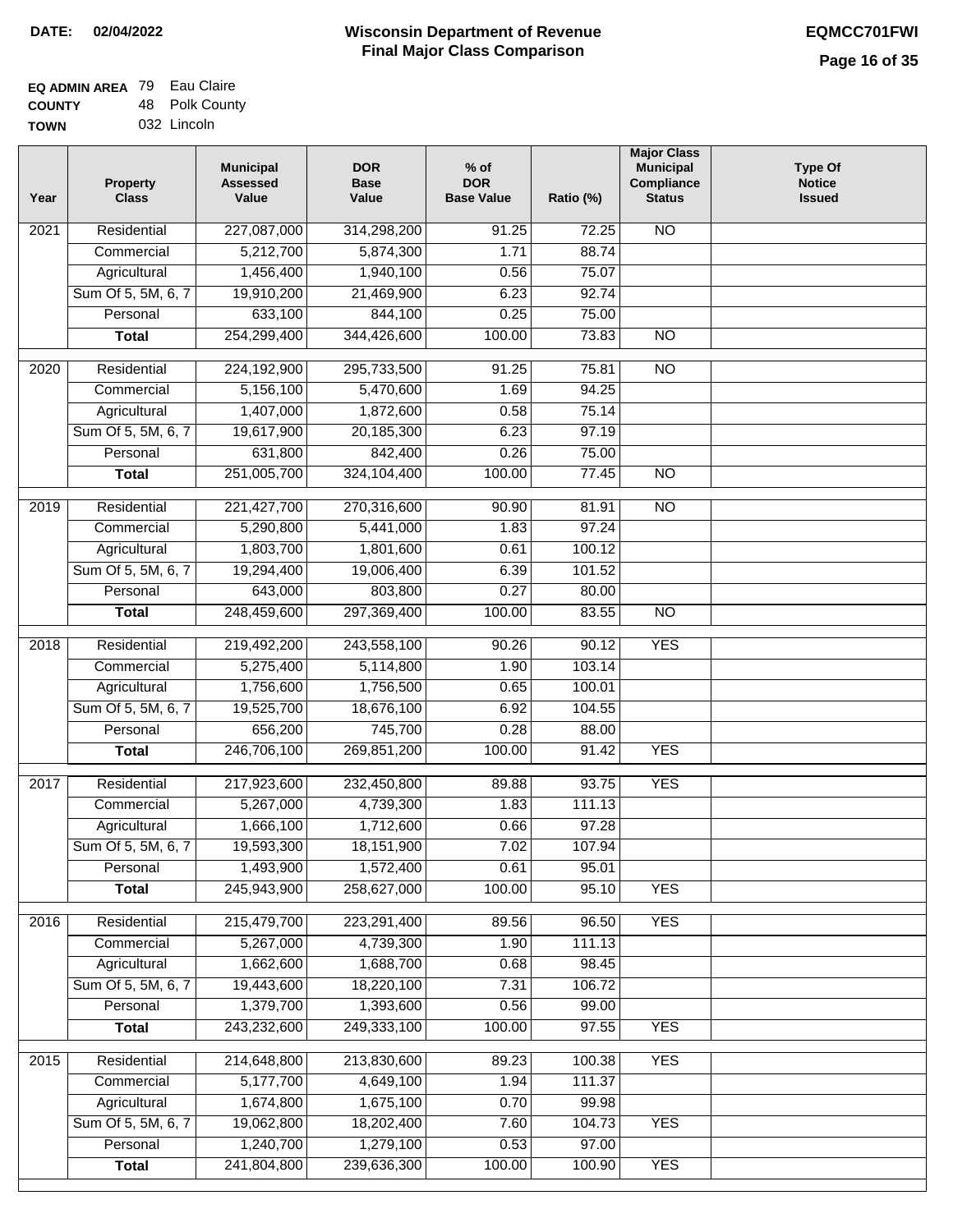**DATE: 02/04/2022**

# Wisconsin Department of Revenue
## Final Major Class Comparison

**EQMCC701FWI**

**EQ ADMIN AREA** 79 Eau Claire
**COUNTY** 48 Polk County
**TOWN** 032 Lincoln

| Year | Property Class | Municipal Assessed Value | DOR Base Value | % of DOR Base Value | Ratio (%) | Major Class Municipal Compliance Status | Type Of Notice Issued |
|---|---|---|---|---|---|---|---|
| 2021 | Residential | 227,087,000 | 314,298,200 | 91.25 | 72.25 | NO | |
| | Commercial | 5,212,700 | 5,874,300 | 1.71 | 88.74 | | |
| | Agricultural | 1,456,400 | 1,940,100 | 0.56 | 75.07 | | |
| | Sum Of 5, 5M, 6, 7 | 19,910,200 | 21,469,900 | 6.23 | 92.74 | | |
| | Personal | 633,100 | 844,100 | 0.25 | 75.00 | | |
| | **Total** | 254,299,400 | 344,426,600 | 100.00 | 73.83 | NO | |
| 2020 | Residential | 224,192,900 | 295,733,500 | 91.25 | 75.81 | NO | |
| | Commercial | 5,156,100 | 5,470,600 | 1.69 | 94.25 | | |
| | Agricultural | 1,407,000 | 1,872,600 | 0.58 | 75.14 | | |
| | Sum Of 5, 5M, 6, 7 | 19,617,900 | 20,185,300 | 6.23 | 97.19 | | |
| | Personal | 631,800 | 842,400 | 0.26 | 75.00 | | |
| | **Total** | 251,005,700 | 324,104,400 | 100.00 | 77.45 | NO | |
| 2019 | Residential | 221,427,700 | 270,316,600 | 90.90 | 81.91 | NO | |
| | Commercial | 5,290,800 | 5,441,000 | 1.83 | 97.24 | | |
| | Agricultural | 1,803,700 | 1,801,600 | 0.61 | 100.12 | | |
| | Sum Of 5, 5M, 6, 7 | 19,294,400 | 19,006,400 | 6.39 | 101.52 | | |
| | Personal | 643,000 | 803,800 | 0.27 | 80.00 | | |
| | **Total** | 248,459,600 | 297,369,400 | 100.00 | 83.55 | NO | |
| 2018 | Residential | 219,492,200 | 243,558,100 | 90.26 | 90.12 | YES | |
| | Commercial | 5,275,400 | 5,114,800 | 1.90 | 103.14 | | |
| | Agricultural | 1,756,600 | 1,756,500 | 0.65 | 100.01 | | |
| | Sum Of 5, 5M, 6, 7 | 19,525,700 | 18,676,100 | 6.92 | 104.55 | | |
| | Personal | 656,200 | 745,700 | 0.28 | 88.00 | | |
| | **Total** | 246,706,100 | 269,851,200 | 100.00 | 91.42 | YES | |
| 2017 | Residential | 217,923,600 | 232,450,800 | 89.88 | 93.75 | YES | |
| | Commercial | 5,267,000 | 4,739,300 | 1.83 | 111.13 | | |
| | Agricultural | 1,666,100 | 1,712,600 | 0.66 | 97.28 | | |
| | Sum Of 5, 5M, 6, 7 | 19,593,300 | 18,151,900 | 7.02 | 107.94 | | |
| | Personal | 1,493,900 | 1,572,400 | 0.61 | 95.01 | | |
| | **Total** | 245,943,900 | 258,627,000 | 100.00 | 95.10 | YES | |
| 2016 | Residential | 215,479,700 | 223,291,400 | 89.56 | 96.50 | YES | |
| | Commercial | 5,267,000 | 4,739,300 | 1.90 | 111.13 | | |
| | Agricultural | 1,662,600 | 1,688,700 | 0.68 | 98.45 | | |
| | Sum Of 5, 5M, 6, 7 | 19,443,600 | 18,220,100 | 7.31 | 106.72 | | |
| | Personal | 1,379,700 | 1,393,600 | 0.56 | 99.00 | | |
| | **Total** | 243,232,600 | 249,333,100 | 100.00 | 97.55 | YES | |
| 2015 | Residential | 214,648,800 | 213,830,600 | 89.23 | 100.38 | YES | |
| | Commercial | 5,177,700 | 4,649,100 | 1.94 | 111.37 | | |
| | Agricultural | 1,674,800 | 1,675,100 | 0.70 | 99.98 | | |
| | Sum Of 5, 5M, 6, 7 | 19,062,800 | 18,202,400 | 7.60 | 104.73 | YES | |
| | Personal | 1,240,700 | 1,279,100 | 0.53 | 97.00 | | |
| | **Total** | 241,804,800 | 239,636,300 | 100.00 | 100.90 | YES | |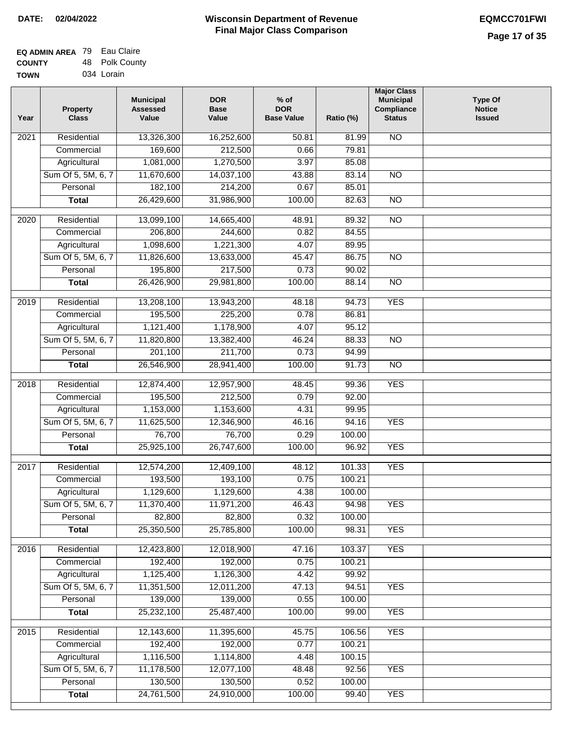**DATE: 02/04/2022**

# Wisconsin Department of Revenue
## Final Major Class Comparison

**EQMCC701FWI**

**EQ ADMIN AREA** 79 Eau Claire
**COUNTY** 48 Polk County
**TOWN** 034 Lorain

| Year | Property Class | Municipal Assessed Value | DOR Base Value | % of DOR Base Value | Ratio (%) | Major Class Municipal Compliance Status | Type Of Notice Issued |
|---|---|---|---|---|---|---|---|
| 2021 | Residential | 13,326,300 | 16,252,600 | 50.81 | 81.99 | NO | |
| | Commercial | 169,600 | 212,500 | 0.66 | 79.81 | | |
| | Agricultural | 1,081,000 | 1,270,500 | 3.97 | 85.08 | | |
| | Sum Of 5, 5M, 6, 7 | 11,670,600 | 14,037,100 | 43.88 | 83.14 | NO | |
| | Personal | 182,100 | 214,200 | 0.67 | 85.01 | | |
| | **Total** | 26,429,600 | 31,986,900 | 100.00 | 82.63 | NO | |
| 2020 | Residential | 13,099,100 | 14,665,400 | 48.91 | 89.32 | NO | |
| | Commercial | 206,800 | 244,600 | 0.82 | 84.55 | | |
| | Agricultural | 1,098,600 | 1,221,300 | 4.07 | 89.95 | | |
| | Sum Of 5, 5M, 6, 7 | 11,826,600 | 13,633,000 | 45.47 | 86.75 | NO | |
| | Personal | 195,800 | 217,500 | 0.73 | 90.02 | | |
| | **Total** | 26,426,900 | 29,981,800 | 100.00 | 88.14 | NO | |
| 2019 | Residential | 13,208,100 | 13,943,200 | 48.18 | 94.73 | YES | |
| | Commercial | 195,500 | 225,200 | 0.78 | 86.81 | | |
| | Agricultural | 1,121,400 | 1,178,900 | 4.07 | 95.12 | | |
| | Sum Of 5, 5M, 6, 7 | 11,820,800 | 13,382,400 | 46.24 | 88.33 | NO | |
| | Personal | 201,100 | 211,700 | 0.73 | 94.99 | | |
| | **Total** | 26,546,900 | 28,941,400 | 100.00 | 91.73 | NO | |
| 2018 | Residential | 12,874,400 | 12,957,900 | 48.45 | 99.36 | YES | |
| | Commercial | 195,500 | 212,500 | 0.79 | 92.00 | | |
| | Agricultural | 1,153,000 | 1,153,600 | 4.31 | 99.95 | | |
| | Sum Of 5, 5M, 6, 7 | 11,625,500 | 12,346,900 | 46.16 | 94.16 | YES | |
| | Personal | 76,700 | 76,700 | 0.29 | 100.00 | | |
| | **Total** | 25,925,100 | 26,747,600 | 100.00 | 96.92 | YES | |
| 2017 | Residential | 12,574,200 | 12,409,100 | 48.12 | 101.33 | YES | |
| | Commercial | 193,500 | 193,100 | 0.75 | 100.21 | | |
| | Agricultural | 1,129,600 | 1,129,600 | 4.38 | 100.00 | | |
| | Sum Of 5, 5M, 6, 7 | 11,370,400 | 11,971,200 | 46.43 | 94.98 | YES | |
| | Personal | 82,800 | 82,800 | 0.32 | 100.00 | | |
| | **Total** | 25,350,500 | 25,785,800 | 100.00 | 98.31 | YES | |
| 2016 | Residential | 12,423,800 | 12,018,900 | 47.16 | 103.37 | YES | |
| | Commercial | 192,400 | 192,000 | 0.75 | 100.21 | | |
| | Agricultural | 1,125,400 | 1,126,300 | 4.42 | 99.92 | | |
| | Sum Of 5, 5M, 6, 7 | 11,351,500 | 12,011,200 | 47.13 | 94.51 | YES | |
| | Personal | 139,000 | 139,000 | 0.55 | 100.00 | | |
| | **Total** | 25,232,100 | 25,487,400 | 100.00 | 99.00 | YES | |
| 2015 | Residential | 12,143,600 | 11,395,600 | 45.75 | 106.56 | YES | |
| | Commercial | 192,400 | 192,000 | 0.77 | 100.21 | | |
| | Agricultural | 1,116,500 | 1,114,800 | 4.48 | 100.15 | | |
| | Sum Of 5, 5M, 6, 7 | 11,178,500 | 12,077,100 | 48.48 | 92.56 | YES | |
| | Personal | 130,500 | 130,500 | 0.52 | 100.00 | | |
| | **Total** | 24,761,500 | 24,910,000 | 100.00 | 99.40 | YES | |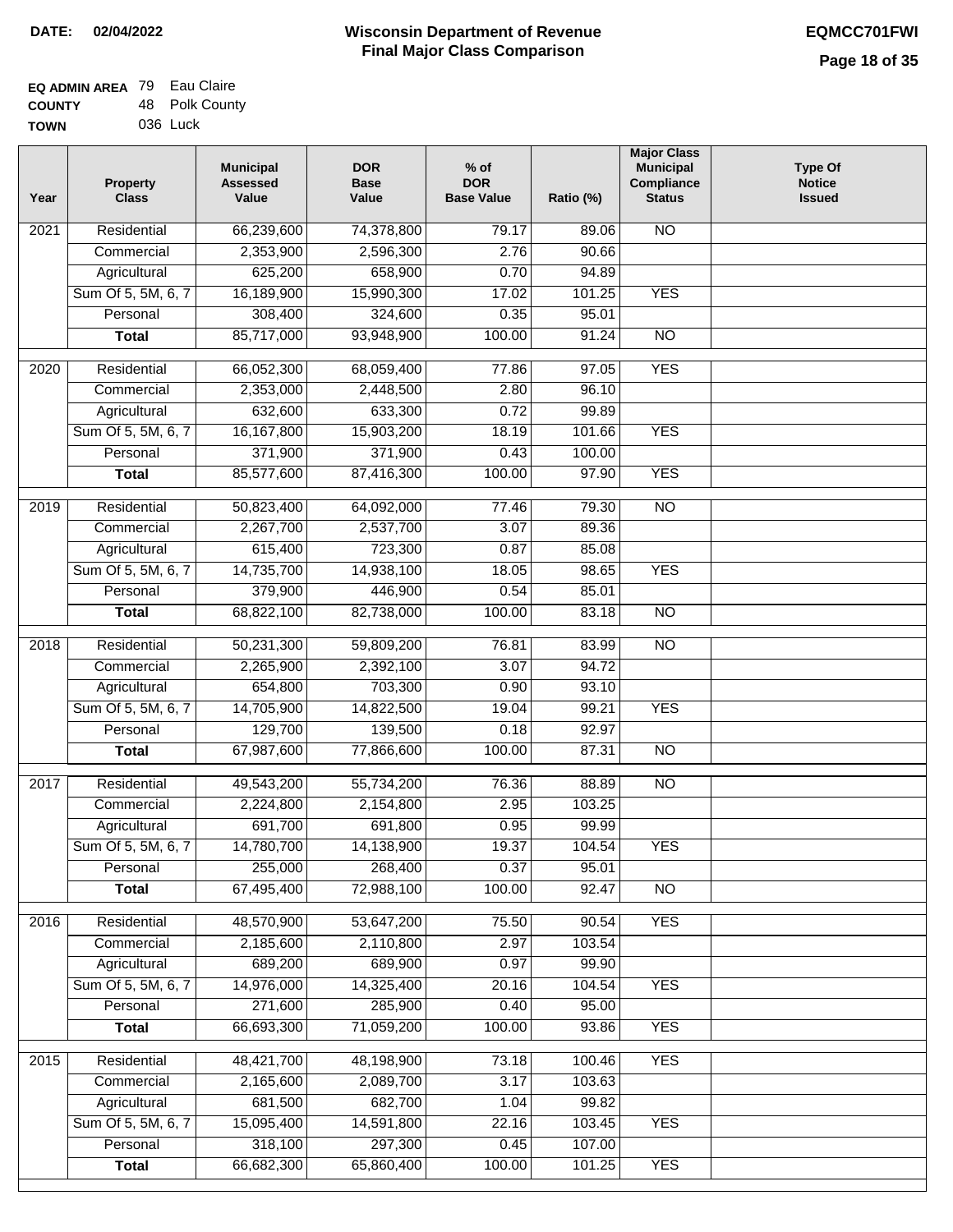**DATE:** 02/04/2022

# Wisconsin Department of Revenue
## Final Major Class Comparison

**EQMCC701FWI**

**EQ ADMIN AREA** 79 Eau Claire
**COUNTY** 48 Polk County
**TOWN** 036 Luck

| Year | Property Class | Municipal Assessed Value | DOR Base Value | % of DOR Base Value | Ratio (%) | Major Class Municipal Compliance Status | Type Of Notice Issued |
|---|---|---|---|---|---|---|---|
| 2021 | Residential | 66,239,600 | 74,378,800 | 79.17 | 89.06 | NO | |
| | Commercial | 2,353,900 | 2,596,300 | 2.76 | 90.66 | | |
| | Agricultural | 625,200 | 658,900 | 0.70 | 94.89 | | |
| | Sum Of 5, 5M, 6, 7 | 16,189,900 | 15,990,300 | 17.02 | 101.25 | YES | |
| | Personal | 308,400 | 324,600 | 0.35 | 95.01 | | |
| | **Total** | 85,717,000 | 93,948,900 | 100.00 | 91.24 | NO | |
| 2020 | Residential | 66,052,300 | 68,059,400 | 77.86 | 97.05 | YES | |
| | Commercial | 2,353,000 | 2,448,500 | 2.80 | 96.10 | | |
| | Agricultural | 632,600 | 633,300 | 0.72 | 99.89 | | |
| | Sum Of 5, 5M, 6, 7 | 16,167,800 | 15,903,200 | 18.19 | 101.66 | YES | |
| | Personal | 371,900 | 371,900 | 0.43 | 100.00 | | |
| | **Total** | 85,577,600 | 87,416,300 | 100.00 | 97.90 | YES | |
| 2019 | Residential | 50,823,400 | 64,092,000 | 77.46 | 79.30 | NO | |
| | Commercial | 2,267,700 | 2,537,700 | 3.07 | 89.36 | | |
| | Agricultural | 615,400 | 723,300 | 0.87 | 85.08 | | |
| | Sum Of 5, 5M, 6, 7 | 14,735,700 | 14,938,100 | 18.05 | 98.65 | YES | |
| | Personal | 379,900 | 446,900 | 0.54 | 85.01 | | |
| | **Total** | 68,822,100 | 82,738,000 | 100.00 | 83.18 | NO | |
| 2018 | Residential | 50,231,300 | 59,809,200 | 76.81 | 83.99 | NO | |
| | Commercial | 2,265,900 | 2,392,100 | 3.07 | 94.72 | | |
| | Agricultural | 654,800 | 703,300 | 0.90 | 93.10 | | |
| | Sum Of 5, 5M, 6, 7 | 14,705,900 | 14,822,500 | 19.04 | 99.21 | YES | |
| | Personal | 129,700 | 139,500 | 0.18 | 92.97 | | |
| | **Total** | 67,987,600 | 77,866,600 | 100.00 | 87.31 | NO | |
| 2017 | Residential | 49,543,200 | 55,734,200 | 76.36 | 88.89 | NO | |
| | Commercial | 2,224,800 | 2,154,800 | 2.95 | 103.25 | | |
| | Agricultural | 691,700 | 691,800 | 0.95 | 99.99 | | |
| | Sum Of 5, 5M, 6, 7 | 14,780,700 | 14,138,900 | 19.37 | 104.54 | YES | |
| | Personal | 255,000 | 268,400 | 0.37 | 95.01 | | |
| | **Total** | 67,495,400 | 72,988,100 | 100.00 | 92.47 | NO | |
| 2016 | Residential | 48,570,900 | 53,647,200 | 75.50 | 90.54 | YES | |
| | Commercial | 2,185,600 | 2,110,800 | 2.97 | 103.54 | | |
| | Agricultural | 689,200 | 689,900 | 0.97 | 99.90 | | |
| | Sum Of 5, 5M, 6, 7 | 14,976,000 | 14,325,400 | 20.16 | 104.54 | YES | |
| | Personal | 271,600 | 285,900 | 0.40 | 95.00 | | |
| | **Total** | 66,693,300 | 71,059,200 | 100.00 | 93.86 | YES | |
| 2015 | Residential | 48,421,700 | 48,198,900 | 73.18 | 100.46 | YES | |
| | Commercial | 2,165,600 | 2,089,700 | 3.17 | 103.63 | | |
| | Agricultural | 681,500 | 682,700 | 1.04 | 99.82 | | |
| | Sum Of 5, 5M, 6, 7 | 15,095,400 | 14,591,800 | 22.16 | 103.45 | YES | |
| | Personal | 318,100 | 297,300 | 0.45 | 107.00 | | |
| | **Total** | 66,682,300 | 65,860,400 | 100.00 | 101.25 | YES | |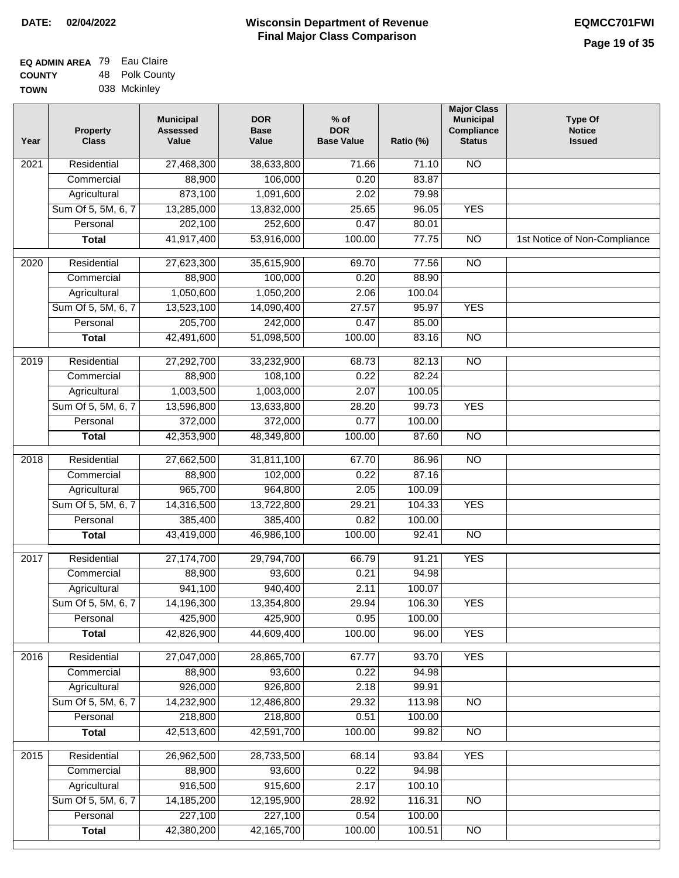**DATE:** 02/04/2022

# Wisconsin Department of Revenue
## Final Major Class Comparison

**EQMCC701FWI**

**EQ ADMIN AREA** 79 Eau Claire
**COUNTY** 48 Polk County
**TOWN** 038 Mckinley

| Year | Property Class | Municipal Assessed Value | DOR Base Value | % of DOR Base Value | Ratio (%) | Major Class Municipal Compliance Status | Type Of Notice Issued |
|---|---|---|---|---|---|---|---|
| 2021 | Residential | 27,468,300 | 38,633,800 | 71.66 | 71.10 | NO | |
| | Commercial | 88,900 | 106,000 | 0.20 | 83.87 | | |
| | Agricultural | 873,100 | 1,091,600 | 2.02 | 79.98 | | |
| | Sum Of 5, 5M, 6, 7 | 13,285,000 | 13,832,000 | 25.65 | 96.05 | YES | |
| | Personal | 202,100 | 252,600 | 0.47 | 80.01 | | |
| | **Total** | 41,917,400 | 53,916,000 | 100.00 | 77.75 | NO | 1st Notice of Non-Compliance |
| 2020 | Residential | 27,623,300 | 35,615,900 | 69.70 | 77.56 | NO | |
| | Commercial | 88,900 | 100,000 | 0.20 | 88.90 | | |
| | Agricultural | 1,050,600 | 1,050,200 | 2.06 | 100.04 | | |
| | Sum Of 5, 5M, 6, 7 | 13,523,100 | 14,090,400 | 27.57 | 95.97 | YES | |
| | Personal | 205,700 | 242,000 | 0.47 | 85.00 | | |
| | **Total** | 42,491,600 | 51,098,500 | 100.00 | 83.16 | NO | |
| 2019 | Residential | 27,292,700 | 33,232,900 | 68.73 | 82.13 | NO | |
| | Commercial | 88,900 | 108,100 | 0.22 | 82.24 | | |
| | Agricultural | 1,003,500 | 1,003,000 | 2.07 | 100.05 | | |
| | Sum Of 5, 5M, 6, 7 | 13,596,800 | 13,633,800 | 28.20 | 99.73 | YES | |
| | Personal | 372,000 | 372,000 | 0.77 | 100.00 | | |
| | **Total** | 42,353,900 | 48,349,800 | 100.00 | 87.60 | NO | |
| 2018 | Residential | 27,662,500 | 31,811,100 | 67.70 | 86.96 | NO | |
| | Commercial | 88,900 | 102,000 | 0.22 | 87.16 | | |
| | Agricultural | 965,700 | 964,800 | 2.05 | 100.09 | | |
| | Sum Of 5, 5M, 6, 7 | 14,316,500 | 13,722,800 | 29.21 | 104.33 | YES | |
| | Personal | 385,400 | 385,400 | 0.82 | 100.00 | | |
| | **Total** | 43,419,000 | 46,986,100 | 100.00 | 92.41 | NO | |
| 2017 | Residential | 27,174,700 | 29,794,700 | 66.79 | 91.21 | YES | |
| | Commercial | 88,900 | 93,600 | 0.21 | 94.98 | | |
| | Agricultural | 941,100 | 940,400 | 2.11 | 100.07 | | |
| | Sum Of 5, 5M, 6, 7 | 14,196,300 | 13,354,800 | 29.94 | 106.30 | YES | |
| | Personal | 425,900 | 425,900 | 0.95 | 100.00 | | |
| | **Total** | 42,826,900 | 44,609,400 | 100.00 | 96.00 | YES | |
| 2016 | Residential | 27,047,000 | 28,865,700 | 67.77 | 93.70 | YES | |
| | Commercial | 88,900 | 93,600 | 0.22 | 94.98 | | |
| | Agricultural | 926,000 | 926,800 | 2.18 | 99.91 | | |
| | Sum Of 5, 5M, 6, 7 | 14,232,900 | 12,486,800 | 29.32 | 113.98 | NO | |
| | Personal | 218,800 | 218,800 | 0.51 | 100.00 | | |
| | **Total** | 42,513,600 | 42,591,700 | 100.00 | 99.82 | NO | |
| 2015 | Residential | 26,962,500 | 28,733,500 | 68.14 | 93.84 | YES | |
| | Commercial | 88,900 | 93,600 | 0.22 | 94.98 | | |
| | Agricultural | 916,500 | 915,600 | 2.17 | 100.10 | | |
| | Sum Of 5, 5M, 6, 7 | 14,185,200 | 12,195,900 | 28.92 | 116.31 | NO | |
| | Personal | 227,100 | 227,100 | 0.54 | 100.00 | | |
| | **Total** | 42,380,200 | 42,165,700 | 100.00 | 100.51 | NO | |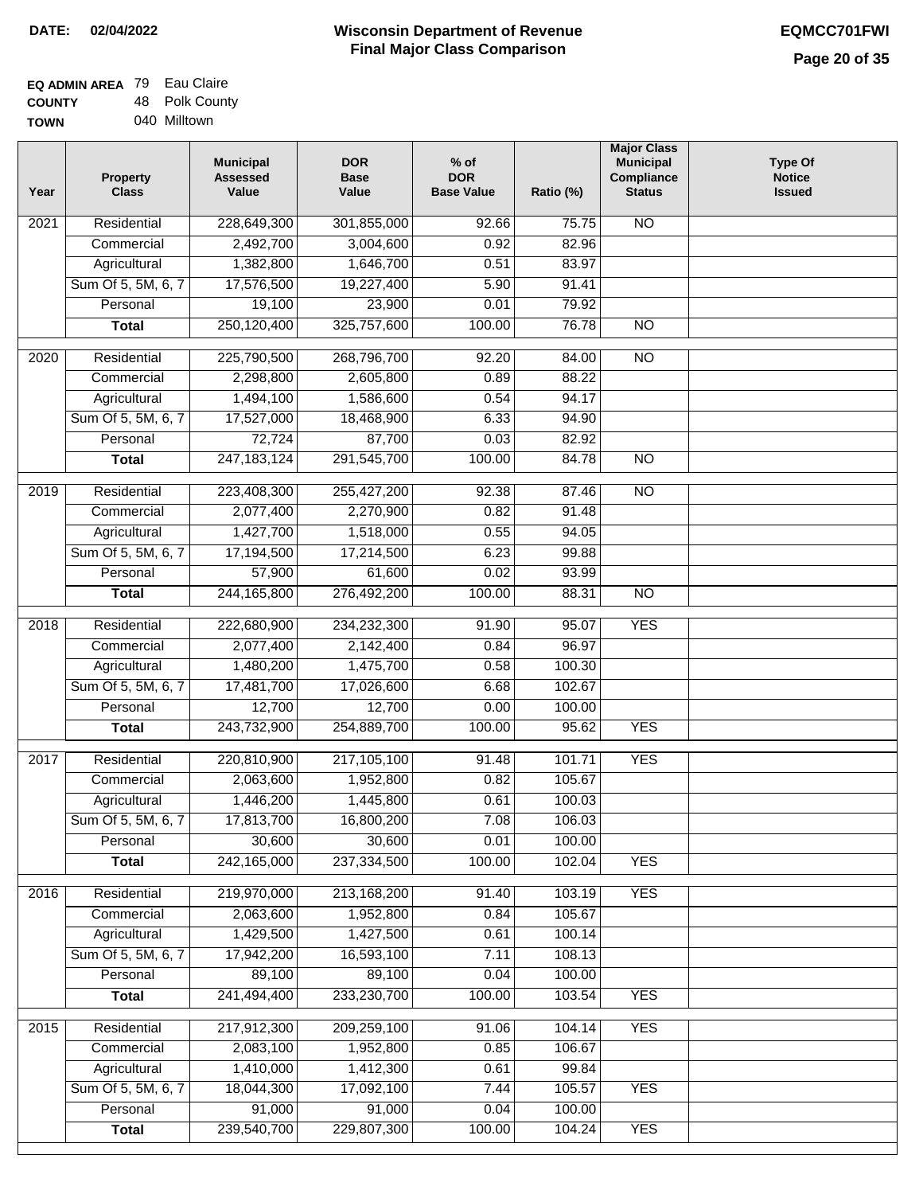**DATE: 02/04/2022**

# Wisconsin Department of Revenue
## Final Major Class Comparison

**EQMCC701FWI**

**EQ ADMIN AREA** 79 Eau Claire
**COUNTY** 48 Polk County
**TOWN** 040 Milltown

| Year | Property Class | Municipal Assessed Value | DOR Base Value | % of DOR Base Value | Ratio (%) | Major Class Municipal Compliance Status | Type Of Notice Issued |
|---|---|---|---|---|---|---|---|
| 2021 | Residential | 228,649,300 | 301,855,000 | 92.66 | 75.75 | NO | |
| | Commercial | 2,492,700 | 3,004,600 | 0.92 | 82.96 | | |
| | Agricultural | 1,382,800 | 1,646,700 | 0.51 | 83.97 | | |
| | Sum Of 5, 5M, 6, 7 | 17,576,500 | 19,227,400 | 5.90 | 91.41 | | |
| | Personal | 19,100 | 23,900 | 0.01 | 79.92 | | |
| | **Total** | 250,120,400 | 325,757,600 | 100.00 | 76.78 | NO | |
| 2020 | Residential | 225,790,500 | 268,796,700 | 92.20 | 84.00 | NO | |
| | Commercial | 2,298,800 | 2,605,800 | 0.89 | 88.22 | | |
| | Agricultural | 1,494,100 | 1,586,600 | 0.54 | 94.17 | | |
| | Sum Of 5, 5M, 6, 7 | 17,527,000 | 18,468,900 | 6.33 | 94.90 | | |
| | Personal | 72,724 | 87,700 | 0.03 | 82.92 | | |
| | **Total** | 247,183,124 | 291,545,700 | 100.00 | 84.78 | NO | |
| 2019 | Residential | 223,408,300 | 255,427,200 | 92.38 | 87.46 | NO | |
| | Commercial | 2,077,400 | 2,270,900 | 0.82 | 91.48 | | |
| | Agricultural | 1,427,700 | 1,518,000 | 0.55 | 94.05 | | |
| | Sum Of 5, 5M, 6, 7 | 17,194,500 | 17,214,500 | 6.23 | 99.88 | | |
| | Personal | 57,900 | 61,600 | 0.02 | 93.99 | | |
| | **Total** | 244,165,800 | 276,492,200 | 100.00 | 88.31 | NO | |
| 2018 | Residential | 222,680,900 | 234,232,300 | 91.90 | 95.07 | YES | |
| | Commercial | 2,077,400 | 2,142,400 | 0.84 | 96.97 | | |
| | Agricultural | 1,480,200 | 1,475,700 | 0.58 | 100.30 | | |
| | Sum Of 5, 5M, 6, 7 | 17,481,700 | 17,026,600 | 6.68 | 102.67 | | |
| | Personal | 12,700 | 12,700 | 0.00 | 100.00 | | |
| | **Total** | 243,732,900 | 254,889,700 | 100.00 | 95.62 | YES | |
| 2017 | Residential | 220,810,900 | 217,105,100 | 91.48 | 101.71 | YES | |
| | Commercial | 2,063,600 | 1,952,800 | 0.82 | 105.67 | | |
| | Agricultural | 1,446,200 | 1,445,800 | 0.61 | 100.03 | | |
| | Sum Of 5, 5M, 6, 7 | 17,813,700 | 16,800,200 | 7.08 | 106.03 | | |
| | Personal | 30,600 | 30,600 | 0.01 | 100.00 | | |
| | **Total** | 242,165,000 | 237,334,500 | 100.00 | 102.04 | YES | |
| 2016 | Residential | 219,970,000 | 213,168,200 | 91.40 | 103.19 | YES | |
| | Commercial | 2,063,600 | 1,952,800 | 0.84 | 105.67 | | |
| | Agricultural | 1,429,500 | 1,427,500 | 0.61 | 100.14 | | |
| | Sum Of 5, 5M, 6, 7 | 17,942,200 | 16,593,100 | 7.11 | 108.13 | | |
| | Personal | 89,100 | 89,100 | 0.04 | 100.00 | | |
| | **Total** | 241,494,400 | 233,230,700 | 100.00 | 103.54 | YES | |
| 2015 | Residential | 217,912,300 | 209,259,100 | 91.06 | 104.14 | YES | |
| | Commercial | 2,083,100 | 1,952,800 | 0.85 | 106.67 | | |
| | Agricultural | 1,410,000 | 1,412,300 | 0.61 | 99.84 | | |
| | Sum Of 5, 5M, 6, 7 | 18,044,300 | 17,092,100 | 7.44 | 105.57 | YES | |
| | Personal | 91,000 | 91,000 | 0.04 | 100.00 | | |
| | **Total** | 239,540,700 | 229,807,300 | 100.00 | 104.24 | YES | |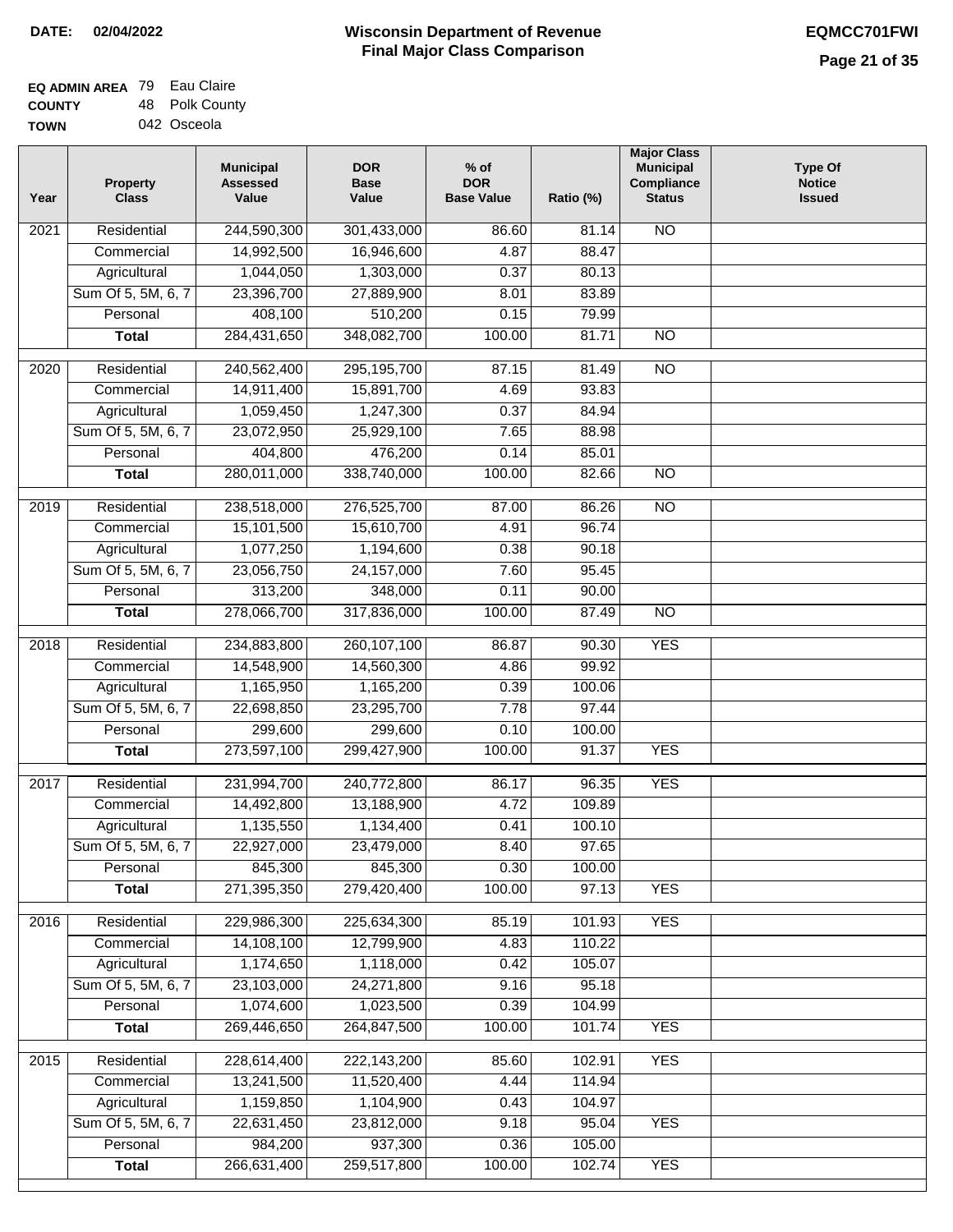**DATE: 02/04/2022**

# Wisconsin Department of Revenue Final Major Class Comparison

**EQMCC701FWI**

**EQ ADMIN AREA** 79 Eau Claire
**COUNTY** 48 Polk County
**TOWN** 042 Osceola

| Year | Property Class | Municipal Assessed Value | DOR Base Value | % of DOR Base Value | Ratio (%) | Major Class Municipal Compliance Status | Type Of Notice Issued |
|---|---|---|---|---|---|---|---|
| 2021 | Residential | 244,590,300 | 301,433,000 | 86.60 | 81.14 | NO | |
| | Commercial | 14,992,500 | 16,946,600 | 4.87 | 88.47 | | |
| | Agricultural | 1,044,050 | 1,303,000 | 0.37 | 80.13 | | |
| | Sum Of 5, 5M, 6, 7 | 23,396,700 | 27,889,900 | 8.01 | 83.89 | | |
| | Personal | 408,100 | 510,200 | 0.15 | 79.99 | | |
| | **Total** | 284,431,650 | 348,082,700 | 100.00 | 81.71 | NO | |
| 2020 | Residential | 240,562,400 | 295,195,700 | 87.15 | 81.49 | NO | |
| | Commercial | 14,911,400 | 15,891,700 | 4.69 | 93.83 | | |
| | Agricultural | 1,059,450 | 1,247,300 | 0.37 | 84.94 | | |
| | Sum Of 5, 5M, 6, 7 | 23,072,950 | 25,929,100 | 7.65 | 88.98 | | |
| | Personal | 404,800 | 476,200 | 0.14 | 85.01 | | |
| | **Total** | 280,011,000 | 338,740,000 | 100.00 | 82.66 | NO | |
| 2019 | Residential | 238,518,000 | 276,525,700 | 87.00 | 86.26 | NO | |
| | Commercial | 15,101,500 | 15,610,700 | 4.91 | 96.74 | | |
| | Agricultural | 1,077,250 | 1,194,600 | 0.38 | 90.18 | | |
| | Sum Of 5, 5M, 6, 7 | 23,056,750 | 24,157,000 | 7.60 | 95.45 | | |
| | Personal | 313,200 | 348,000 | 0.11 | 90.00 | | |
| | **Total** | 278,066,700 | 317,836,000 | 100.00 | 87.49 | NO | |
| 2018 | Residential | 234,883,800 | 260,107,100 | 86.87 | 90.30 | YES | |
| | Commercial | 14,548,900 | 14,560,300 | 4.86 | 99.92 | | |
| | Agricultural | 1,165,950 | 1,165,200 | 0.39 | 100.06 | | |
| | Sum Of 5, 5M, 6, 7 | 22,698,850 | 23,295,700 | 7.78 | 97.44 | | |
| | Personal | 299,600 | 299,600 | 0.10 | 100.00 | | |
| | **Total** | 273,597,100 | 299,427,900 | 100.00 | 91.37 | YES | |
| 2017 | Residential | 231,994,700 | 240,772,800 | 86.17 | 96.35 | YES | |
| | Commercial | 14,492,800 | 13,188,900 | 4.72 | 109.89 | | |
| | Agricultural | 1,135,550 | 1,134,400 | 0.41 | 100.10 | | |
| | Sum Of 5, 5M, 6, 7 | 22,927,000 | 23,479,000 | 8.40 | 97.65 | | |
| | Personal | 845,300 | 845,300 | 0.30 | 100.00 | | |
| | **Total** | 271,395,350 | 279,420,400 | 100.00 | 97.13 | YES | |
| 2016 | Residential | 229,986,300 | 225,634,300 | 85.19 | 101.93 | YES | |
| | Commercial | 14,108,100 | 12,799,900 | 4.83 | 110.22 | | |
| | Agricultural | 1,174,650 | 1,118,000 | 0.42 | 105.07 | | |
| | Sum Of 5, 5M, 6, 7 | 23,103,000 | 24,271,800 | 9.16 | 95.18 | | |
| | Personal | 1,074,600 | 1,023,500 | 0.39 | 104.99 | | |
| | **Total** | 269,446,650 | 264,847,500 | 100.00 | 101.74 | YES | |
| 2015 | Residential | 228,614,400 | 222,143,200 | 85.60 | 102.91 | YES | |
| | Commercial | 13,241,500 | 11,520,400 | 4.44 | 114.94 | | |
| | Agricultural | 1,159,850 | 1,104,900 | 0.43 | 104.97 | | |
| | Sum Of 5, 5M, 6, 7 | 22,631,450 | 23,812,000 | 9.18 | 95.04 | YES | |
| | Personal | 984,200 | 937,300 | 0.36 | 105.00 | | |
| | **Total** | 266,631,400 | 259,517,800 | 100.00 | 102.74 | YES | |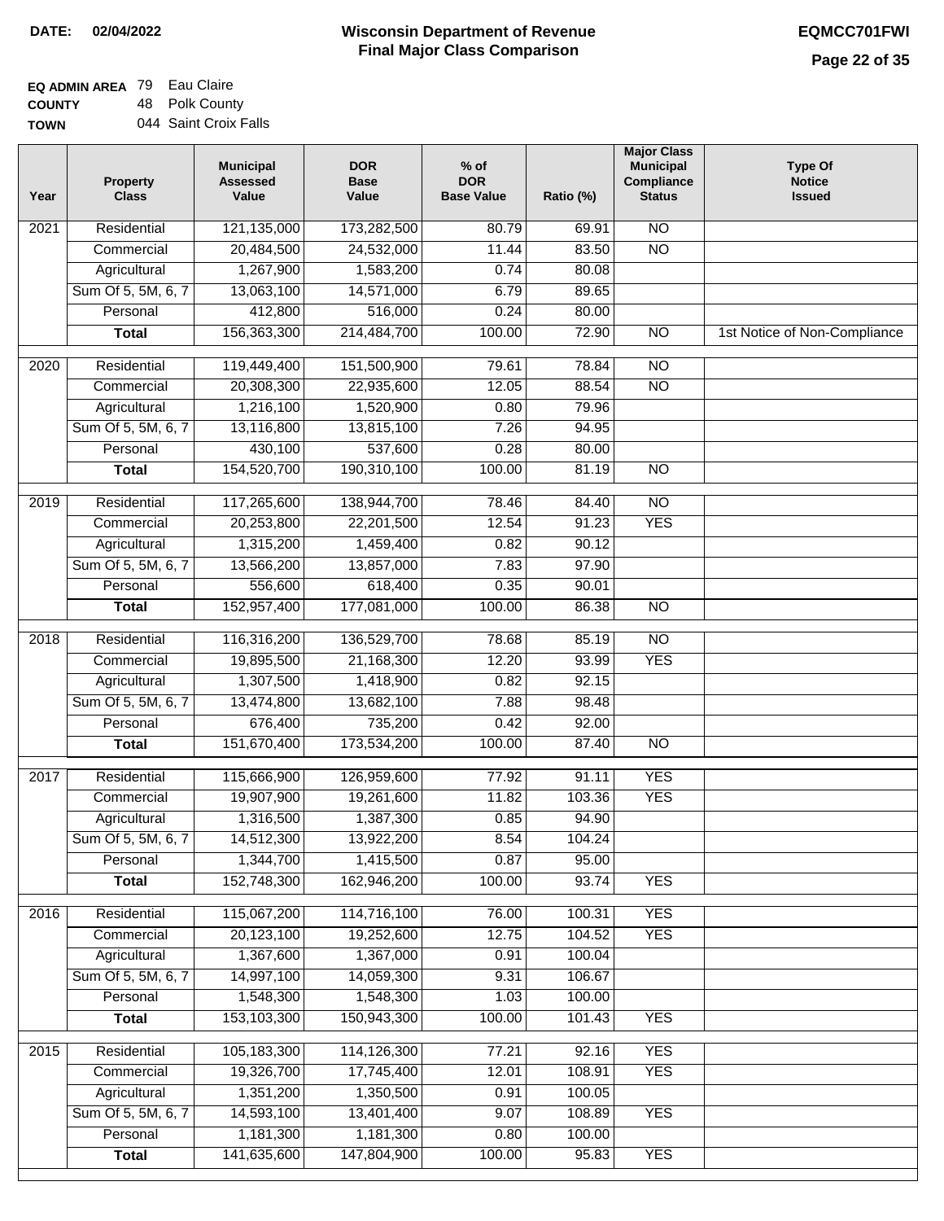**DATE:** 02/04/2022

# Wisconsin Department of Revenue
## Final Major Class Comparison

**EQMCC701FWI**

**EQ ADMIN AREA** 79 Eau Claire
**COUNTY** 48 Polk County
**TOWN** 044 Saint Croix Falls

| Year | Property Class | Municipal Assessed Value | DOR Base Value | % of DOR Base Value | Ratio (%) | Major Class Municipal Compliance Status | Type Of Notice Issued |
|---|---|---|---|---|---|---|---|
| 2021 | Residential | 121,135,000 | 173,282,500 | 80.79 | 69.91 | NO | |
| | Commercial | 20,484,500 | 24,532,000 | 11.44 | 83.50 | NO | |
| | Agricultural | 1,267,900 | 1,583,200 | 0.74 | 80.08 | | |
| | Sum Of 5, 5M, 6, 7 | 13,063,100 | 14,571,000 | 6.79 | 89.65 | | |
| | Personal | 412,800 | 516,000 | 0.24 | 80.00 | | |
| | **Total** | 156,363,300 | 214,484,700 | 100.00 | 72.90 | NO | 1st Notice of Non-Compliance |
| 2020 | Residential | 119,449,400 | 151,500,900 | 79.61 | 78.84 | NO | |
| | Commercial | 20,308,300 | 22,935,600 | 12.05 | 88.54 | NO | |
| | Agricultural | 1,216,100 | 1,520,900 | 0.80 | 79.96 | | |
| | Sum Of 5, 5M, 6, 7 | 13,116,800 | 13,815,100 | 7.26 | 94.95 | | |
| | Personal | 430,100 | 537,600 | 0.28 | 80.00 | | |
| | **Total** | 154,520,700 | 190,310,100 | 100.00 | 81.19 | NO | |
| 2019 | Residential | 117,265,600 | 138,944,700 | 78.46 | 84.40 | NO | |
| | Commercial | 20,253,800 | 22,201,500 | 12.54 | 91.23 | YES | |
| | Agricultural | 1,315,200 | 1,459,400 | 0.82 | 90.12 | | |
| | Sum Of 5, 5M, 6, 7 | 13,566,200 | 13,857,000 | 7.83 | 97.90 | | |
| | Personal | 556,600 | 618,400 | 0.35 | 90.01 | | |
| | **Total** | 152,957,400 | 177,081,000 | 100.00 | 86.38 | NO | |
| 2018 | Residential | 116,316,200 | 136,529,700 | 78.68 | 85.19 | NO | |
| | Commercial | 19,895,500 | 21,168,300 | 12.20 | 93.99 | YES | |
| | Agricultural | 1,307,500 | 1,418,900 | 0.82 | 92.15 | | |
| | Sum Of 5, 5M, 6, 7 | 13,474,800 | 13,682,100 | 7.88 | 98.48 | | |
| | Personal | 676,400 | 735,200 | 0.42 | 92.00 | | |
| | **Total** | 151,670,400 | 173,534,200 | 100.00 | 87.40 | NO | |
| 2017 | Residential | 115,666,900 | 126,959,600 | 77.92 | 91.11 | YES | |
| | Commercial | 19,907,900 | 19,261,600 | 11.82 | 103.36 | YES | |
| | Agricultural | 1,316,500 | 1,387,300 | 0.85 | 94.90 | | |
| | Sum Of 5, 5M, 6, 7 | 14,512,300 | 13,922,200 | 8.54 | 104.24 | | |
| | Personal | 1,344,700 | 1,415,500 | 0.87 | 95.00 | | |
| | **Total** | 152,748,300 | 162,946,200 | 100.00 | 93.74 | YES | |
| 2016 | Residential | 115,067,200 | 114,716,100 | 76.00 | 100.31 | YES | |
| | Commercial | 20,123,100 | 19,252,600 | 12.75 | 104.52 | YES | |
| | Agricultural | 1,367,600 | 1,367,000 | 0.91 | 100.04 | | |
| | Sum Of 5, 5M, 6, 7 | 14,997,100 | 14,059,300 | 9.31 | 106.67 | | |
| | Personal | 1,548,300 | 1,548,300 | 1.03 | 100.00 | | |
| | **Total** | 153,103,300 | 150,943,300 | 100.00 | 101.43 | YES | |
| 2015 | Residential | 105,183,300 | 114,126,300 | 77.21 | 92.16 | YES | |
| | Commercial | 19,326,700 | 17,745,400 | 12.01 | 108.91 | YES | |
| | Agricultural | 1,351,200 | 1,350,500 | 0.91 | 100.05 | | |
| | Sum Of 5, 5M, 6, 7 | 14,593,100 | 13,401,400 | 9.07 | 108.89 | YES | |
| | Personal | 1,181,300 | 1,181,300 | 0.80 | 100.00 | | |
| | **Total** | 141,635,600 | 147,804,900 | 100.00 | 95.83 | YES | |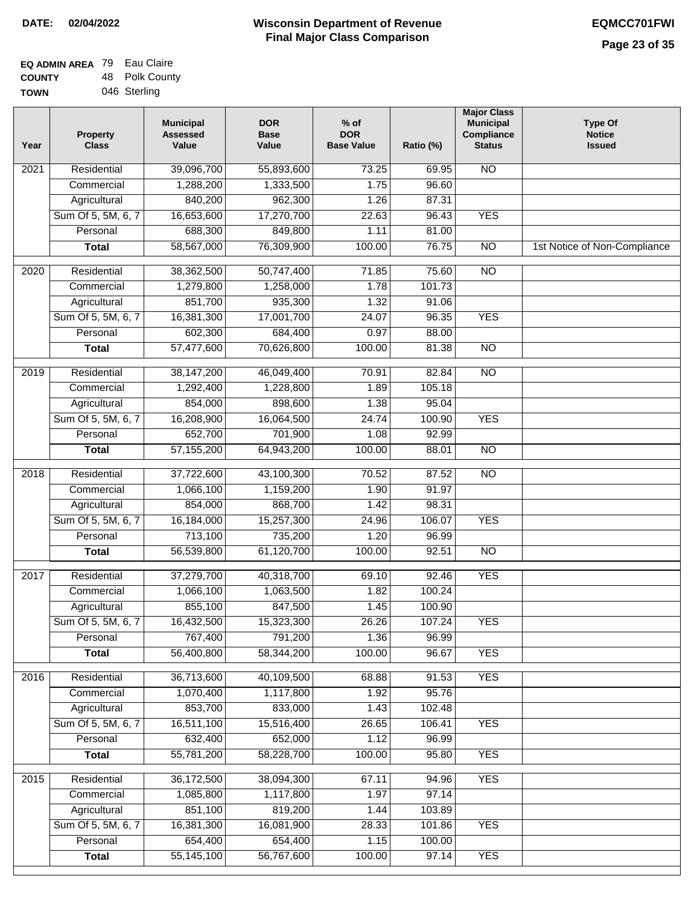**DATE: 02/04/2022**

# Wisconsin Department of Revenue
## Final Major Class Comparison

**EQMCC701FWI**

**EQ ADMIN AREA** 79 Eau Claire
**COUNTY** 48 Polk County
**TOWN** 046 Sterling

| Year | Property Class | Municipal Assessed Value | DOR Base Value | % of DOR Base Value | Ratio (%) | Major Class Municipal Compliance Status | Type Of Notice Issued |
|---|---|---|---|---|---|---|---|
| 2021 | Residential | 39,096,700 | 55,893,600 | 73.25 | 69.95 | NO | |
| | Commercial | 1,288,200 | 1,333,500 | 1.75 | 96.60 | | |
| | Agricultural | 840,200 | 962,300 | 1.26 | 87.31 | | |
| | Sum Of 5, 5M, 6, 7 | 16,653,600 | 17,270,700 | 22.63 | 96.43 | YES | |
| | Personal | 688,300 | 849,800 | 1.11 | 81.00 | | |
| | **Total** | 58,567,000 | 76,309,900 | 100.00 | 76.75 | NO | 1st Notice of Non-Compliance |
| 2020 | Residential | 38,362,500 | 50,747,400 | 71.85 | 75.60 | NO | |
| | Commercial | 1,279,800 | 1,258,000 | 1.78 | 101.73 | | |
| | Agricultural | 851,700 | 935,300 | 1.32 | 91.06 | | |
| | Sum Of 5, 5M, 6, 7 | 16,381,300 | 17,001,700 | 24.07 | 96.35 | YES | |
| | Personal | 602,300 | 684,400 | 0.97 | 88.00 | | |
| | **Total** | 57,477,600 | 70,626,800 | 100.00 | 81.38 | NO | |
| 2019 | Residential | 38,147,200 | 46,049,400 | 70.91 | 82.84 | NO | |
| | Commercial | 1,292,400 | 1,228,800 | 1.89 | 105.18 | | |
| | Agricultural | 854,000 | 898,600 | 1.38 | 95.04 | | |
| | Sum Of 5, 5M, 6, 7 | 16,208,900 | 16,064,500 | 24.74 | 100.90 | YES | |
| | Personal | 652,700 | 701,900 | 1.08 | 92.99 | | |
| | **Total** | 57,155,200 | 64,943,200 | 100.00 | 88.01 | NO | |
| 2018 | Residential | 37,722,600 | 43,100,300 | 70.52 | 87.52 | NO | |
| | Commercial | 1,066,100 | 1,159,200 | 1.90 | 91.97 | | |
| | Agricultural | 854,000 | 868,700 | 1.42 | 98.31 | | |
| | Sum Of 5, 5M, 6, 7 | 16,184,000 | 15,257,300 | 24.96 | 106.07 | YES | |
| | Personal | 713,100 | 735,200 | 1.20 | 96.99 | | |
| | **Total** | 56,539,800 | 61,120,700 | 100.00 | 92.51 | NO | |
| 2017 | Residential | 37,279,700 | 40,318,700 | 69.10 | 92.46 | YES | |
| | Commercial | 1,066,100 | 1,063,500 | 1.82 | 100.24 | | |
| | Agricultural | 855,100 | 847,500 | 1.45 | 100.90 | | |
| | Sum Of 5, 5M, 6, 7 | 16,432,500 | 15,323,300 | 26.26 | 107.24 | YES | |
| | Personal | 767,400 | 791,200 | 1.36 | 96.99 | | |
| | **Total** | 56,400,800 | 58,344,200 | 100.00 | 96.67 | YES | |
| 2016 | Residential | 36,713,600 | 40,109,500 | 68.88 | 91.53 | YES | |
| | Commercial | 1,070,400 | 1,117,800 | 1.92 | 95.76 | | |
| | Agricultural | 853,700 | 833,000 | 1.43 | 102.48 | | |
| | Sum Of 5, 5M, 6, 7 | 16,511,100 | 15,516,400 | 26.65 | 106.41 | YES | |
| | Personal | 632,400 | 652,000 | 1.12 | 96.99 | | |
| | **Total** | 55,781,200 | 58,228,700 | 100.00 | 95.80 | YES | |
| 2015 | Residential | 36,172,500 | 38,094,300 | 67.11 | 94.96 | YES | |
| | Commercial | 1,085,800 | 1,117,800 | 1.97 | 97.14 | | |
| | Agricultural | 851,100 | 819,200 | 1.44 | 103.89 | | |
| | Sum Of 5, 5M, 6, 7 | 16,381,300 | 16,081,900 | 28.33 | 101.86 | YES | |
| | Personal | 654,400 | 654,400 | 1.15 | 100.00 | | |
| | **Total** | 55,145,100 | 56,767,600 | 100.00 | 97.14 | YES | |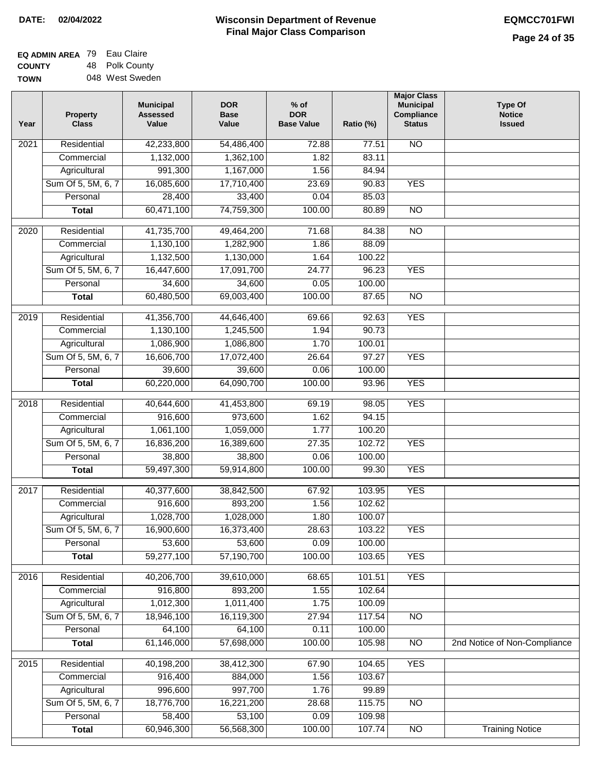**DATE: 02/04/2022**

# Wisconsin Department of Revenue
## Final Major Class Comparison

**EQMCC701FWI**

**EQ ADMIN AREA** 79 Eau Claire
**COUNTY** 48 Polk County
**TOWN** 048 West Sweden

| Year | Property Class | Municipal Assessed Value | DOR Base Value | % of DOR Base Value | Ratio (%) | Major Class Municipal Compliance Status | Type Of Notice Issued |
|---|---|---|---|---|---|---|---|
| 2021 | Residential | 42,233,800 | 54,486,400 | 72.88 | 77.51 | NO | |
| | Commercial | 1,132,000 | 1,362,100 | 1.82 | 83.11 | | |
| | Agricultural | 991,300 | 1,167,000 | 1.56 | 84.94 | | |
| | Sum Of 5, 5M, 6, 7 | 16,085,600 | 17,710,400 | 23.69 | 90.83 | YES | |
| | Personal | 28,400 | 33,400 | 0.04 | 85.03 | | |
| | **Total** | 60,471,100 | 74,759,300 | 100.00 | 80.89 | NO | |
| 2020 | Residential | 41,735,700 | 49,464,200 | 71.68 | 84.38 | NO | |
| | Commercial | 1,130,100 | 1,282,900 | 1.86 | 88.09 | | |
| | Agricultural | 1,132,500 | 1,130,000 | 1.64 | 100.22 | | |
| | Sum Of 5, 5M, 6, 7 | 16,447,600 | 17,091,700 | 24.77 | 96.23 | YES | |
| | Personal | 34,600 | 34,600 | 0.05 | 100.00 | | |
| | **Total** | 60,480,500 | 69,003,400 | 100.00 | 87.65 | NO | |
| 2019 | Residential | 41,356,700 | 44,646,400 | 69.66 | 92.63 | YES | |
| | Commercial | 1,130,100 | 1,245,500 | 1.94 | 90.73 | | |
| | Agricultural | 1,086,900 | 1,086,800 | 1.70 | 100.01 | | |
| | Sum Of 5, 5M, 6, 7 | 16,606,700 | 17,072,400 | 26.64 | 97.27 | YES | |
| | Personal | 39,600 | 39,600 | 0.06 | 100.00 | | |
| | **Total** | 60,220,000 | 64,090,700 | 100.00 | 93.96 | YES | |
| 2018 | Residential | 40,644,600 | 41,453,800 | 69.19 | 98.05 | YES | |
| | Commercial | 916,600 | 973,600 | 1.62 | 94.15 | | |
| | Agricultural | 1,061,100 | 1,059,000 | 1.77 | 100.20 | | |
| | Sum Of 5, 5M, 6, 7 | 16,836,200 | 16,389,600 | 27.35 | 102.72 | YES | |
| | Personal | 38,800 | 38,800 | 0.06 | 100.00 | | |
| | **Total** | 59,497,300 | 59,914,800 | 100.00 | 99.30 | YES | |
| 2017 | Residential | 40,377,600 | 38,842,500 | 67.92 | 103.95 | YES | |
| | Commercial | 916,600 | 893,200 | 1.56 | 102.62 | | |
| | Agricultural | 1,028,700 | 1,028,000 | 1.80 | 100.07 | | |
| | Sum Of 5, 5M, 6, 7 | 16,900,600 | 16,373,400 | 28.63 | 103.22 | YES | |
| | Personal | 53,600 | 53,600 | 0.09 | 100.00 | | |
| | **Total** | 59,277,100 | 57,190,700 | 100.00 | 103.65 | YES | |
| 2016 | Residential | 40,206,700 | 39,610,000 | 68.65 | 101.51 | YES | |
| | Commercial | 916,800 | 893,200 | 1.55 | 102.64 | | |
| | Agricultural | 1,012,300 | 1,011,400 | 1.75 | 100.09 | | |
| | Sum Of 5, 5M, 6, 7 | 18,946,100 | 16,119,300 | 27.94 | 117.54 | NO | |
| | Personal | 64,100 | 64,100 | 0.11 | 100.00 | | |
| | **Total** | 61,146,000 | 57,698,000 | 100.00 | 105.98 | NO | 2nd Notice of Non-Compliance |
| 2015 | Residential | 40,198,200 | 38,412,300 | 67.90 | 104.65 | YES | |
| | Commercial | 916,400 | 884,000 | 1.56 | 103.67 | | |
| | Agricultural | 996,600 | 997,700 | 1.76 | 99.89 | | |
| | Sum Of 5, 5M, 6, 7 | 18,776,700 | 16,221,200 | 28.68 | 115.75 | NO | |
| | Personal | 58,400 | 53,100 | 0.09 | 109.98 | | |
| | **Total** | 60,946,300 | 56,568,300 | 100.00 | 107.74 | NO | Training Notice |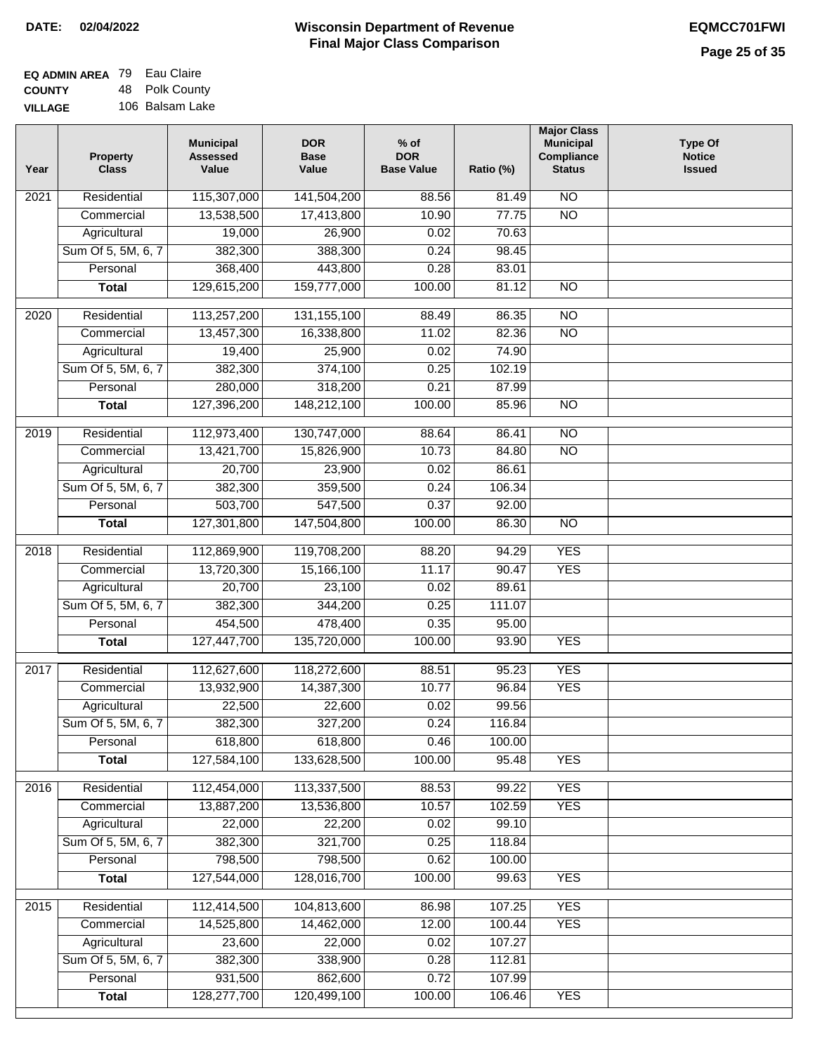# Wisconsin Department of Revenue
## Final Major Class Comparison

**DATE:** 02/04/2022

**EQMCC701FWI**

**EQ ADMIN AREA** 79 Eau Claire
**COUNTY** 48 Polk County
**VILLAGE** 106 Balsam Lake

| Year | Property Class | Municipal Assessed Value | DOR Base Value | % of DOR Base Value | Ratio (%) | Major Class Municipal Compliance Status | Type Of Notice Issued |
|---|---|---|---|---|---|---|---|
| 2021 | Residential | 115,307,000 | 141,504,200 | 88.56 | 81.49 | NO | |
| | Commercial | 13,538,500 | 17,413,800 | 10.90 | 77.75 | NO | |
| | Agricultural | 19,000 | 26,900 | 0.02 | 70.63 | | |
| | Sum Of 5, 5M, 6, 7 | 382,300 | 388,300 | 0.24 | 98.45 | | |
| | Personal | 368,400 | 443,800 | 0.28 | 83.01 | | |
| | **Total** | 129,615,200 | 159,777,000 | 100.00 | 81.12 | NO | |
| 2020 | Residential | 113,257,200 | 131,155,100 | 88.49 | 86.35 | NO | |
| | Commercial | 13,457,300 | 16,338,800 | 11.02 | 82.36 | NO | |
| | Agricultural | 19,400 | 25,900 | 0.02 | 74.90 | | |
| | Sum Of 5, 5M, 6, 7 | 382,300 | 374,100 | 0.25 | 102.19 | | |
| | Personal | 280,000 | 318,200 | 0.21 | 87.99 | | |
| | **Total** | 127,396,200 | 148,212,100 | 100.00 | 85.96 | NO | |
| 2019 | Residential | 112,973,400 | 130,747,000 | 88.64 | 86.41 | NO | |
| | Commercial | 13,421,700 | 15,826,900 | 10.73 | 84.80 | NO | |
| | Agricultural | 20,700 | 23,900 | 0.02 | 86.61 | | |
| | Sum Of 5, 5M, 6, 7 | 382,300 | 359,500 | 0.24 | 106.34 | | |
| | Personal | 503,700 | 547,500 | 0.37 | 92.00 | | |
| | **Total** | 127,301,800 | 147,504,800 | 100.00 | 86.30 | NO | |
| 2018 | Residential | 112,869,900 | 119,708,200 | 88.20 | 94.29 | YES | |
| | Commercial | 13,720,300 | 15,166,100 | 11.17 | 90.47 | YES | |
| | Agricultural | 20,700 | 23,100 | 0.02 | 89.61 | | |
| | Sum Of 5, 5M, 6, 7 | 382,300 | 344,200 | 0.25 | 111.07 | | |
| | Personal | 454,500 | 478,400 | 0.35 | 95.00 | | |
| | **Total** | 127,447,700 | 135,720,000 | 100.00 | 93.90 | YES | |
| 2017 | Residential | 112,627,600 | 118,272,600 | 88.51 | 95.23 | YES | |
| | Commercial | 13,932,900 | 14,387,300 | 10.77 | 96.84 | YES | |
| | Agricultural | 22,500 | 22,600 | 0.02 | 99.56 | | |
| | Sum Of 5, 5M, 6, 7 | 382,300 | 327,200 | 0.24 | 116.84 | | |
| | Personal | 618,800 | 618,800 | 0.46 | 100.00 | | |
| | **Total** | 127,584,100 | 133,628,500 | 100.00 | 95.48 | YES | |
| 2016 | Residential | 112,454,000 | 113,337,500 | 88.53 | 99.22 | YES | |
| | Commercial | 13,887,200 | 13,536,800 | 10.57 | 102.59 | YES | |
| | Agricultural | 22,000 | 22,200 | 0.02 | 99.10 | | |
| | Sum Of 5, 5M, 6, 7 | 382,300 | 321,700 | 0.25 | 118.84 | | |
| | Personal | 798,500 | 798,500 | 0.62 | 100.00 | | |
| | **Total** | 127,544,000 | 128,016,700 | 100.00 | 99.63 | YES | |
| 2015 | Residential | 112,414,500 | 104,813,600 | 86.98 | 107.25 | YES | |
| | Commercial | 14,525,800 | 14,462,000 | 12.00 | 100.44 | YES | |
| | Agricultural | 23,600 | 22,000 | 0.02 | 107.27 | | |
| | Sum Of 5, 5M, 6, 7 | 382,300 | 338,900 | 0.28 | 112.81 | | |
| | Personal | 931,500 | 862,600 | 0.72 | 107.99 | | |
| | **Total** | 128,277,700 | 120,499,100 | 100.00 | 106.46 | YES | |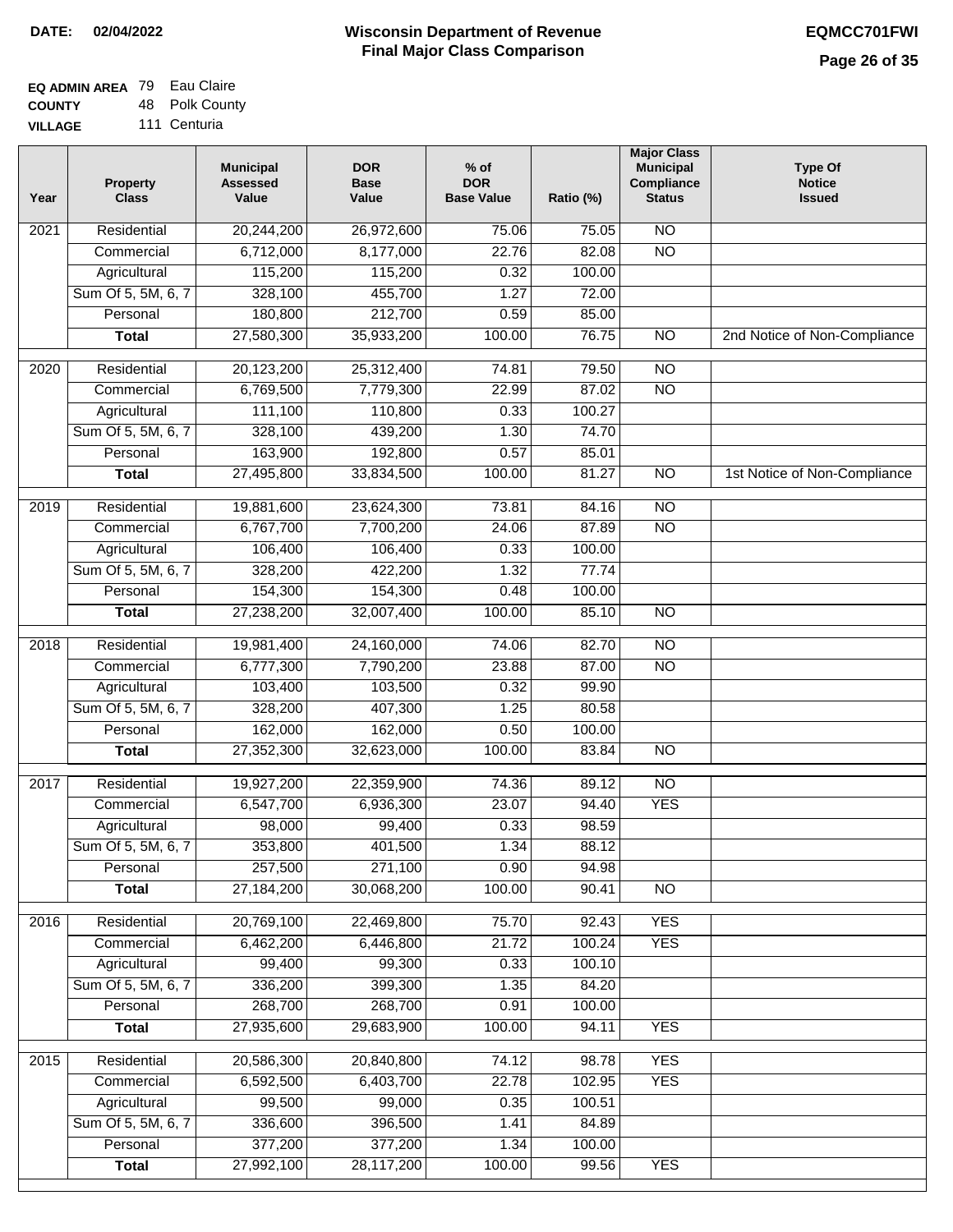**DATE: 02/04/2022**

# Wisconsin Department of Revenue
## Final Major Class Comparison

**EQMCC701FWI**

**EQ ADMIN AREA** 79 Eau Claire
**COUNTY** 48 Polk County
**VILLAGE** 111 Centuria

| Year | Property Class | Municipal Assessed Value | DOR Base Value | % of DOR Base Value | Ratio (%) | Major Class Municipal Compliance Status | Type Of Notice Issued |
|---|---|---|---|---|---|---|---|
| 2021 | Residential | 20,244,200 | 26,972,600 | 75.06 | 75.05 | NO | |
| | Commercial | 6,712,000 | 8,177,000 | 22.76 | 82.08 | NO | |
| | Agricultural | 115,200 | 115,200 | 0.32 | 100.00 | | |
| | Sum Of 5, 5M, 6, 7 | 328,100 | 455,700 | 1.27 | 72.00 | | |
| | Personal | 180,800 | 212,700 | 0.59 | 85.00 | | |
| | **Total** | 27,580,300 | 35,933,200 | 100.00 | 76.75 | NO | 2nd Notice of Non-Compliance |
| 2020 | Residential | 20,123,200 | 25,312,400 | 74.81 | 79.50 | NO | |
| | Commercial | 6,769,500 | 7,779,300 | 22.99 | 87.02 | NO | |
| | Agricultural | 111,100 | 110,800 | 0.33 | 100.27 | | |
| | Sum Of 5, 5M, 6, 7 | 328,100 | 439,200 | 1.30 | 74.70 | | |
| | Personal | 163,900 | 192,800 | 0.57 | 85.01 | | |
| | **Total** | 27,495,800 | 33,834,500 | 100.00 | 81.27 | NO | 1st Notice of Non-Compliance |
| 2019 | Residential | 19,881,600 | 23,624,300 | 73.81 | 84.16 | NO | |
| | Commercial | 6,767,700 | 7,700,200 | 24.06 | 87.89 | NO | |
| | Agricultural | 106,400 | 106,400 | 0.33 | 100.00 | | |
| | Sum Of 5, 5M, 6, 7 | 328,200 | 422,200 | 1.32 | 77.74 | | |
| | Personal | 154,300 | 154,300 | 0.48 | 100.00 | | |
| | **Total** | 27,238,200 | 32,007,400 | 100.00 | 85.10 | NO | |
| 2018 | Residential | 19,981,400 | 24,160,000 | 74.06 | 82.70 | NO | |
| | Commercial | 6,777,300 | 7,790,200 | 23.88 | 87.00 | NO | |
| | Agricultural | 103,400 | 103,500 | 0.32 | 99.90 | | |
| | Sum Of 5, 5M, 6, 7 | 328,200 | 407,300 | 1.25 | 80.58 | | |
| | Personal | 162,000 | 162,000 | 0.50 | 100.00 | | |
| | **Total** | 27,352,300 | 32,623,000 | 100.00 | 83.84 | NO | |
| 2017 | Residential | 19,927,200 | 22,359,900 | 74.36 | 89.12 | NO | |
| | Commercial | 6,547,700 | 6,936,300 | 23.07 | 94.40 | YES | |
| | Agricultural | 98,000 | 99,400 | 0.33 | 98.59 | | |
| | Sum Of 5, 5M, 6, 7 | 353,800 | 401,500 | 1.34 | 88.12 | | |
| | Personal | 257,500 | 271,100 | 0.90 | 94.98 | | |
| | **Total** | 27,184,200 | 30,068,200 | 100.00 | 90.41 | NO | |
| 2016 | Residential | 20,769,100 | 22,469,800 | 75.70 | 92.43 | YES | |
| | Commercial | 6,462,200 | 6,446,800 | 21.72 | 100.24 | YES | |
| | Agricultural | 99,400 | 99,300 | 0.33 | 100.10 | | |
| | Sum Of 5, 5M, 6, 7 | 336,200 | 399,300 | 1.35 | 84.20 | | |
| | Personal | 268,700 | 268,700 | 0.91 | 100.00 | | |
| | **Total** | 27,935,600 | 29,683,900 | 100.00 | 94.11 | YES | |
| 2015 | Residential | 20,586,300 | 20,840,800 | 74.12 | 98.78 | YES | |
| | Commercial | 6,592,500 | 6,403,700 | 22.78 | 102.95 | YES | |
| | Agricultural | 99,500 | 99,000 | 0.35 | 100.51 | | |
| | Sum Of 5, 5M, 6, 7 | 336,600 | 396,500 | 1.41 | 84.89 | | |
| | Personal | 377,200 | 377,200 | 1.34 | 100.00 | | |
| | **Total** | 27,992,100 | 28,117,200 | 100.00 | 99.56 | YES | |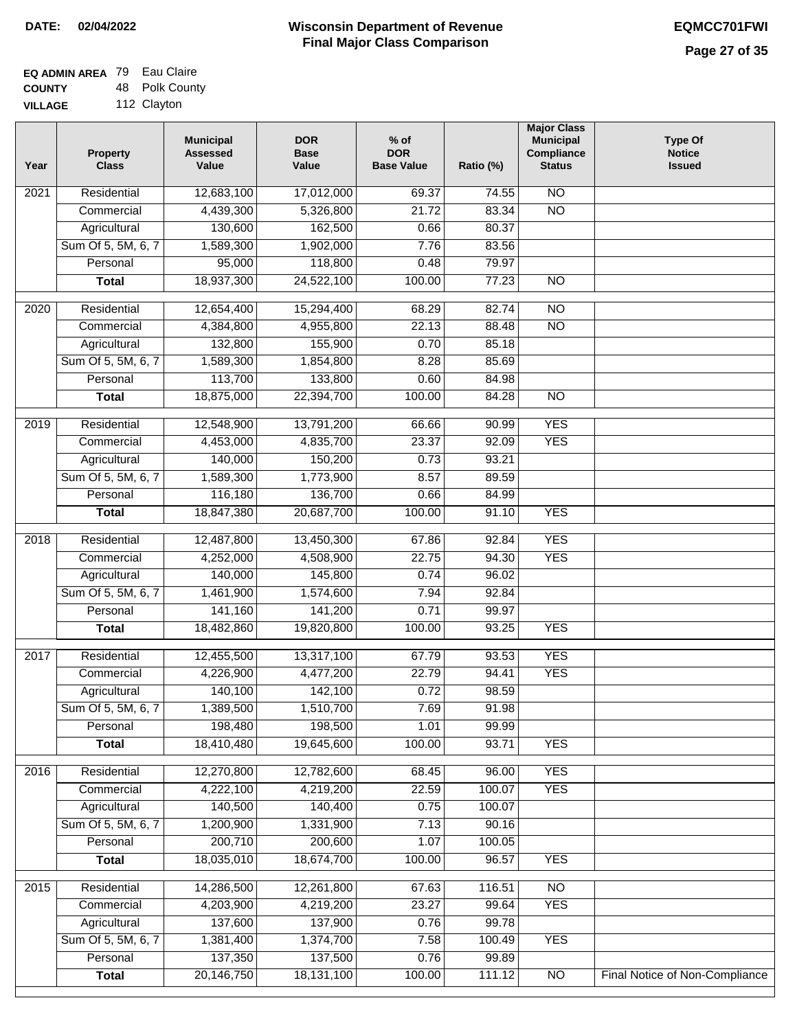**DATE:** 02/04/2022

# Wisconsin Department of Revenue
## Final Major Class Comparison

**EQMCC701FWI**

**EQ ADMIN AREA** 79 Eau Claire
**COUNTY** 48 Polk County
**VILLAGE** 112 Clayton

| Year | Property Class | Municipal Assessed Value | DOR Base Value | % of DOR Base Value | Ratio (%) | Major Class Municipal Compliance Status | Type Of Notice Issued |
|---|---|---|---|---|---|---|---|
| 2021 | Residential | 12,683,100 | 17,012,000 | 69.37 | 74.55 | NO | |
| | Commercial | 4,439,300 | 5,326,800 | 21.72 | 83.34 | NO | |
| | Agricultural | 130,600 | 162,500 | 0.66 | 80.37 | | |
| | Sum Of 5, 5M, 6, 7 | 1,589,300 | 1,902,000 | 7.76 | 83.56 | | |
| | Personal | 95,000 | 118,800 | 0.48 | 79.97 | | |
| | **Total** | 18,937,300 | 24,522,100 | 100.00 | 77.23 | NO | |
| 2020 | Residential | 12,654,400 | 15,294,400 | 68.29 | 82.74 | NO | |
| | Commercial | 4,384,800 | 4,955,800 | 22.13 | 88.48 | NO | |
| | Agricultural | 132,800 | 155,900 | 0.70 | 85.18 | | |
| | Sum Of 5, 5M, 6, 7 | 1,589,300 | 1,854,800 | 8.28 | 85.69 | | |
| | Personal | 113,700 | 133,800 | 0.60 | 84.98 | | |
| | **Total** | 18,875,000 | 22,394,700 | 100.00 | 84.28 | NO | |
| 2019 | Residential | 12,548,900 | 13,791,200 | 66.66 | 90.99 | YES | |
| | Commercial | 4,453,000 | 4,835,700 | 23.37 | 92.09 | YES | |
| | Agricultural | 140,000 | 150,200 | 0.73 | 93.21 | | |
| | Sum Of 5, 5M, 6, 7 | 1,589,300 | 1,773,900 | 8.57 | 89.59 | | |
| | Personal | 116,180 | 136,700 | 0.66 | 84.99 | | |
| | **Total** | 18,847,380 | 20,687,700 | 100.00 | 91.10 | YES | |
| 2018 | Residential | 12,487,800 | 13,450,300 | 67.86 | 92.84 | YES | |
| | Commercial | 4,252,000 | 4,508,900 | 22.75 | 94.30 | YES | |
| | Agricultural | 140,000 | 145,800 | 0.74 | 96.02 | | |
| | Sum Of 5, 5M, 6, 7 | 1,461,900 | 1,574,600 | 7.94 | 92.84 | | |
| | Personal | 141,160 | 141,200 | 0.71 | 99.97 | | |
| | **Total** | 18,482,860 | 19,820,800 | 100.00 | 93.25 | YES | |
| 2017 | Residential | 12,455,500 | 13,317,100 | 67.79 | 93.53 | YES | |
| | Commercial | 4,226,900 | 4,477,200 | 22.79 | 94.41 | YES | |
| | Agricultural | 140,100 | 142,100 | 0.72 | 98.59 | | |
| | Sum Of 5, 5M, 6, 7 | 1,389,500 | 1,510,700 | 7.69 | 91.98 | | |
| | Personal | 198,480 | 198,500 | 1.01 | 99.99 | | |
| | **Total** | 18,410,480 | 19,645,600 | 100.00 | 93.71 | YES | |
| 2016 | Residential | 12,270,800 | 12,782,600 | 68.45 | 96.00 | YES | |
| | Commercial | 4,222,100 | 4,219,200 | 22.59 | 100.07 | YES | |
| | Agricultural | 140,500 | 140,400 | 0.75 | 100.07 | | |
| | Sum Of 5, 5M, 6, 7 | 1,200,900 | 1,331,900 | 7.13 | 90.16 | | |
| | Personal | 200,710 | 200,600 | 1.07 | 100.05 | | |
| | **Total** | 18,035,010 | 18,674,700 | 100.00 | 96.57 | YES | |
| 2015 | Residential | 14,286,500 | 12,261,800 | 67.63 | 116.51 | NO | |
| | Commercial | 4,203,900 | 4,219,200 | 23.27 | 99.64 | YES | |
| | Agricultural | 137,600 | 137,900 | 0.76 | 99.78 | | |
| | Sum Of 5, 5M, 6, 7 | 1,381,400 | 1,374,700 | 7.58 | 100.49 | YES | |
| | Personal | 137,350 | 137,500 | 0.76 | 99.89 | | |
| | **Total** | 20,146,750 | 18,131,100 | 100.00 | 111.12 | NO | Final Notice of Non-Compliance |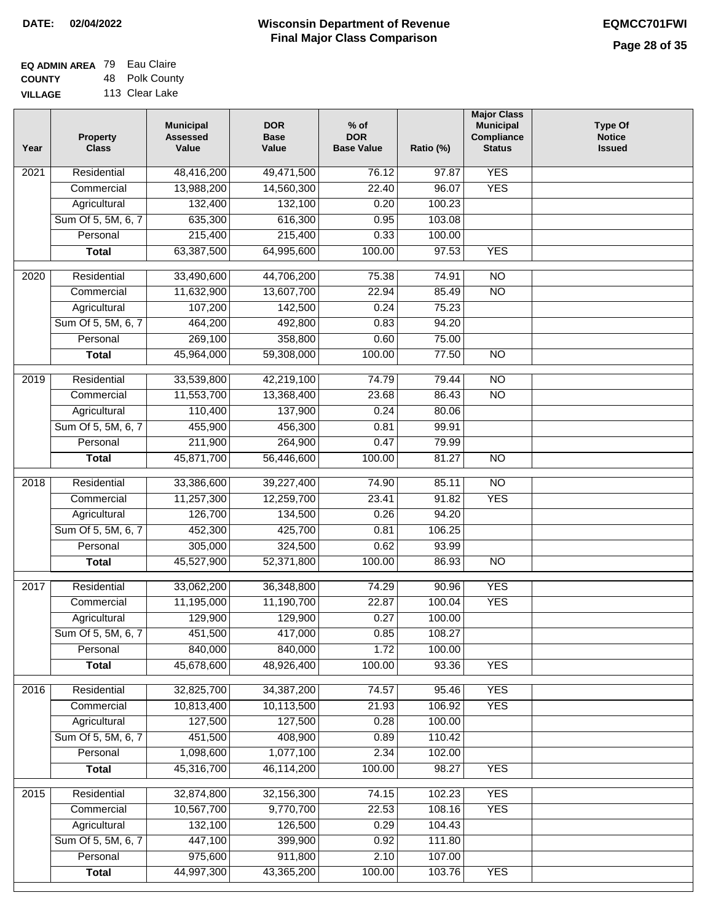**DATE: 02/04/2022**

# Wisconsin Department of Revenue
## Final Major Class Comparison

**EQMCC701FWI**

**EQ ADMIN AREA** 79 Eau Claire
**COUNTY** 48 Polk County
**VILLAGE** 113 Clear Lake

| Year | Property Class | Municipal Assessed Value | DOR Base Value | % of DOR Base Value | Ratio (%) | Major Class Municipal Compliance Status | Type Of Notice Issued |
|---|---|---|---|---|---|---|---|
| 2021 | Residential | 48,416,200 | 49,471,500 | 76.12 | 97.87 | YES | |
| | Commercial | 13,988,200 | 14,560,300 | 22.40 | 96.07 | YES | |
| | Agricultural | 132,400 | 132,100 | 0.20 | 100.23 | | |
| | Sum Of 5, 5M, 6, 7 | 635,300 | 616,300 | 0.95 | 103.08 | | |
| | Personal | 215,400 | 215,400 | 0.33 | 100.00 | | |
| | **Total** | 63,387,500 | 64,995,600 | 100.00 | 97.53 | YES | |
| 2020 | Residential | 33,490,600 | 44,706,200 | 75.38 | 74.91 | NO | |
| | Commercial | 11,632,900 | 13,607,700 | 22.94 | 85.49 | NO | |
| | Agricultural | 107,200 | 142,500 | 0.24 | 75.23 | | |
| | Sum Of 5, 5M, 6, 7 | 464,200 | 492,800 | 0.83 | 94.20 | | |
| | Personal | 269,100 | 358,800 | 0.60 | 75.00 | | |
| | **Total** | 45,964,000 | 59,308,000 | 100.00 | 77.50 | NO | |
| 2019 | Residential | 33,539,800 | 42,219,100 | 74.79 | 79.44 | NO | |
| | Commercial | 11,553,700 | 13,368,400 | 23.68 | 86.43 | NO | |
| | Agricultural | 110,400 | 137,900 | 0.24 | 80.06 | | |
| | Sum Of 5, 5M, 6, 7 | 455,900 | 456,300 | 0.81 | 99.91 | | |
| | Personal | 211,900 | 264,900 | 0.47 | 79.99 | | |
| | **Total** | 45,871,700 | 56,446,600 | 100.00 | 81.27 | NO | |
| 2018 | Residential | 33,386,600 | 39,227,400 | 74.90 | 85.11 | NO | |
| | Commercial | 11,257,300 | 12,259,700 | 23.41 | 91.82 | YES | |
| | Agricultural | 126,700 | 134,500 | 0.26 | 94.20 | | |
| | Sum Of 5, 5M, 6, 7 | 452,300 | 425,700 | 0.81 | 106.25 | | |
| | Personal | 305,000 | 324,500 | 0.62 | 93.99 | | |
| | **Total** | 45,527,900 | 52,371,800 | 100.00 | 86.93 | NO | |
| 2017 | Residential | 33,062,200 | 36,348,800 | 74.29 | 90.96 | YES | |
| | Commercial | 11,195,000 | 11,190,700 | 22.87 | 100.04 | YES | |
| | Agricultural | 129,900 | 129,900 | 0.27 | 100.00 | | |
| | Sum Of 5, 5M, 6, 7 | 451,500 | 417,000 | 0.85 | 108.27 | | |
| | Personal | 840,000 | 840,000 | 1.72 | 100.00 | | |
| | **Total** | 45,678,600 | 48,926,400 | 100.00 | 93.36 | YES | |
| 2016 | Residential | 32,825,700 | 34,387,200 | 74.57 | 95.46 | YES | |
| | Commercial | 10,813,400 | 10,113,500 | 21.93 | 106.92 | YES | |
| | Agricultural | 127,500 | 127,500 | 0.28 | 100.00 | | |
| | Sum Of 5, 5M, 6, 7 | 451,500 | 408,900 | 0.89 | 110.42 | | |
| | Personal | 1,098,600 | 1,077,100 | 2.34 | 102.00 | | |
| | **Total** | 45,316,700 | 46,114,200 | 100.00 | 98.27 | YES | |
| 2015 | Residential | 32,874,800 | 32,156,300 | 74.15 | 102.23 | YES | |
| | Commercial | 10,567,700 | 9,770,700 | 22.53 | 108.16 | YES | |
| | Agricultural | 132,100 | 126,500 | 0.29 | 104.43 | | |
| | Sum Of 5, 5M, 6, 7 | 447,100 | 399,900 | 0.92 | 111.80 | | |
| | Personal | 975,600 | 911,800 | 2.10 | 107.00 | | |
| | **Total** | 44,997,300 | 43,365,200 | 100.00 | 103.76 | YES | |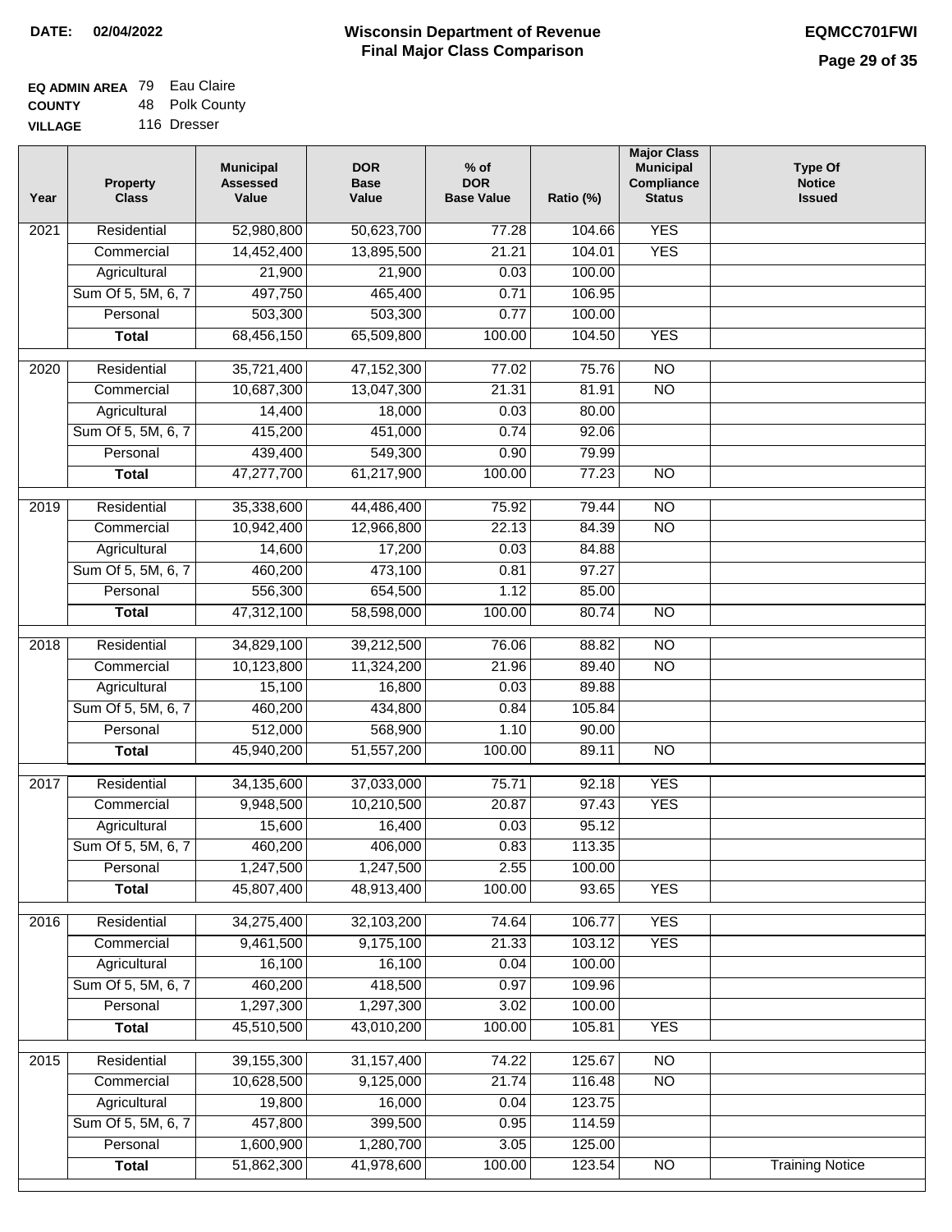**DATE: 02/04/2022**

# Wisconsin Department of Revenue
## Final Major Class Comparison

**EQMCC701FWI**

| | | |
|---|---|---|
| **EQ ADMIN AREA** | 79 | Eau Claire |
| **COUNTY** | 48 | Polk County |
| **VILLAGE** | 116 | Dresser |

| Year | Property Class | Municipal Assessed Value | DOR Base Value | % of DOR Base Value | Ratio (%) | Major Class Municipal Compliance Status | Type Of Notice Issued |
|---|---|---|---|---|---|---|---|
| 2021 | Residential | 52,980,800 | 50,623,700 | 77.28 | 104.66 | YES | |
| | Commercial | 14,452,400 | 13,895,500 | 21.21 | 104.01 | YES | |
| | Agricultural | 21,900 | 21,900 | 0.03 | 100.00 | | |
| | Sum Of 5, 5M, 6, 7 | 497,750 | 465,400 | 0.71 | 106.95 | | |
| | Personal | 503,300 | 503,300 | 0.77 | 100.00 | | |
| | **Total** | 68,456,150 | 65,509,800 | 100.00 | 104.50 | YES | |
| 2020 | Residential | 35,721,400 | 47,152,300 | 77.02 | 75.76 | NO | |
| | Commercial | 10,687,300 | 13,047,300 | 21.31 | 81.91 | NO | |
| | Agricultural | 14,400 | 18,000 | 0.03 | 80.00 | | |
| | Sum Of 5, 5M, 6, 7 | 415,200 | 451,000 | 0.74 | 92.06 | | |
| | Personal | 439,400 | 549,300 | 0.90 | 79.99 | | |
| | **Total** | 47,277,700 | 61,217,900 | 100.00 | 77.23 | NO | |
| 2019 | Residential | 35,338,600 | 44,486,400 | 75.92 | 79.44 | NO | |
| | Commercial | 10,942,400 | 12,966,800 | 22.13 | 84.39 | NO | |
| | Agricultural | 14,600 | 17,200 | 0.03 | 84.88 | | |
| | Sum Of 5, 5M, 6, 7 | 460,200 | 473,100 | 0.81 | 97.27 | | |
| | Personal | 556,300 | 654,500 | 1.12 | 85.00 | | |
| | **Total** | 47,312,100 | 58,598,000 | 100.00 | 80.74 | NO | |
| 2018 | Residential | 34,829,100 | 39,212,500 | 76.06 | 88.82 | NO | |
| | Commercial | 10,123,800 | 11,324,200 | 21.96 | 89.40 | NO | |
| | Agricultural | 15,100 | 16,800 | 0.03 | 89.88 | | |
| | Sum Of 5, 5M, 6, 7 | 460,200 | 434,800 | 0.84 | 105.84 | | |
| | Personal | 512,000 | 568,900 | 1.10 | 90.00 | | |
| | **Total** | 45,940,200 | 51,557,200 | 100.00 | 89.11 | NO | |
| 2017 | Residential | 34,135,600 | 37,033,000 | 75.71 | 92.18 | YES | |
| | Commercial | 9,948,500 | 10,210,500 | 20.87 | 97.43 | YES | |
| | Agricultural | 15,600 | 16,400 | 0.03 | 95.12 | | |
| | Sum Of 5, 5M, 6, 7 | 460,200 | 406,000 | 0.83 | 113.35 | | |
| | Personal | 1,247,500 | 1,247,500 | 2.55 | 100.00 | | |
| | **Total** | 45,807,400 | 48,913,400 | 100.00 | 93.65 | YES | |
| 2016 | Residential | 34,275,400 | 32,103,200 | 74.64 | 106.77 | YES | |
| | Commercial | 9,461,500 | 9,175,100 | 21.33 | 103.12 | YES | |
| | Agricultural | 16,100 | 16,100 | 0.04 | 100.00 | | |
| | Sum Of 5, 5M, 6, 7 | 460,200 | 418,500 | 0.97 | 109.96 | | |
| | Personal | 1,297,300 | 1,297,300 | 3.02 | 100.00 | | |
| | **Total** | 45,510,500 | 43,010,200 | 100.00 | 105.81 | YES | |
| 2015 | Residential | 39,155,300 | 31,157,400 | 74.22 | 125.67 | NO | |
| | Commercial | 10,628,500 | 9,125,000 | 21.74 | 116.48 | NO | |
| | Agricultural | 19,800 | 16,000 | 0.04 | 123.75 | | |
| | Sum Of 5, 5M, 6, 7 | 457,800 | 399,500 | 0.95 | 114.59 | | |
| | Personal | 1,600,900 | 1,280,700 | 3.05 | 125.00 | | |
| | **Total** | 51,862,300 | 41,978,600 | 100.00 | 123.54 | NO | Training Notice |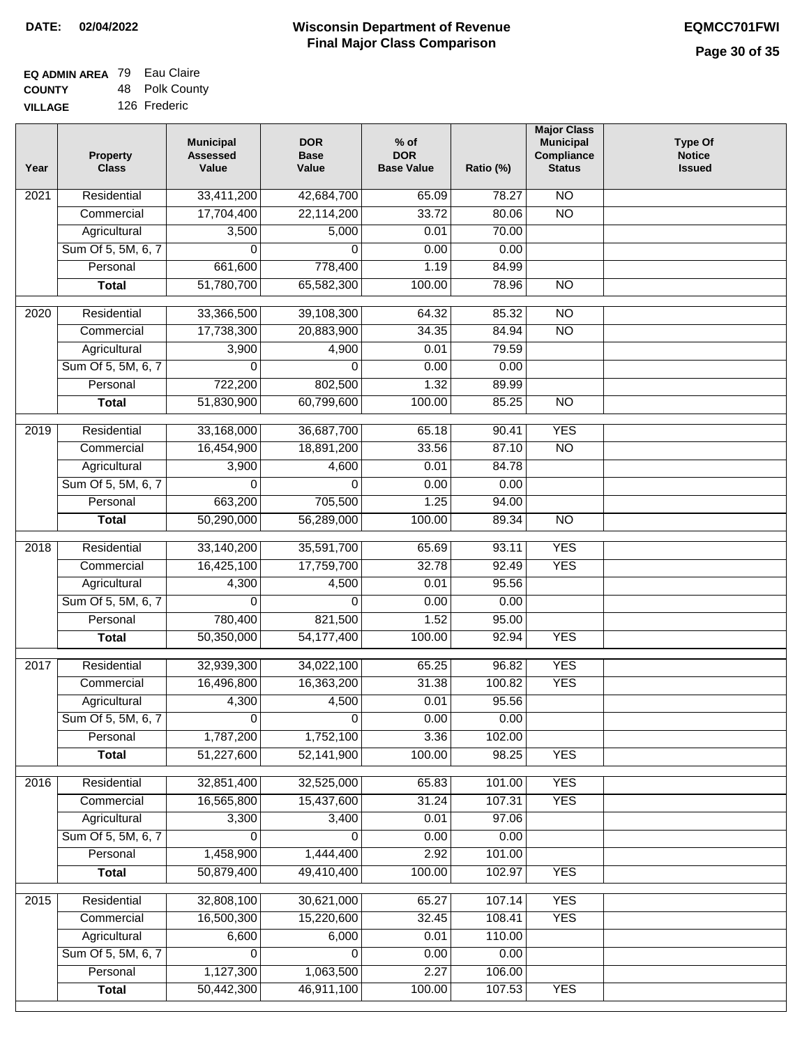**DATE: 02/04/2022**

# Wisconsin Department of Revenue
## Final Major Class Comparison

**EQMCC701FWI**

**EQ ADMIN AREA** 79 Eau Claire
**COUNTY** 48 Polk County
**VILLAGE** 126 Frederic

| Year | Property Class | Municipal Assessed Value | DOR Base Value | % of DOR Base Value | Ratio (%) | Major Class Municipal Compliance Status | Type Of Notice Issued |
|---|---|---|---|---|---|---|---|
| 2021 | Residential | 33,411,200 | 42,684,700 | 65.09 | 78.27 | NO | |
| | Commercial | 17,704,400 | 22,114,200 | 33.72 | 80.06 | NO | |
| | Agricultural | 3,500 | 5,000 | 0.01 | 70.00 | | |
| | Sum Of 5, 5M, 6, 7 | 0 | 0 | 0.00 | 0.00 | | |
| | Personal | 661,600 | 778,400 | 1.19 | 84.99 | | |
| | **Total** | 51,780,700 | 65,582,300 | 100.00 | 78.96 | NO | |
| 2020 | Residential | 33,366,500 | 39,108,300 | 64.32 | 85.32 | NO | |
| | Commercial | 17,738,300 | 20,883,900 | 34.35 | 84.94 | NO | |
| | Agricultural | 3,900 | 4,900 | 0.01 | 79.59 | | |
| | Sum Of 5, 5M, 6, 7 | 0 | 0 | 0.00 | 0.00 | | |
| | Personal | 722,200 | 802,500 | 1.32 | 89.99 | | |
| | **Total** | 51,830,900 | 60,799,600 | 100.00 | 85.25 | NO | |
| 2019 | Residential | 33,168,000 | 36,687,700 | 65.18 | 90.41 | YES | |
| | Commercial | 16,454,900 | 18,891,200 | 33.56 | 87.10 | NO | |
| | Agricultural | 3,900 | 4,600 | 0.01 | 84.78 | | |
| | Sum Of 5, 5M, 6, 7 | 0 | 0 | 0.00 | 0.00 | | |
| | Personal | 663,200 | 705,500 | 1.25 | 94.00 | | |
| | **Total** | 50,290,000 | 56,289,000 | 100.00 | 89.34 | NO | |
| 2018 | Residential | 33,140,200 | 35,591,700 | 65.69 | 93.11 | YES | |
| | Commercial | 16,425,100 | 17,759,700 | 32.78 | 92.49 | YES | |
| | Agricultural | 4,300 | 4,500 | 0.01 | 95.56 | | |
| | Sum Of 5, 5M, 6, 7 | 0 | 0 | 0.00 | 0.00 | | |
| | Personal | 780,400 | 821,500 | 1.52 | 95.00 | | |
| | **Total** | 50,350,000 | 54,177,400 | 100.00 | 92.94 | YES | |
| 2017 | Residential | 32,939,300 | 34,022,100 | 65.25 | 96.82 | YES | |
| | Commercial | 16,496,800 | 16,363,200 | 31.38 | 100.82 | YES | |
| | Agricultural | 4,300 | 4,500 | 0.01 | 95.56 | | |
| | Sum Of 5, 5M, 6, 7 | 0 | 0 | 0.00 | 0.00 | | |
| | Personal | 1,787,200 | 1,752,100 | 3.36 | 102.00 | | |
| | **Total** | 51,227,600 | 52,141,900 | 100.00 | 98.25 | YES | |
| 2016 | Residential | 32,851,400 | 32,525,000 | 65.83 | 101.00 | YES | |
| | Commercial | 16,565,800 | 15,437,600 | 31.24 | 107.31 | YES | |
| | Agricultural | 3,300 | 3,400 | 0.01 | 97.06 | | |
| | Sum Of 5, 5M, 6, 7 | 0 | 0 | 0.00 | 0.00 | | |
| | Personal | 1,458,900 | 1,444,400 | 2.92 | 101.00 | | |
| | **Total** | 50,879,400 | 49,410,400 | 100.00 | 102.97 | YES | |
| 2015 | Residential | 32,808,100 | 30,621,000 | 65.27 | 107.14 | YES | |
| | Commercial | 16,500,300 | 15,220,600 | 32.45 | 108.41 | YES | |
| | Agricultural | 6,600 | 6,000 | 0.01 | 110.00 | | |
| | Sum Of 5, 5M, 6, 7 | 0 | 0 | 0.00 | 0.00 | | |
| | Personal | 1,127,300 | 1,063,500 | 2.27 | 106.00 | | |
| | **Total** | 50,442,300 | 46,911,100 | 100.00 | 107.53 | YES | |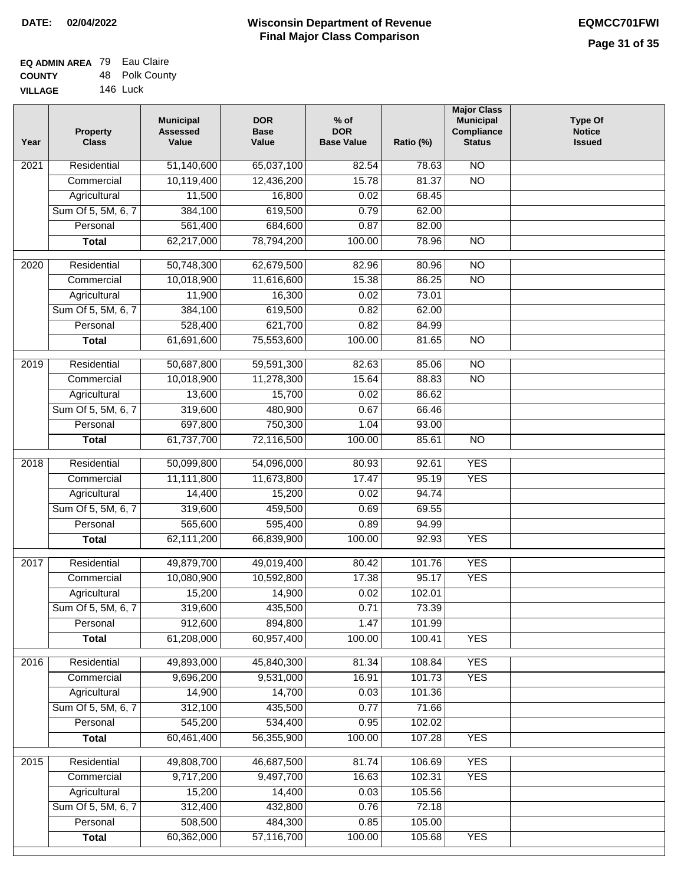**DATE: 02/04/2022**

# Wisconsin Department of Revenue
## Final Major Class Comparison

**EQMCC701FWI**

**EQ ADMIN AREA** 79 Eau Claire
**COUNTY** 48 Polk County
**VILLAGE** 146 Luck

| Year | Property Class | Municipal Assessed Value | DOR Base Value | % of DOR Base Value | Ratio (%) | Major Class Municipal Compliance Status | Type Of Notice Issued |
|---|---|---|---|---|---|---|---|
| 2021 | Residential | 51,140,600 | 65,037,100 | 82.54 | 78.63 | NO | |
| | Commercial | 10,119,400 | 12,436,200 | 15.78 | 81.37 | NO | |
| | Agricultural | 11,500 | 16,800 | 0.02 | 68.45 | | |
| | Sum Of 5, 5M, 6, 7 | 384,100 | 619,500 | 0.79 | 62.00 | | |
| | Personal | 561,400 | 684,600 | 0.87 | 82.00 | | |
| | **Total** | 62,217,000 | 78,794,200 | 100.00 | 78.96 | NO | |
| 2020 | Residential | 50,748,300 | 62,679,500 | 82.96 | 80.96 | NO | |
| | Commercial | 10,018,900 | 11,616,600 | 15.38 | 86.25 | NO | |
| | Agricultural | 11,900 | 16,300 | 0.02 | 73.01 | | |
| | Sum Of 5, 5M, 6, 7 | 384,100 | 619,500 | 0.82 | 62.00 | | |
| | Personal | 528,400 | 621,700 | 0.82 | 84.99 | | |
| | **Total** | 61,691,600 | 75,553,600 | 100.00 | 81.65 | NO | |
| 2019 | Residential | 50,687,800 | 59,591,300 | 82.63 | 85.06 | NO | |
| | Commercial | 10,018,900 | 11,278,300 | 15.64 | 88.83 | NO | |
| | Agricultural | 13,600 | 15,700 | 0.02 | 86.62 | | |
| | Sum Of 5, 5M, 6, 7 | 319,600 | 480,900 | 0.67 | 66.46 | | |
| | Personal | 697,800 | 750,300 | 1.04 | 93.00 | | |
| | **Total** | 61,737,700 | 72,116,500 | 100.00 | 85.61 | NO | |
| 2018 | Residential | 50,099,800 | 54,096,000 | 80.93 | 92.61 | YES | |
| | Commercial | 11,111,800 | 11,673,800 | 17.47 | 95.19 | YES | |
| | Agricultural | 14,400 | 15,200 | 0.02 | 94.74 | | |
| | Sum Of 5, 5M, 6, 7 | 319,600 | 459,500 | 0.69 | 69.55 | | |
| | Personal | 565,600 | 595,400 | 0.89 | 94.99 | | |
| | **Total** | 62,111,200 | 66,839,900 | 100.00 | 92.93 | YES | |
| 2017 | Residential | 49,879,700 | 49,019,400 | 80.42 | 101.76 | YES | |
| | Commercial | 10,080,900 | 10,592,800 | 17.38 | 95.17 | YES | |
| | Agricultural | 15,200 | 14,900 | 0.02 | 102.01 | | |
| | Sum Of 5, 5M, 6, 7 | 319,600 | 435,500 | 0.71 | 73.39 | | |
| | Personal | 912,600 | 894,800 | 1.47 | 101.99 | | |
| | **Total** | 61,208,000 | 60,957,400 | 100.00 | 100.41 | YES | |
| 2016 | Residential | 49,893,000 | 45,840,300 | 81.34 | 108.84 | YES | |
| | Commercial | 9,696,200 | 9,531,000 | 16.91 | 101.73 | YES | |
| | Agricultural | 14,900 | 14,700 | 0.03 | 101.36 | | |
| | Sum Of 5, 5M, 6, 7 | 312,100 | 435,500 | 0.77 | 71.66 | | |
| | Personal | 545,200 | 534,400 | 0.95 | 102.02 | | |
| | **Total** | 60,461,400 | 56,355,900 | 100.00 | 107.28 | YES | |
| 2015 | Residential | 49,808,700 | 46,687,500 | 81.74 | 106.69 | YES | |
| | Commercial | 9,717,200 | 9,497,700 | 16.63 | 102.31 | YES | |
| | Agricultural | 15,200 | 14,400 | 0.03 | 105.56 | | |
| | Sum Of 5, 5M, 6, 7 | 312,400 | 432,800 | 0.76 | 72.18 | | |
| | Personal | 508,500 | 484,300 | 0.85 | 105.00 | | |
| | **Total** | 60,362,000 | 57,116,700 | 100.00 | 105.68 | YES | |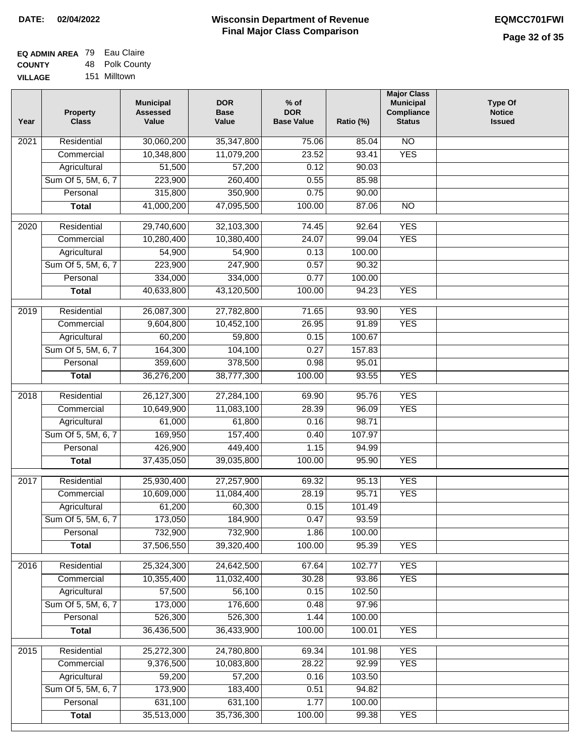**DATE: 02/04/2022**

# Wisconsin Department of Revenue
## Final Major Class Comparison

**EQMCC701FWI**

**EQ ADMIN AREA** 79 Eau Claire
**COUNTY** 48 Polk County
**VILLAGE** 151 Milltown

| Year | Property Class | Municipal Assessed Value | DOR Base Value | % of DOR Base Value | Ratio (%) | Major Class Municipal Compliance Status | Type Of Notice Issued |
|---|---|---|---|---|---|---|---|
| 2021 | Residential | 30,060,200 | 35,347,800 | 75.06 | 85.04 | NO | |
| | Commercial | 10,348,800 | 11,079,200 | 23.52 | 93.41 | YES | |
| | Agricultural | 51,500 | 57,200 | 0.12 | 90.03 | | |
| | Sum Of 5, 5M, 6, 7 | 223,900 | 260,400 | 0.55 | 85.98 | | |
| | Personal | 315,800 | 350,900 | 0.75 | 90.00 | | |
| | **Total** | 41,000,200 | 47,095,500 | 100.00 | 87.06 | NO | |
| 2020 | Residential | 29,740,600 | 32,103,300 | 74.45 | 92.64 | YES | |
| | Commercial | 10,280,400 | 10,380,400 | 24.07 | 99.04 | YES | |
| | Agricultural | 54,900 | 54,900 | 0.13 | 100.00 | | |
| | Sum Of 5, 5M, 6, 7 | 223,900 | 247,900 | 0.57 | 90.32 | | |
| | Personal | 334,000 | 334,000 | 0.77 | 100.00 | | |
| | **Total** | 40,633,800 | 43,120,500 | 100.00 | 94.23 | YES | |
| 2019 | Residential | 26,087,300 | 27,782,800 | 71.65 | 93.90 | YES | |
| | Commercial | 9,604,800 | 10,452,100 | 26.95 | 91.89 | YES | |
| | Agricultural | 60,200 | 59,800 | 0.15 | 100.67 | | |
| | Sum Of 5, 5M, 6, 7 | 164,300 | 104,100 | 0.27 | 157.83 | | |
| | Personal | 359,600 | 378,500 | 0.98 | 95.01 | | |
| | **Total** | 36,276,200 | 38,777,300 | 100.00 | 93.55 | YES | |
| 2018 | Residential | 26,127,300 | 27,284,100 | 69.90 | 95.76 | YES | |
| | Commercial | 10,649,900 | 11,083,100 | 28.39 | 96.09 | YES | |
| | Agricultural | 61,000 | 61,800 | 0.16 | 98.71 | | |
| | Sum Of 5, 5M, 6, 7 | 169,950 | 157,400 | 0.40 | 107.97 | | |
| | Personal | 426,900 | 449,400 | 1.15 | 94.99 | | |
| | **Total** | 37,435,050 | 39,035,800 | 100.00 | 95.90 | YES | |
| 2017 | Residential | 25,930,400 | 27,257,900 | 69.32 | 95.13 | YES | |
| | Commercial | 10,609,000 | 11,084,400 | 28.19 | 95.71 | YES | |
| | Agricultural | 61,200 | 60,300 | 0.15 | 101.49 | | |
| | Sum Of 5, 5M, 6, 7 | 173,050 | 184,900 | 0.47 | 93.59 | | |
| | Personal | 732,900 | 732,900 | 1.86 | 100.00 | | |
| | **Total** | 37,506,550 | 39,320,400 | 100.00 | 95.39 | YES | |
| 2016 | Residential | 25,324,300 | 24,642,500 | 67.64 | 102.77 | YES | |
| | Commercial | 10,355,400 | 11,032,400 | 30.28 | 93.86 | YES | |
| | Agricultural | 57,500 | 56,100 | 0.15 | 102.50 | | |
| | Sum Of 5, 5M, 6, 7 | 173,000 | 176,600 | 0.48 | 97.96 | | |
| | Personal | 526,300 | 526,300 | 1.44 | 100.00 | | |
| | **Total** | 36,436,500 | 36,433,900 | 100.00 | 100.01 | YES | |
| 2015 | Residential | 25,272,300 | 24,780,800 | 69.34 | 101.98 | YES | |
| | Commercial | 9,376,500 | 10,083,800 | 28.22 | 92.99 | YES | |
| | Agricultural | 59,200 | 57,200 | 0.16 | 103.50 | | |
| | Sum Of 5, 5M, 6, 7 | 173,900 | 183,400 | 0.51 | 94.82 | | |
| | Personal | 631,100 | 631,100 | 1.77 | 100.00 | | |
| | **Total** | 35,513,000 | 35,736,300 | 100.00 | 99.38 | YES | |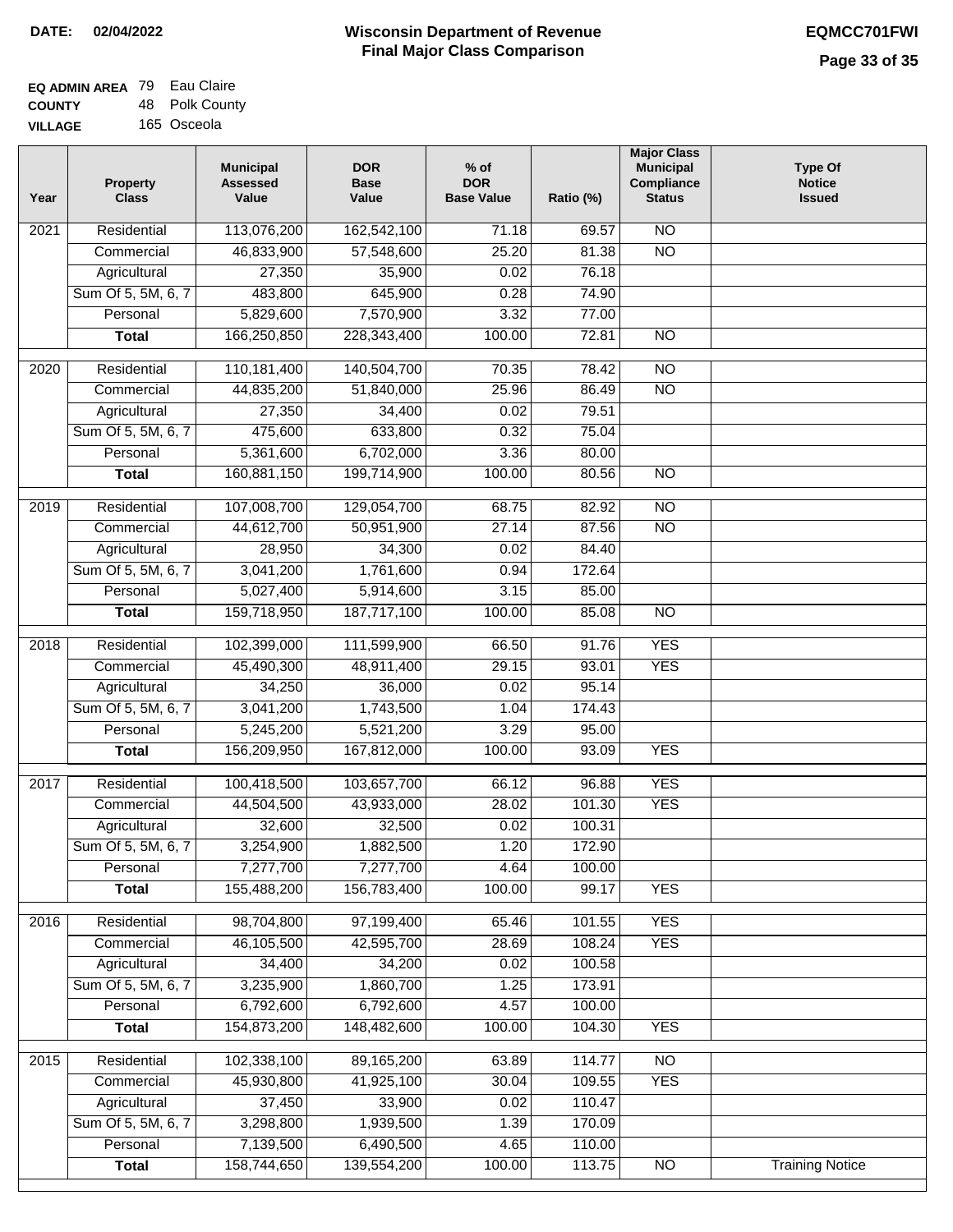**DATE: 02/04/2022**

# Wisconsin Department of Revenue
## Final Major Class Comparison

**EQMCC701FWI**

**EQ ADMIN AREA** 79 Eau Claire
**COUNTY** 48 Polk County
**VILLAGE** 165 Osceola

| Year | Property Class | Municipal Assessed Value | DOR Base Value | % of DOR Base Value | Ratio (%) | Major Class Municipal Compliance Status | Type Of Notice Issued |
|---|---|---|---|---|---|---|---|
| 2021 | Residential | 113,076,200 | 162,542,100 | 71.18 | 69.57 | NO | |
| | Commercial | 46,833,900 | 57,548,600 | 25.20 | 81.38 | NO | |
| | Agricultural | 27,350 | 35,900 | 0.02 | 76.18 | | |
| | Sum Of 5, 5M, 6, 7 | 483,800 | 645,900 | 0.28 | 74.90 | | |
| | Personal | 5,829,600 | 7,570,900 | 3.32 | 77.00 | | |
| | **Total** | 166,250,850 | 228,343,400 | 100.00 | 72.81 | NO | |
| 2020 | Residential | 110,181,400 | 140,504,700 | 70.35 | 78.42 | NO | |
| | Commercial | 44,835,200 | 51,840,000 | 25.96 | 86.49 | NO | |
| | Agricultural | 27,350 | 34,400 | 0.02 | 79.51 | | |
| | Sum Of 5, 5M, 6, 7 | 475,600 | 633,800 | 0.32 | 75.04 | | |
| | Personal | 5,361,600 | 6,702,000 | 3.36 | 80.00 | | |
| | **Total** | 160,881,150 | 199,714,900 | 100.00 | 80.56 | NO | |
| 2019 | Residential | 107,008,700 | 129,054,700 | 68.75 | 82.92 | NO | |
| | Commercial | 44,612,700 | 50,951,900 | 27.14 | 87.56 | NO | |
| | Agricultural | 28,950 | 34,300 | 0.02 | 84.40 | | |
| | Sum Of 5, 5M, 6, 7 | 3,041,200 | 1,761,600 | 0.94 | 172.64 | | |
| | Personal | 5,027,400 | 5,914,600 | 3.15 | 85.00 | | |
| | **Total** | 159,718,950 | 187,717,100 | 100.00 | 85.08 | NO | |
| 2018 | Residential | 102,399,000 | 111,599,900 | 66.50 | 91.76 | YES | |
| | Commercial | 45,490,300 | 48,911,400 | 29.15 | 93.01 | YES | |
| | Agricultural | 34,250 | 36,000 | 0.02 | 95.14 | | |
| | Sum Of 5, 5M, 6, 7 | 3,041,200 | 1,743,500 | 1.04 | 174.43 | | |
| | Personal | 5,245,200 | 5,521,200 | 3.29 | 95.00 | | |
| | **Total** | 156,209,950 | 167,812,000 | 100.00 | 93.09 | YES | |
| 2017 | Residential | 100,418,500 | 103,657,700 | 66.12 | 96.88 | YES | |
| | Commercial | 44,504,500 | 43,933,000 | 28.02 | 101.30 | YES | |
| | Agricultural | 32,600 | 32,500 | 0.02 | 100.31 | | |
| | Sum Of 5, 5M, 6, 7 | 3,254,900 | 1,882,500 | 1.20 | 172.90 | | |
| | Personal | 7,277,700 | 7,277,700 | 4.64 | 100.00 | | |
| | **Total** | 155,488,200 | 156,783,400 | 100.00 | 99.17 | YES | |
| 2016 | Residential | 98,704,800 | 97,199,400 | 65.46 | 101.55 | YES | |
| | Commercial | 46,105,500 | 42,595,700 | 28.69 | 108.24 | YES | |
| | Agricultural | 34,400 | 34,200 | 0.02 | 100.58 | | |
| | Sum Of 5, 5M, 6, 7 | 3,235,900 | 1,860,700 | 1.25 | 173.91 | | |
| | Personal | 6,792,600 | 6,792,600 | 4.57 | 100.00 | | |
| | **Total** | 154,873,200 | 148,482,600 | 100.00 | 104.30 | YES | |
| 2015 | Residential | 102,338,100 | 89,165,200 | 63.89 | 114.77 | NO | |
| | Commercial | 45,930,800 | 41,925,100 | 30.04 | 109.55 | YES | |
| | Agricultural | 37,450 | 33,900 | 0.02 | 110.47 | | |
| | Sum Of 5, 5M, 6, 7 | 3,298,800 | 1,939,500 | 1.39 | 170.09 | | |
| | Personal | 7,139,500 | 6,490,500 | 4.65 | 110.00 | | |
| | **Total** | 158,744,650 | 139,554,200 | 100.00 | 113.75 | NO | Training Notice |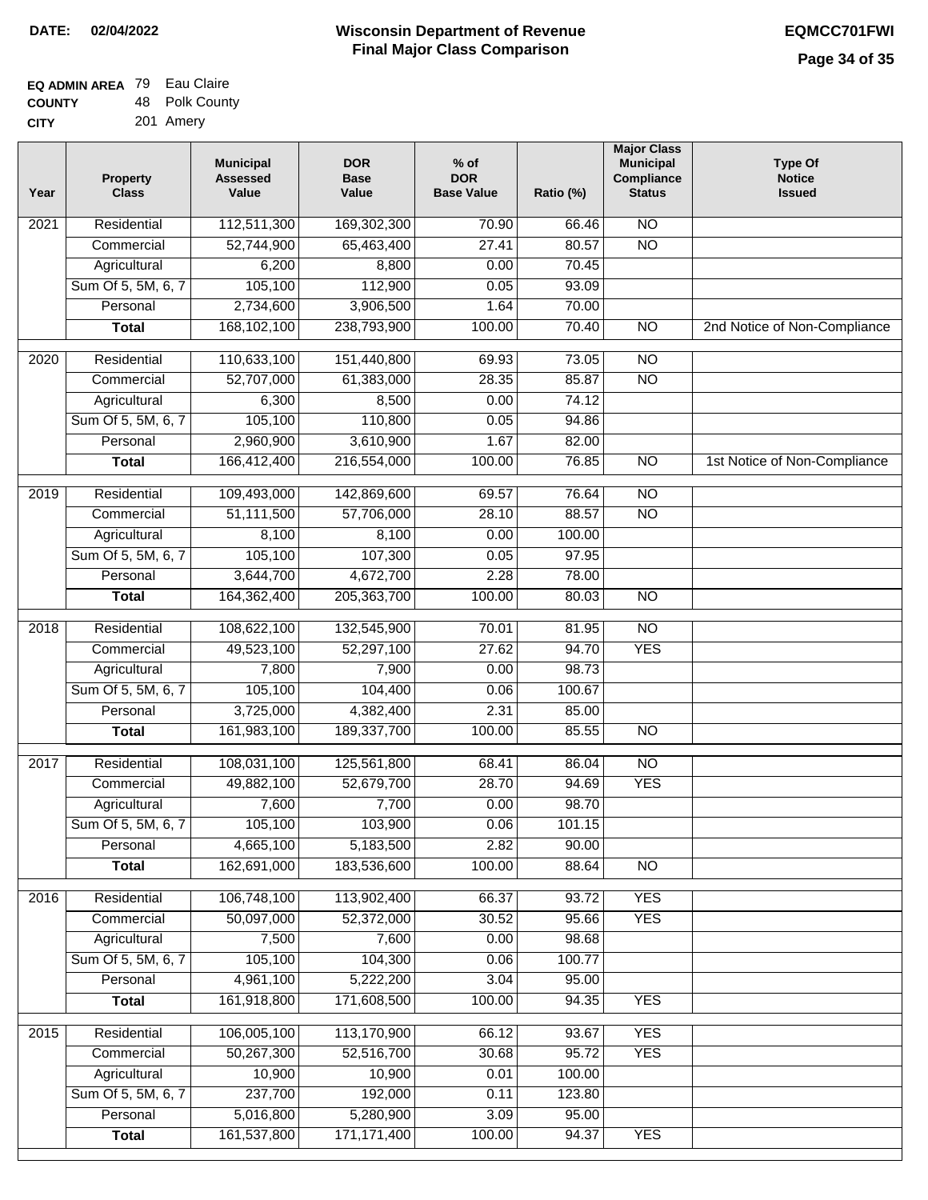**DATE: 02/04/2022**

# Wisconsin Department of Revenue
## Final Major Class Comparison

**EQMCC701FWI**

**EQ ADMIN AREA** 79 Eau Claire
**COUNTY** 48 Polk County
**CITY** 201 Amery

| Year | Property Class | Municipal Assessed Value | DOR Base Value | % of DOR Base Value | Ratio (%) | Major Class Municipal Compliance Status | Type Of Notice Issued |
|---|---|---|---|---|---|---|---|
| 2021 | Residential | 112,511,300 | 169,302,300 | 70.90 | 66.46 | NO | |
| | Commercial | 52,744,900 | 65,463,400 | 27.41 | 80.57 | NO | |
| | Agricultural | 6,200 | 8,800 | 0.00 | 70.45 | | |
| | Sum Of 5, 5M, 6, 7 | 105,100 | 112,900 | 0.05 | 93.09 | | |
| | Personal | 2,734,600 | 3,906,500 | 1.64 | 70.00 | | |
| | **Total** | 168,102,100 | 238,793,900 | 100.00 | 70.40 | NO | 2nd Notice of Non-Compliance |
| 2020 | Residential | 110,633,100 | 151,440,800 | 69.93 | 73.05 | NO | |
| | Commercial | 52,707,000 | 61,383,000 | 28.35 | 85.87 | NO | |
| | Agricultural | 6,300 | 8,500 | 0.00 | 74.12 | | |
| | Sum Of 5, 5M, 6, 7 | 105,100 | 110,800 | 0.05 | 94.86 | | |
| | Personal | 2,960,900 | 3,610,900 | 1.67 | 82.00 | | |
| | **Total** | 166,412,400 | 216,554,000 | 100.00 | 76.85 | NO | 1st Notice of Non-Compliance |
| 2019 | Residential | 109,493,000 | 142,869,600 | 69.57 | 76.64 | NO | |
| | Commercial | 51,111,500 | 57,706,000 | 28.10 | 88.57 | NO | |
| | Agricultural | 8,100 | 8,100 | 0.00 | 100.00 | | |
| | Sum Of 5, 5M, 6, 7 | 105,100 | 107,300 | 0.05 | 97.95 | | |
| | Personal | 3,644,700 | 4,672,700 | 2.28 | 78.00 | | |
| | **Total** | 164,362,400 | 205,363,700 | 100.00 | 80.03 | NO | |
| 2018 | Residential | 108,622,100 | 132,545,900 | 70.01 | 81.95 | NO | |
| | Commercial | 49,523,100 | 52,297,100 | 27.62 | 94.70 | YES | |
| | Agricultural | 7,800 | 7,900 | 0.00 | 98.73 | | |
| | Sum Of 5, 5M, 6, 7 | 105,100 | 104,400 | 0.06 | 100.67 | | |
| | Personal | 3,725,000 | 4,382,400 | 2.31 | 85.00 | | |
| | **Total** | 161,983,100 | 189,337,700 | 100.00 | 85.55 | NO | |
| 2017 | Residential | 108,031,100 | 125,561,800 | 68.41 | 86.04 | NO | |
| | Commercial | 49,882,100 | 52,679,700 | 28.70 | 94.69 | YES | |
| | Agricultural | 7,600 | 7,700 | 0.00 | 98.70 | | |
| | Sum Of 5, 5M, 6, 7 | 105,100 | 103,900 | 0.06 | 101.15 | | |
| | Personal | 4,665,100 | 5,183,500 | 2.82 | 90.00 | | |
| | **Total** | 162,691,000 | 183,536,600 | 100.00 | 88.64 | NO | |
| 2016 | Residential | 106,748,100 | 113,902,400 | 66.37 | 93.72 | YES | |
| | Commercial | 50,097,000 | 52,372,000 | 30.52 | 95.66 | YES | |
| | Agricultural | 7,500 | 7,600 | 0.00 | 98.68 | | |
| | Sum Of 5, 5M, 6, 7 | 105,100 | 104,300 | 0.06 | 100.77 | | |
| | Personal | 4,961,100 | 5,222,200 | 3.04 | 95.00 | | |
| | **Total** | 161,918,800 | 171,608,500 | 100.00 | 94.35 | YES | |
| 2015 | Residential | 106,005,100 | 113,170,900 | 66.12 | 93.67 | YES | |
| | Commercial | 50,267,300 | 52,516,700 | 30.68 | 95.72 | YES | |
| | Agricultural | 10,900 | 10,900 | 0.01 | 100.00 | | |
| | Sum Of 5, 5M, 6, 7 | 237,700 | 192,000 | 0.11 | 123.80 | | |
| | Personal | 5,016,800 | 5,280,900 | 3.09 | 95.00 | | |
| | **Total** | 161,537,800 | 171,171,400 | 100.00 | 94.37 | YES | |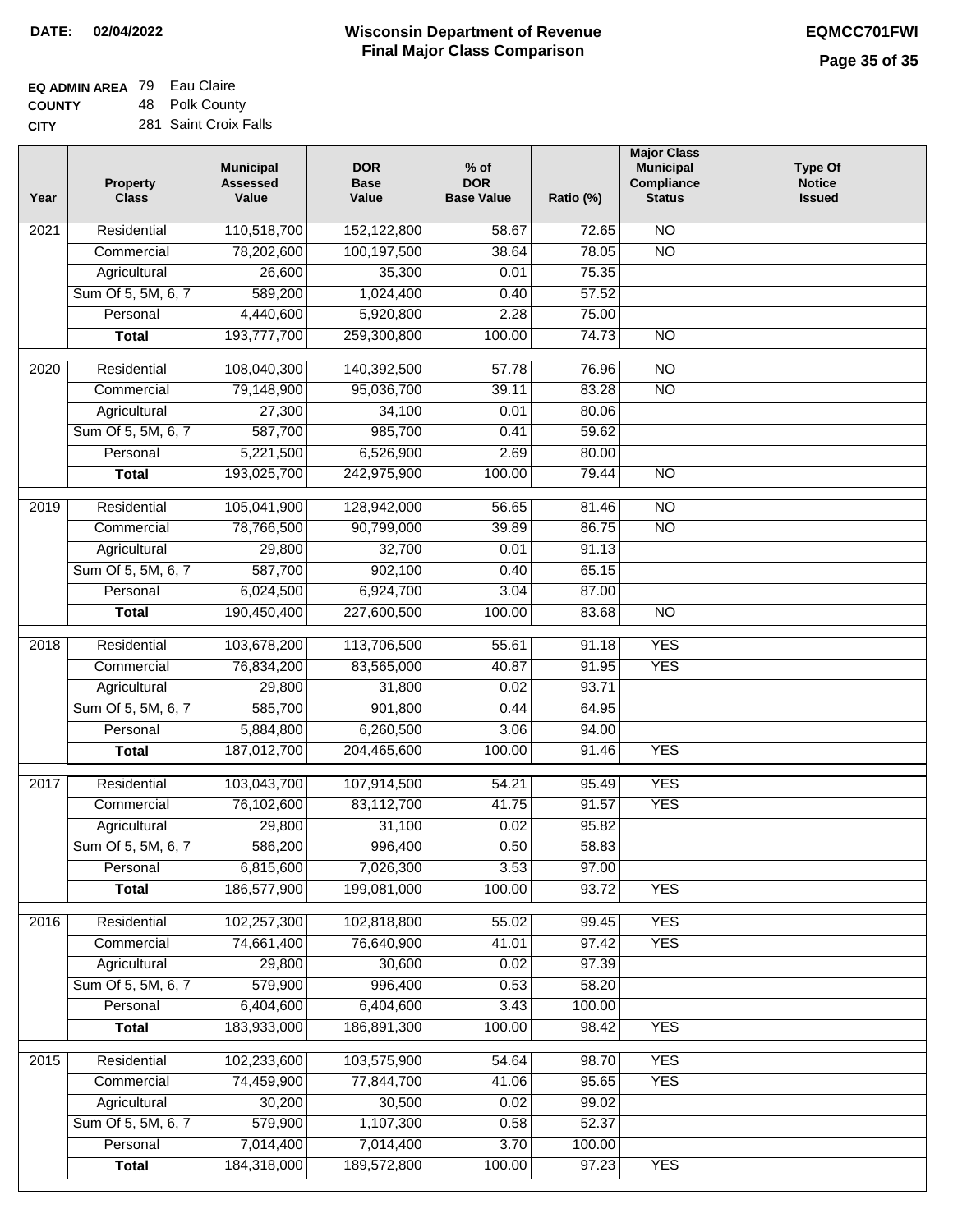**DATE:** 02/04/2022

# Wisconsin Department of Revenue
## Final Major Class Comparison

**EQMCC701FWI**

**EQ ADMIN AREA** 79 Eau Claire
**COUNTY** 48 Polk County
**CITY** 281 Saint Croix Falls

| Year | Property Class | Municipal Assessed Value | DOR Base Value | % of DOR Base Value | Ratio (%) | Major Class Municipal Compliance Status | Type Of Notice Issued |
|---|---|---|---|---|---|---|---|
| 2021 | Residential | 110,518,700 | 152,122,800 | 58.67 | 72.65 | NO | |
| | Commercial | 78,202,600 | 100,197,500 | 38.64 | 78.05 | NO | |
| | Agricultural | 26,600 | 35,300 | 0.01 | 75.35 | | |
| | Sum Of 5, 5M, 6, 7 | 589,200 | 1,024,400 | 0.40 | 57.52 | | |
| | Personal | 4,440,600 | 5,920,800 | 2.28 | 75.00 | | |
| | **Total** | 193,777,700 | 259,300,800 | 100.00 | 74.73 | NO | |
| 2020 | Residential | 108,040,300 | 140,392,500 | 57.78 | 76.96 | NO | |
| | Commercial | 79,148,900 | 95,036,700 | 39.11 | 83.28 | NO | |
| | Agricultural | 27,300 | 34,100 | 0.01 | 80.06 | | |
| | Sum Of 5, 5M, 6, 7 | 587,700 | 985,700 | 0.41 | 59.62 | | |
| | Personal | 5,221,500 | 6,526,900 | 2.69 | 80.00 | | |
| | **Total** | 193,025,700 | 242,975,900 | 100.00 | 79.44 | NO | |
| 2019 | Residential | 105,041,900 | 128,942,000 | 56.65 | 81.46 | NO | |
| | Commercial | 78,766,500 | 90,799,000 | 39.89 | 86.75 | NO | |
| | Agricultural | 29,800 | 32,700 | 0.01 | 91.13 | | |
| | Sum Of 5, 5M, 6, 7 | 587,700 | 902,100 | 0.40 | 65.15 | | |
| | Personal | 6,024,500 | 6,924,700 | 3.04 | 87.00 | | |
| | **Total** | 190,450,400 | 227,600,500 | 100.00 | 83.68 | NO | |
| 2018 | Residential | 103,678,200 | 113,706,500 | 55.61 | 91.18 | YES | |
| | Commercial | 76,834,200 | 83,565,000 | 40.87 | 91.95 | YES | |
| | Agricultural | 29,800 | 31,800 | 0.02 | 93.71 | | |
| | Sum Of 5, 5M, 6, 7 | 585,700 | 901,800 | 0.44 | 64.95 | | |
| | Personal | 5,884,800 | 6,260,500 | 3.06 | 94.00 | | |
| | **Total** | 187,012,700 | 204,465,600 | 100.00 | 91.46 | YES | |
| 2017 | Residential | 103,043,700 | 107,914,500 | 54.21 | 95.49 | YES | |
| | Commercial | 76,102,600 | 83,112,700 | 41.75 | 91.57 | YES | |
| | Agricultural | 29,800 | 31,100 | 0.02 | 95.82 | | |
| | Sum Of 5, 5M, 6, 7 | 586,200 | 996,400 | 0.50 | 58.83 | | |
| | Personal | 6,815,600 | 7,026,300 | 3.53 | 97.00 | | |
| | **Total** | 186,577,900 | 199,081,000 | 100.00 | 93.72 | YES | |
| 2016 | Residential | 102,257,300 | 102,818,800 | 55.02 | 99.45 | YES | |
| | Commercial | 74,661,400 | 76,640,900 | 41.01 | 97.42 | YES | |
| | Agricultural | 29,800 | 30,600 | 0.02 | 97.39 | | |
| | Sum Of 5, 5M, 6, 7 | 579,900 | 996,400 | 0.53 | 58.20 | | |
| | Personal | 6,404,600 | 6,404,600 | 3.43 | 100.00 | | |
| | **Total** | 183,933,000 | 186,891,300 | 100.00 | 98.42 | YES | |
| 2015 | Residential | 102,233,600 | 103,575,900 | 54.64 | 98.70 | YES | |
| | Commercial | 74,459,900 | 77,844,700 | 41.06 | 95.65 | YES | |
| | Agricultural | 30,200 | 30,500 | 0.02 | 99.02 | | |
| | Sum Of 5, 5M, 6, 7 | 579,900 | 1,107,300 | 0.58 | 52.37 | | |
| | Personal | 7,014,400 | 7,014,400 | 3.70 | 100.00 | | |
| | **Total** | 184,318,000 | 189,572,800 | 100.00 | 97.23 | YES | |